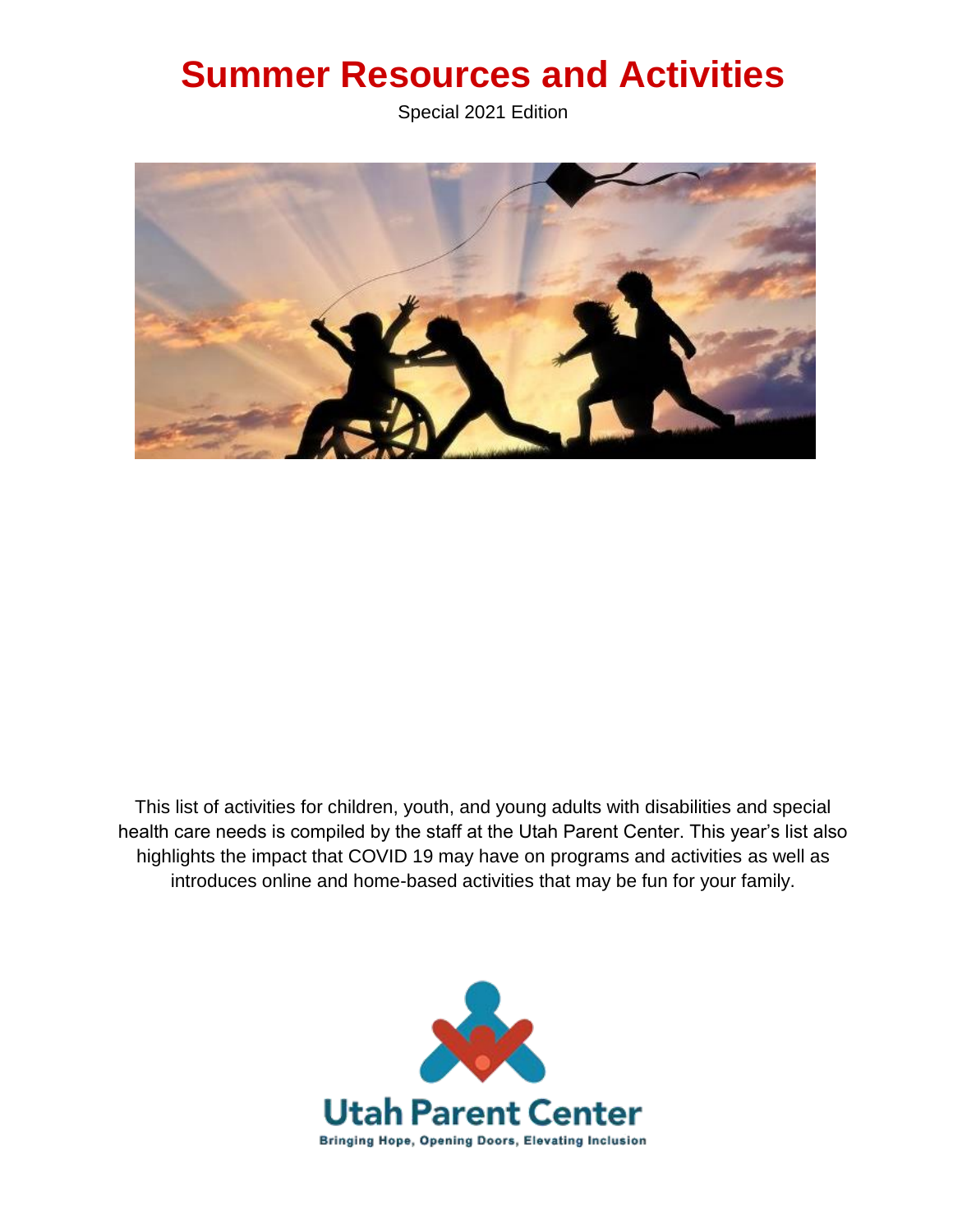# Summer Resources and Activities

Special 2021 Edition

This list of activities for children, youth, and young adults with disabilities and special health care needs is compiled by the staff at the Utah Parent Center. This year's list also highlights the impact that COVID 19 may have on programs and activities as well as introduces online and home-based activities that may be fun for your family.

Utah Parent Center

Bringing Hope, Opening Doors, Elevating Inclusion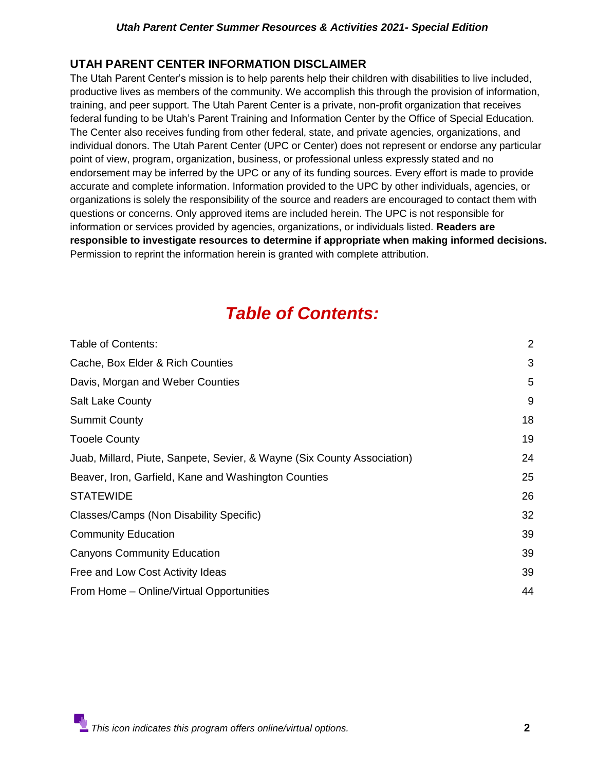## UTAH PARENT CENTER INFORMATION DISCLAIMER

The Utah Parent Center's mission is to help parents help their children with disabilities to live included, productive lives as members of the community. We accomplish this through the provision of information, training, and peer support. The Utah Parent Center is a private, non-profit organization that receives federal funding to be Utah's Parent Training and Information Center by the Office of Special Education. The Center also receives funding from other federal, state, and private agencies, organizations, and individual donors. The Utah Parent Center (UPC or Center) does not represent or endorse any particular point of view, program, organization, business, or professional unless expressly stated and no endorsement may be inferred by the UPC or any of its funding sources. Every effort is made to provide accurate and complete information. Information provided to the UPC by other individuals, agencies, or organizations is solely the responsibility of the source and readers are encouraged to contact them with questions or concerns. Only approved items are included herein. The UPC is not responsible for information or services provided by agencies, organizations, or individuals listed. **Readers are responsible to investigate resources to determine if appropriate when making informed decisions.** Permission to reprint the information herein is granted with complete attribution.

# *Table of Contents:*

| | |
|---|---|
| Table of Contents: | 2 |
| Cache, Box Elder & Rich Counties | 3 |
| Davis, Morgan and Weber Counties | 5 |
| Salt Lake County | 9 |
| Summit County | 18 |
| Tooele County | 19 |
| Juab, Millard, Piute, Sanpete, Sevier, & Wayne (Six County Association) | 24 |
| Beaver, Iron, Garfield, Kane and Washington Counties | 25 |
| STATEWIDE | 26 |
| Classes/Camps (Non Disability Specific) | 32 |
| Community Education | 39 |
| Canyons Community Education | 39 |
| Free and Low Cost Activity Ideas | 39 |
| From Home – Online/Virtual Opportunities | 44 |

*This icon indicates this program offers online/virtual options.*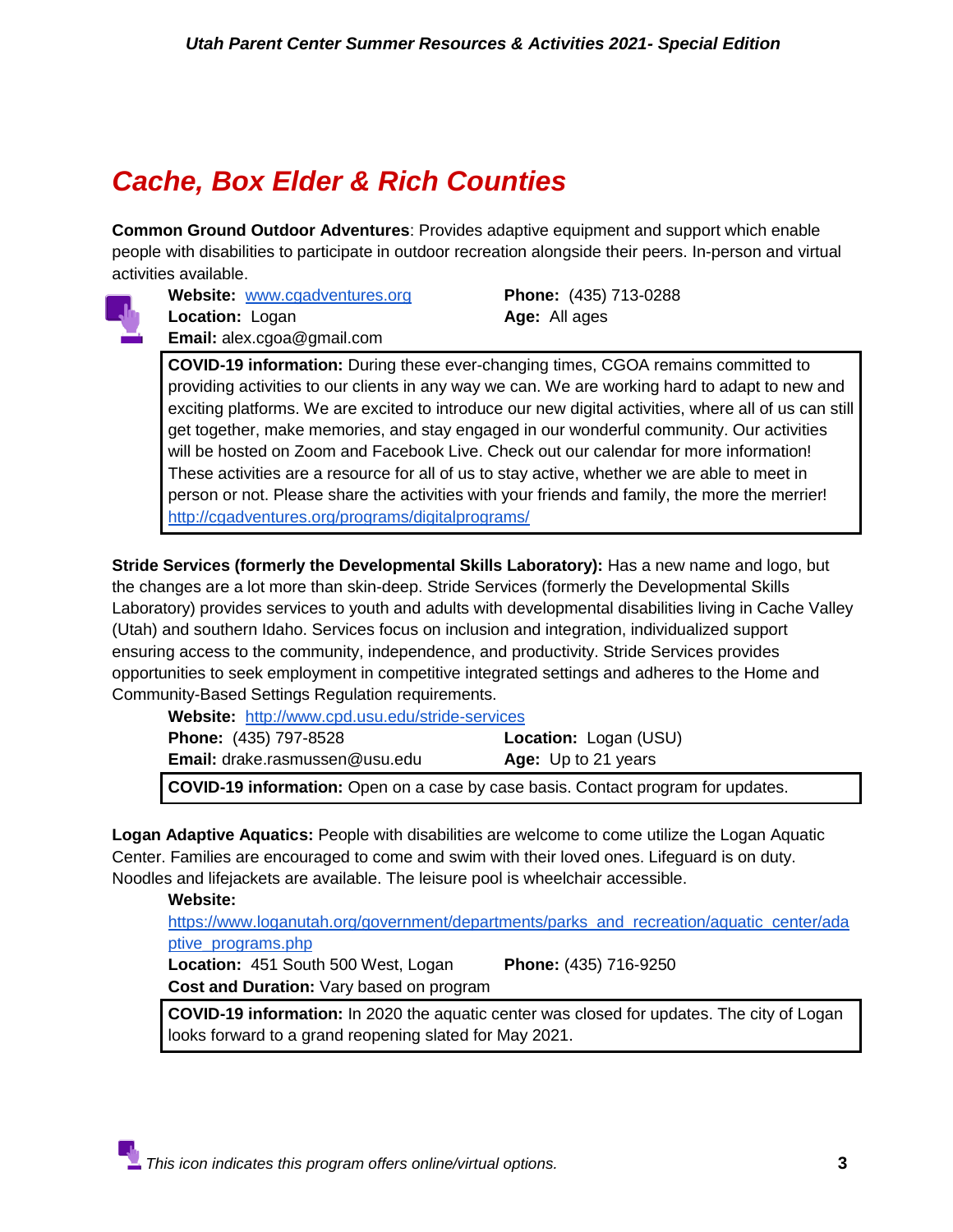## Cache, Box Elder & Rich Counties

**Common Ground Outdoor Adventures**: Provides adaptive equipment and support which enable people with disabilities to participate in outdoor recreation alongside their peers. In-person and virtual activities available.

**Website:** [www.cgadventures.org](http://www.cgadventures.org)
**Phone:** (435) 713-0288
**Location:** Logan
**Age:** All ages
**Email:** alex.cgoa@gmail.com

> **COVID-19 information:** During these ever-changing times, CGOA remains committed to providing activities to our clients in any way we can. We are working hard to adapt to new and exciting platforms. We are excited to introduce our new digital activities, where all of us can still get together, make memories, and stay engaged in our wonderful community. Our activities will be hosted on Zoom and Facebook Live. Check out our calendar for more information! These activities are a resource for all of us to stay active, whether we are able to meet in person or not. Please share the activities with your friends and family, the more the merrier! http://cgadventures.org/programs/digitalprograms/

**Stride Services (formerly the Developmental Skills Laboratory):** Has a new name and logo, but the changes are a lot more than skin-deep. Stride Services (formerly the Developmental Skills Laboratory) provides services to youth and adults with developmental disabilities living in Cache Valley (Utah) and southern Idaho. Services focus on inclusion and integration, individualized support ensuring access to the community, independence, and productivity. Stride Services provides opportunities to seek employment in competitive integrated settings and adheres to the Home and Community-Based Settings Regulation requirements.

**Website:** http://www.cpd.usu.edu/stride-services
**Phone:** (435) 797-8528
**Location:** Logan (USU)
**Email:** drake.rasmussen@usu.edu
**Age:** Up to 21 years

> **COVID-19 information:** Open on a case by case basis. Contact program for updates.

**Logan Adaptive Aquatics:** People with disabilities are welcome to come utilize the Logan Aquatic Center. Families are encouraged to come and swim with their loved ones. Lifeguard is on duty. Noodles and lifejackets are available. The leisure pool is wheelchair accessible.

**Website:** https://www.loganutah.org/government/departments/parks_and_recreation/aquatic_center/adaptive_programs.php
**Location:** 451 South 500 West, Logan
**Phone:** (435) 716-9250
**Cost and Duration:** Vary based on program

> **COVID-19 information:** In 2020 the aquatic center was closed for updates. The city of Logan looks forward to a grand reopening slated for May 2021.

*This icon indicates this program offers online/virtual options.*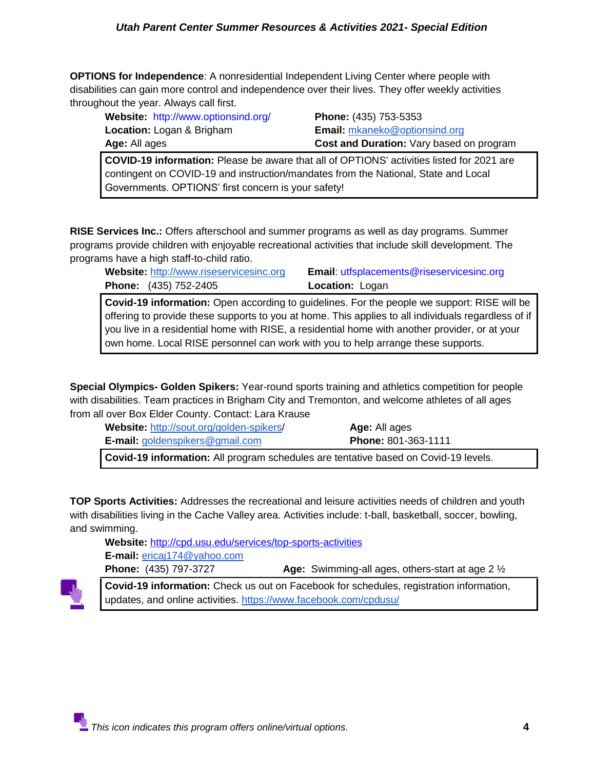**OPTIONS for Independence**: A nonresidential Independent Living Center where people with disabilities can gain more control and independence over their lives. They offer weekly activities throughout the year. Always call first.

**Website:** http://www.optionsind.org/
**Phone:** (435) 753-5353
**Location:** Logan & Brigham
**Email:** mkaneko@optionsind.org
**Age:** All ages
**Cost and Duration:** Vary based on program

> **COVID-19 information:** Please be aware that all of OPTIONS' activities listed for 2021 are contingent on COVID-19 and instruction/mandates from the National, State and Local Governments. OPTIONS' first concern is your safety!

**RISE Services Inc.:** Offers afterschool and summer programs as well as day programs. Summer programs provide children with enjoyable recreational activities that include skill development. The programs have a high staff-to-child ratio.

**Website:** http://www.riseservicesinc.org
**Email**: utfsplacements@riseservicesinc.org
**Phone:** (435) 752-2405
**Location:** Logan

> **Covid-19 information:** Open according to guidelines. For the people we support: RISE will be offering to provide these supports to you at home. This applies to all individuals regardless of if you live in a residential home with RISE, a residential home with another provider, or at your own home. Local RISE personnel can work with you to help arrange these supports.

**Special Olympics- Golden Spikers:** Year-round sports training and athletics competition for people with disabilities. Team practices in Brigham City and Tremonton, and welcome athletes of all ages from all over Box Elder County. Contact: Lara Krause

**Website:** http://sout.org/golden-spikers/
**Age:** All ages
**E-mail:** goldenspikers@gmail.com
**Phone:** 801-363-1111

> **Covid-19 information:** All program schedules are tentative based on Covid-19 levels.

**TOP Sports Activities:** Addresses the recreational and leisure activities needs of children and youth with disabilities living in the Cache Valley area. Activities include: t-ball, basketball, soccer, bowling, and swimming.

**Website:** http://cpd.usu.edu/services/top-sports-activities
**E-mail:** ericaj174@yahoo.com
**Phone:** (435) 797-3727
**Age:** Swimming-all ages, others-start at age 2 ½

> **Covid-19 information:** Check us out on Facebook for schedules, registration information, updates, and online activities. https://www.facebook.com/cpdusu/

*This icon indicates this program offers online/virtual options.*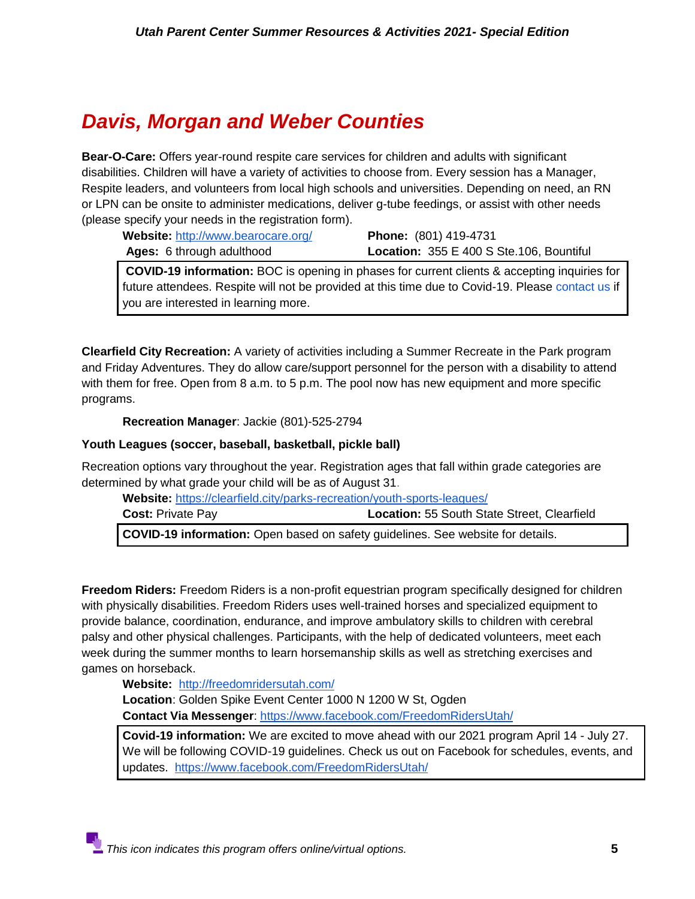# *Davis, Morgan and Weber Counties*

**Bear-O-Care:** Offers year-round respite care services for children and adults with significant disabilities. Children will have a variety of activities to choose from. Every session has a Manager, Respite leaders, and volunteers from local high schools and universities. Depending on need, an RN or LPN can be onsite to administer medications, deliver g-tube feedings, or assist with other needs (please specify your needs in the registration form).

**Website:** http://www.bearocare.org/
**Phone:** (801) 419-4731
**Ages:** 6 through adulthood
**Location:** 355 E 400 S Ste.106, Bountiful

**COVID-19 information:** BOC is opening in phases for current clients & accepting inquiries for future attendees. Respite will not be provided at this time due to Covid-19. Please contact us if you are interested in learning more.

**Clearfield City Recreation:** A variety of activities including a Summer Recreate in the Park program and Friday Adventures. They do allow care/support personnel for the person with a disability to attend with them for free. Open from 8 a.m. to 5 p.m. The pool now has new equipment and more specific programs.

**Recreation Manager**: Jackie (801)-525-2794

**Youth Leagues (soccer, baseball, basketball, pickle ball)**

Recreation options vary throughout the year. Registration ages that fall within grade categories are determined by what grade your child will be as of August 31.

**Website:** https://clearfield.city/parks-recreation/youth-sports-leagues/
**Cost:** Private Pay
**Location:** 55 South State Street, Clearfield

**COVID-19 information:** Open based on safety guidelines. See website for details.

**Freedom Riders:** Freedom Riders is a non-profit equestrian program specifically designed for children with physically disabilities. Freedom Riders uses well-trained horses and specialized equipment to provide balance, coordination, endurance, and improve ambulatory skills to children with cerebral palsy and other physical challenges. Participants, with the help of dedicated volunteers, meet each week during the summer months to learn horsemanship skills as well as stretching exercises and games on horseback.

**Website:** http://freedomridersutah.com/
**Location**: Golden Spike Event Center 1000 N 1200 W St, Ogden
**Contact Via Messenger**: https://www.facebook.com/FreedomRidersUtah/

**Covid-19 information:** We are excited to move ahead with our 2021 program April 14 - July 27. We will be following COVID-19 guidelines. Check us out on Facebook for schedules, events, and updates. https://www.facebook.com/FreedomRidersUtah/

*This icon indicates this program offers online/virtual options.*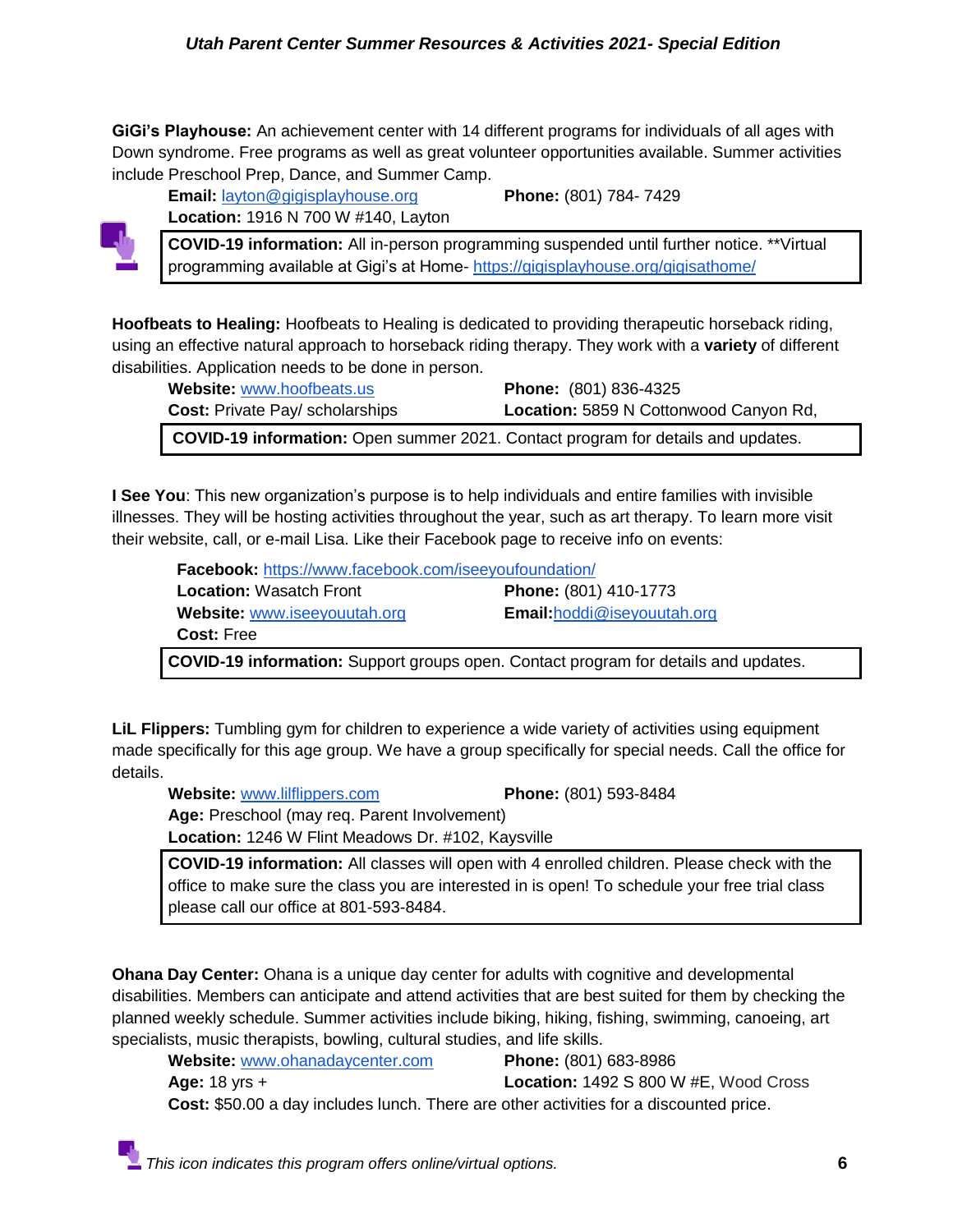**GiGi's Playhouse:** An achievement center with 14 different programs for individuals of all ages with Down syndrome. Free programs as well as great volunteer opportunities available. Summer activities include Preschool Prep, Dance, and Summer Camp.

**Email:** layton@gigisplayhouse.org
**Phone:** (801) 784- 7429
**Location:** 1916 N 700 W #140, Layton

> **COVID-19 information:** All in-person programming suspended until further notice. **Virtual programming available at Gigi's at Home- https://gigisplayhouse.org/gigisathome/

**Hoofbeats to Healing:** Hoofbeats to Healing is dedicated to providing therapeutic horseback riding, using an effective natural approach to horseback riding therapy. They work with a **variety** of different disabilities. Application needs to be done in person.

**Website:** www.hoofbeats.us
**Phone:** (801) 836-4325
**Cost:** Private Pay/ scholarships
**Location:** 5859 N Cottonwood Canyon Rd,

> **COVID-19 information:** Open summer 2021. Contact program for details and updates.

**I See You**: This new organization's purpose is to help individuals and entire families with invisible illnesses. They will be hosting activities throughout the year, such as art therapy. To learn more visit their website, call, or e-mail Lisa. Like their Facebook page to receive info on events:

**Facebook:** https://www.facebook.com/iseeyoufoundation/
**Location:** Wasatch Front
**Phone:** (801) 410-1773
**Website:** www.iseeyouutah.org
**Email:** hoddi@iseyouutah.org
**Cost:** Free

> **COVID-19 information:** Support groups open. Contact program for details and updates.

**LiL Flippers:** Tumbling gym for children to experience a wide variety of activities using equipment made specifically for this age group. We have a group specifically for special needs. Call the office for details.

**Website:** www.lilflippers.com
**Phone:** (801) 593-8484
**Age:** Preschool (may req. Parent Involvement)
**Location:** 1246 W Flint Meadows Dr. #102, Kaysville

> **COVID-19 information:** All classes will open with 4 enrolled children. Please check with the office to make sure the class you are interested in is open! To schedule your free trial class please call our office at 801-593-8484.

**Ohana Day Center:** Ohana is a unique day center for adults with cognitive and developmental disabilities. Members can anticipate and attend activities that are best suited for them by checking the planned weekly schedule. Summer activities include biking, hiking, fishing, swimming, canoeing, art specialists, music therapists, bowling, cultural studies, and life skills.

**Website:** www.ohanadaycenter.com
**Phone:** (801) 683-8986
**Age:** 18 yrs +
**Location:** 1492 S 800 W #E, Wood Cross
**Cost:** $50.00 a day includes lunch. There are other activities for a discounted price.

*This icon indicates this program offers online/virtual options.*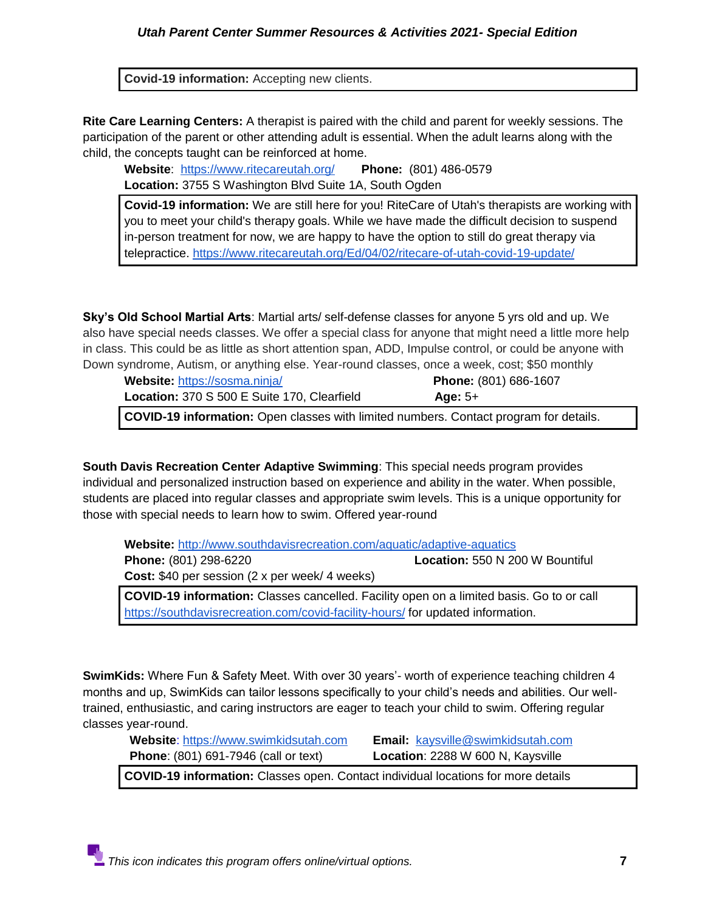**Covid-19 information:** Accepting new clients.

**Rite Care Learning Centers:** A therapist is paired with the child and parent for weekly sessions. The participation of the parent or other attending adult is essential. When the adult learns along with the child, the concepts taught can be reinforced at home.

**Website**: https://www.ritecareutah.org/ **Phone:** (801) 486-0579
**Location:** 3755 S Washington Blvd Suite 1A, South Ogden

**Covid-19 information:** We are still here for you! RiteCare of Utah's therapists are working with you to meet your child's therapy goals. While we have made the difficult decision to suspend in-person treatment for now, we are happy to have the option to still do great therapy via telepractice. https://www.ritecareutah.org/Ed/04/02/ritecare-of-utah-covid-19-update/

**Sky's Old School Martial Arts**: Martial arts/ self-defense classes for anyone 5 yrs old and up. We also have special needs classes. We offer a special class for anyone that might need a little more help in class. This could be as little as short attention span, ADD, Impulse control, or could be anyone with Down syndrome, Autism, or anything else. Year-round classes, once a week, cost; $50 monthly

**Website:** https://sosma.ninja/ **Phone:** (801) 686-1607
**Location:** 370 S 500 E Suite 170, Clearfield **Age:** 5+

**COVID-19 information:** Open classes with limited numbers. Contact program for details.

**South Davis Recreation Center Adaptive Swimming**: This special needs program provides individual and personalized instruction based on experience and ability in the water. When possible, students are placed into regular classes and appropriate swim levels. This is a unique opportunity for those with special needs to learn how to swim. Offered year-round

**Website:** http://www.southdavisrecreation.com/aquatic/adaptive-aquatics
**Phone:** (801) 298-6220 **Location:** 550 N 200 W Bountiful
**Cost:** $40 per session (2 x per week/ 4 weeks)

**COVID-19 information:** Classes cancelled. Facility open on a limited basis. Go to or call https://southdavisrecreation.com/covid-facility-hours/ for updated information.

**SwimKids:** Where Fun & Safety Meet. With over 30 years'- worth of experience teaching children 4 months and up, SwimKids can tailor lessons specifically to your child's needs and abilities. Our well-trained, enthusiastic, and caring instructors are eager to teach your child to swim. Offering regular classes year-round.

**Website**: https://www.swimkidsutah.com **Email:** kaysville@swimkidsutah.com
**Phone**: (801) 691-7946 (call or text) **Location**: 2288 W 600 N, Kaysville

**COVID-19 information:** Classes open. Contact individual locations for more details

*This icon indicates this program offers online/virtual options.*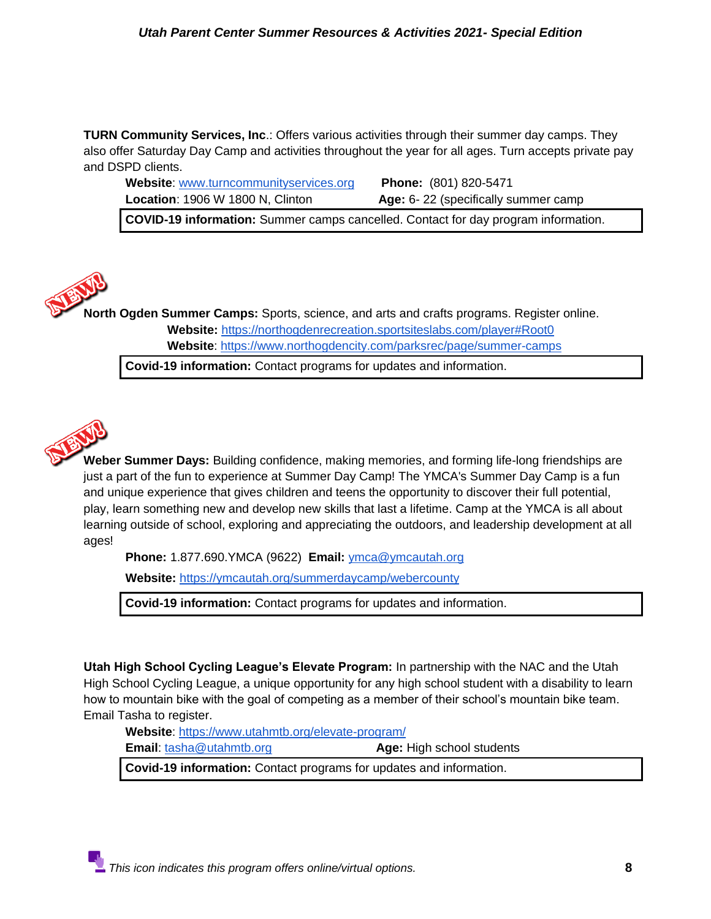**TURN Community Services, Inc**.: Offers various activities through their summer day camps. They also offer Saturday Day Camp and activities throughout the year for all ages. Turn accepts private pay and DSPD clients.

**Website**: www.turncommunityservices.org **Phone:** (801) 820-5471
**Location**: 1906 W 1800 N, Clinton **Age:** 6- 22 (specifically summer camp

**COVID-19 information:** Summer camps cancelled. Contact for day program information.

NEW!

**North Ogden Summer Camps:** Sports, science, and arts and crafts programs. Register online.

**Website:** https://northogdenrecreation.sportsiteslabs.com/player#Root0
**Website**: https://www.northogdencity.com/parksrec/page/summer-camps

**Covid-19 information:** Contact programs for updates and information.

NEW!

**Weber Summer Days:** Building confidence, making memories, and forming life-long friendships are just a part of the fun to experience at Summer Day Camp! The YMCA's Summer Day Camp is a fun and unique experience that gives children and teens the opportunity to discover their full potential, play, learn something new and develop new skills that last a lifetime. Camp at the YMCA is all about learning outside of school, exploring and appreciating the outdoors, and leadership development at all ages!

**Phone:** 1.877.690.YMCA (9622) **Email:** ymca@ymcautah.org

**Website:** https://ymcautah.org/summerdaycamp/webercounty

**Covid-19 information:** Contact programs for updates and information.

**Utah High School Cycling League's Elevate Program:** In partnership with the NAC and the Utah High School Cycling League, a unique opportunity for any high school student with a disability to learn how to mountain bike with the goal of competing as a member of their school's mountain bike team. Email Tasha to register.

**Website**: https://www.utahmtb.org/elevate-program/
**Email**: tasha@utahmtb.org **Age:** High school students

**Covid-19 information:** Contact programs for updates and information.

*This icon indicates this program offers online/virtual options.*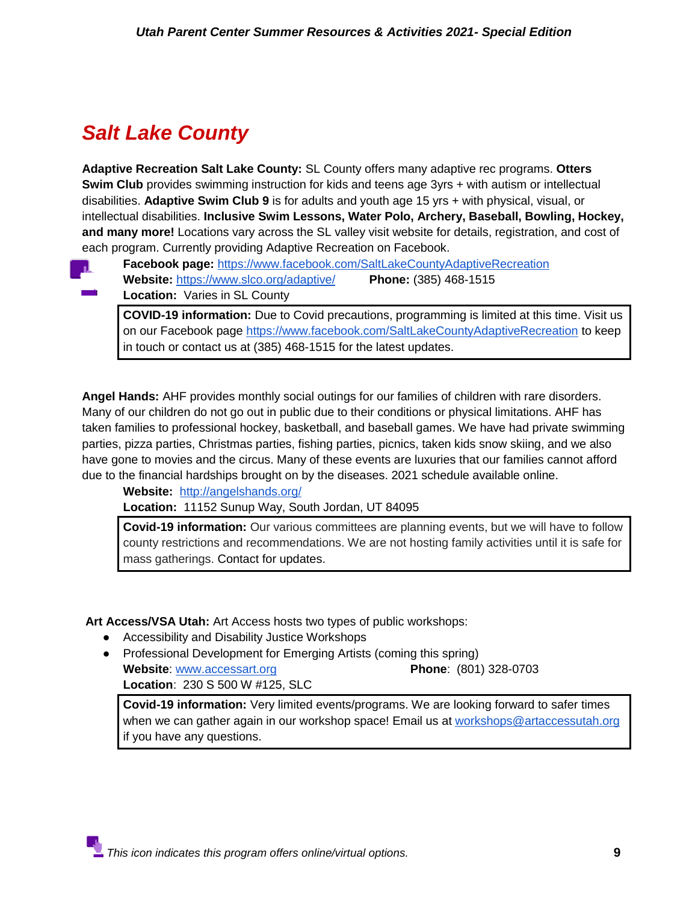# *Salt Lake County*

**Adaptive Recreation Salt Lake County:** SL County offers many adaptive rec programs. **Otters Swim Club** provides swimming instruction for kids and teens age 3yrs + with autism or intellectual disabilities. **Adaptive Swim Club 9** is for adults and youth age 15 yrs + with physical, visual, or intellectual disabilities. **Inclusive Swim Lessons, Water Polo, Archery, Baseball, Bowling, Hockey, and many more!** Locations vary across the SL valley visit website for details, registration, and cost of each program. Currently providing Adaptive Recreation on Facebook.

**Facebook page:** https://www.facebook.com/SaltLakeCountyAdaptiveRecreation
**Website:** https://www.slco.org/adaptive/ **Phone:** (385) 468-1515
**Location:** Varies in SL County

> **COVID-19 information:** Due to Covid precautions, programming is limited at this time. Visit us on our Facebook page https://www.facebook.com/SaltLakeCountyAdaptiveRecreation to keep in touch or contact us at (385) 468-1515 for the latest updates.

**Angel Hands:** AHF provides monthly social outings for our families of children with rare disorders. Many of our children do not go out in public due to their conditions or physical limitations. AHF has taken families to professional hockey, basketball, and baseball games. We have had private swimming parties, pizza parties, Christmas parties, fishing parties, picnics, taken kids snow skiing, and we also have gone to movies and the circus. Many of these events are luxuries that our families cannot afford due to the financial hardships brought on by the diseases. 2021 schedule available online.

**Website:** http://angelshands.org/
**Location:** 11152 Sunup Way, South Jordan, UT 84095

> **Covid-19 information:** Our various committees are planning events, but we will have to follow county restrictions and recommendations. We are not hosting family activities until it is safe for mass gatherings. Contact for updates.

**Art Access/VSA Utah:** Art Access hosts two types of public workshops:

- Accessibility and Disability Justice Workshops
- Professional Development for Emerging Artists (coming this spring)

**Website**: www.accessart.org **Phone**: (801) 328-0703
**Location**: 230 S 500 W #125, SLC

> **Covid-19 information:** Very limited events/programs. We are looking forward to safer times when we can gather again in our workshop space! Email us at workshops@artaccessutah.org if you have any questions.

*This icon indicates this program offers online/virtual options.*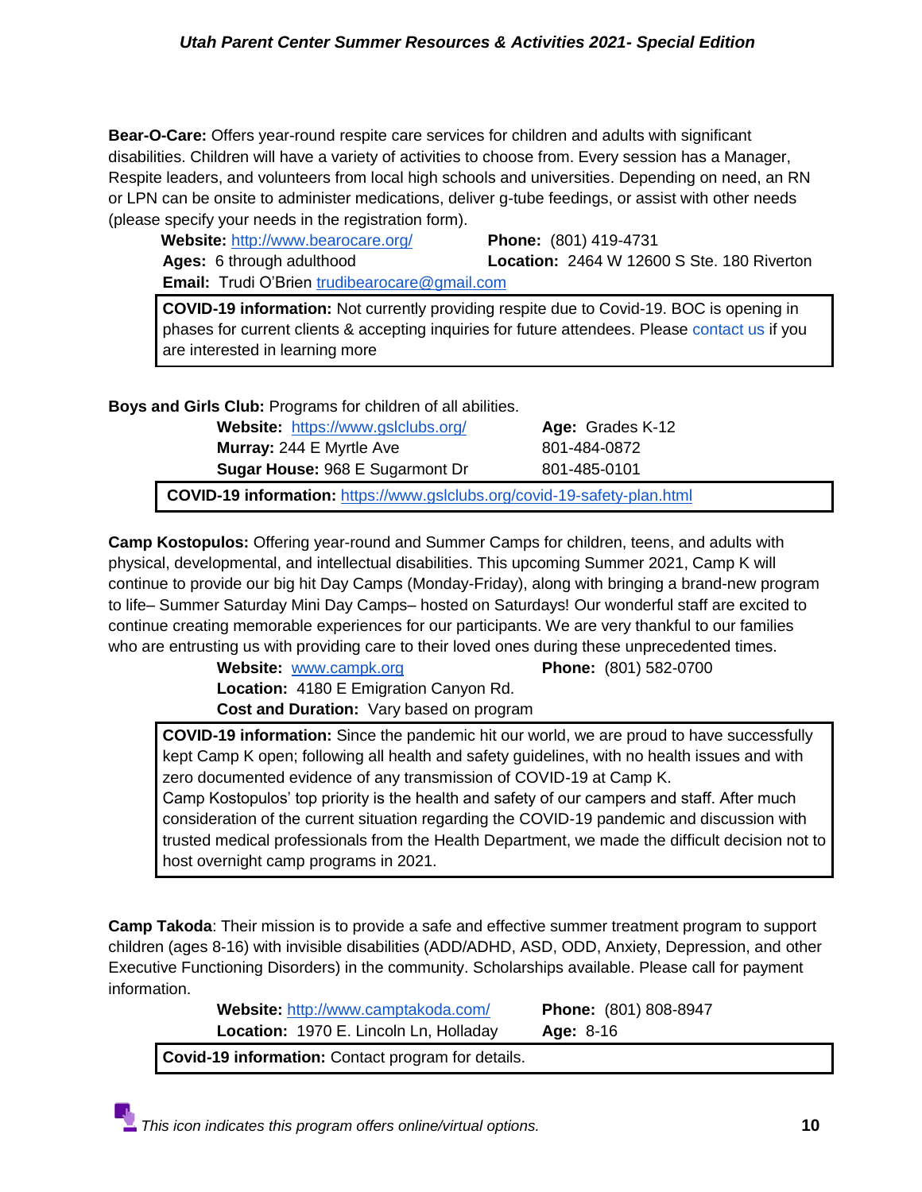**Bear-O-Care:** Offers year-round respite care services for children and adults with significant disabilities. Children will have a variety of activities to choose from. Every session has a Manager, Respite leaders, and volunteers from local high schools and universities. Depending on need, an RN or LPN can be onsite to administer medications, deliver g-tube feedings, or assist with other needs (please specify your needs in the registration form).

**Website:** http://www.bearocare.org/
**Phone:** (801) 419-4731
**Ages:** 6 through adulthood
**Location:** 2464 W 12600 S Ste. 180 Riverton
**Email:** Trudi O'Brien trudibearocare@gmail.com

> **COVID-19 information:** Not currently providing respite due to Covid-19. BOC is opening in phases for current clients & accepting inquiries for future attendees. Please contact us if you are interested in learning more

**Boys and Girls Club:** Programs for children of all abilities.

**Website:** https://www.gslclubs.org/
**Age:** Grades K-12
**Murray:** 244 E Myrtle Ave — 801-484-0872
**Sugar House:** 968 E Sugarmont Dr — 801-485-0101

> **COVID-19 information:** https://www.gslclubs.org/covid-19-safety-plan.html

**Camp Kostopulos:** Offering year-round and Summer Camps for children, teens, and adults with physical, developmental, and intellectual disabilities. This upcoming Summer 2021, Camp K will continue to provide our big hit Day Camps (Monday-Friday), along with bringing a brand-new program to life– Summer Saturday Mini Day Camps– hosted on Saturdays! Our wonderful staff are excited to continue creating memorable experiences for our participants. We are very thankful to our families who are entrusting us with providing care to their loved ones during these unprecedented times.

**Website:** www.campk.org
**Phone:** (801) 582-0700
**Location:** 4180 E Emigration Canyon Rd.
**Cost and Duration:** Vary based on program

> **COVID-19 information:** Since the pandemic hit our world, we are proud to have successfully kept Camp K open; following all health and safety guidelines, with no health issues and with zero documented evidence of any transmission of COVID-19 at Camp K.
> Camp Kostopulos' top priority is the health and safety of our campers and staff. After much consideration of the current situation regarding the COVID-19 pandemic and discussion with trusted medical professionals from the Health Department, we made the difficult decision not to host overnight camp programs in 2021.

**Camp Takoda**: Their mission is to provide a safe and effective summer treatment program to support children (ages 8-16) with invisible disabilities (ADD/ADHD, ASD, ODD, Anxiety, Depression, and other Executive Functioning Disorders) in the community. Scholarships available. Please call for payment information.

**Website:** http://www.camptakoda.com/
**Phone:** (801) 808-8947
**Location:** 1970 E. Lincoln Ln, Holladay
**Age:** 8-16

> **Covid-19 information:** Contact program for details.

*This icon indicates this program offers online/virtual options.*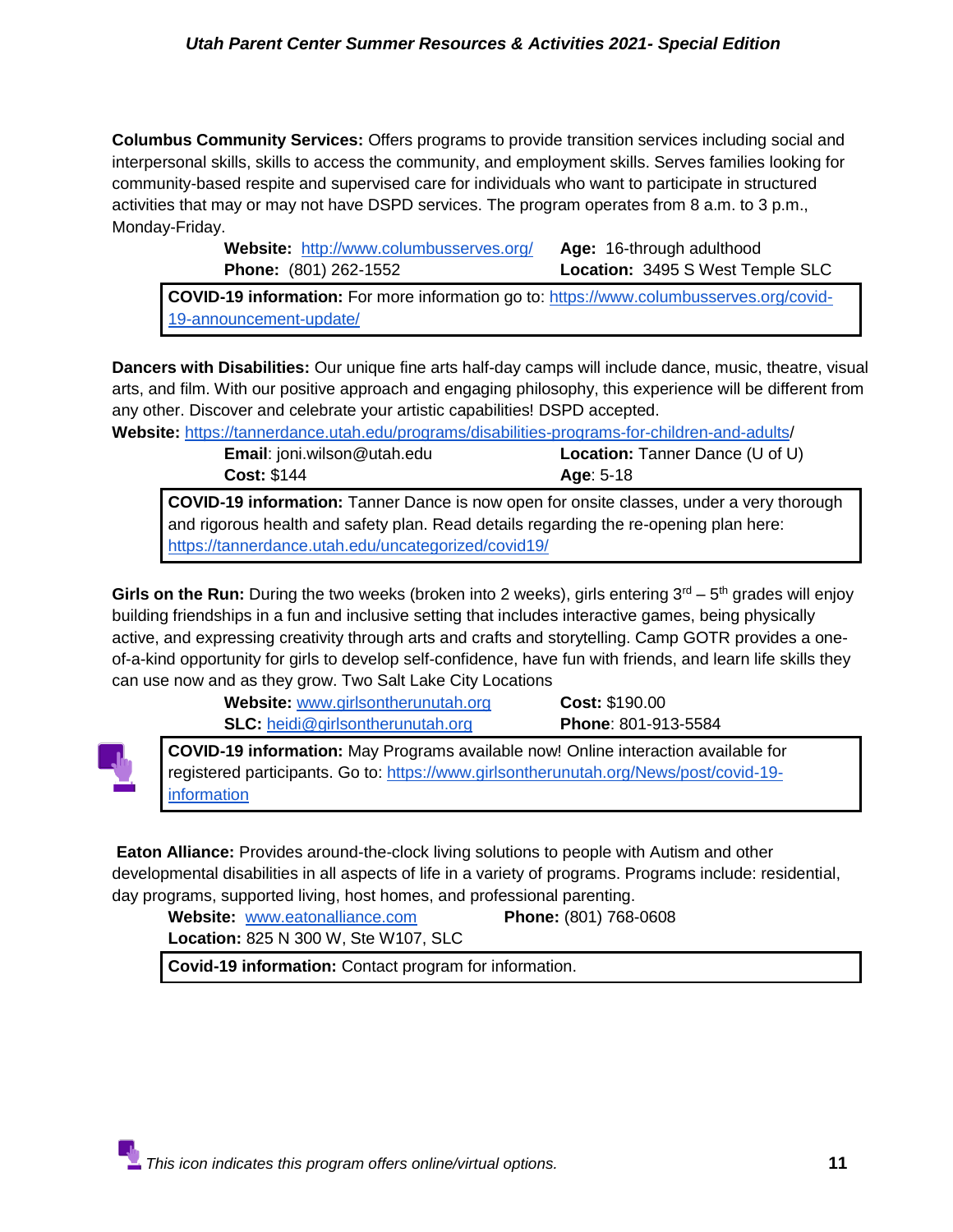**Columbus Community Services:** Offers programs to provide transition services including social and interpersonal skills, skills to access the community, and employment skills. Serves families looking for community-based respite and supervised care for individuals who want to participate in structured activities that may or may not have DSPD services. The program operates from 8 a.m. to 3 p.m., Monday-Friday.

**Website:** http://www.columbusserves.org/ **Age:** 16-through adulthood
**Phone:** (801) 262-1552 **Location:** 3495 S West Temple SLC

**COVID-19 information:** For more information go to: https://www.columbusserves.org/covid-19-announcement-update/

**Dancers with Disabilities:** Our unique fine arts half-day camps will include dance, music, theatre, visual arts, and film. With our positive approach and engaging philosophy, this experience will be different from any other. Discover and celebrate your artistic capabilities! DSPD accepted.

**Website:** https://tannerdance.utah.edu/programs/disabilities-programs-for-children-and-adults/
**Email**: joni.wilson@utah.edu **Location:** Tanner Dance (U of U)
**Cost:** $144 **Age**: 5-18

**COVID-19 information:** Tanner Dance is now open for onsite classes, under a very thorough and rigorous health and safety plan. Read details regarding the re-opening plan here: https://tannerdance.utah.edu/uncategorized/covid19/

**Girls on the Run:** During the two weeks (broken into 2 weeks), girls entering 3rd – 5th grades will enjoy building friendships in a fun and inclusive setting that includes interactive games, being physically active, and expressing creativity through arts and crafts and storytelling. Camp GOTR provides a one-of-a-kind opportunity for girls to develop self-confidence, have fun with friends, and learn life skills they can use now and as they grow. Two Salt Lake City Locations

**Website:** www.girlsontherunutah.org **Cost:** $190.00
**SLC:** heidi@girlsontherunutah.org **Phone**: 801-913-5584

**COVID-19 information:** May Programs available now! Online interaction available for registered participants. Go to: https://www.girlsontherunutah.org/News/post/covid-19-information

**Eaton Alliance:** Provides around-the-clock living solutions to people with Autism and other developmental disabilities in all aspects of life in a variety of programs. Programs include: residential, day programs, supported living, host homes, and professional parenting.

**Website:** www.eatonalliance.com **Phone:** (801) 768-0608
**Location:** 825 N 300 W, Ste W107, SLC

**Covid-19 information:** Contact program for information.

*This icon indicates this program offers online/virtual options.*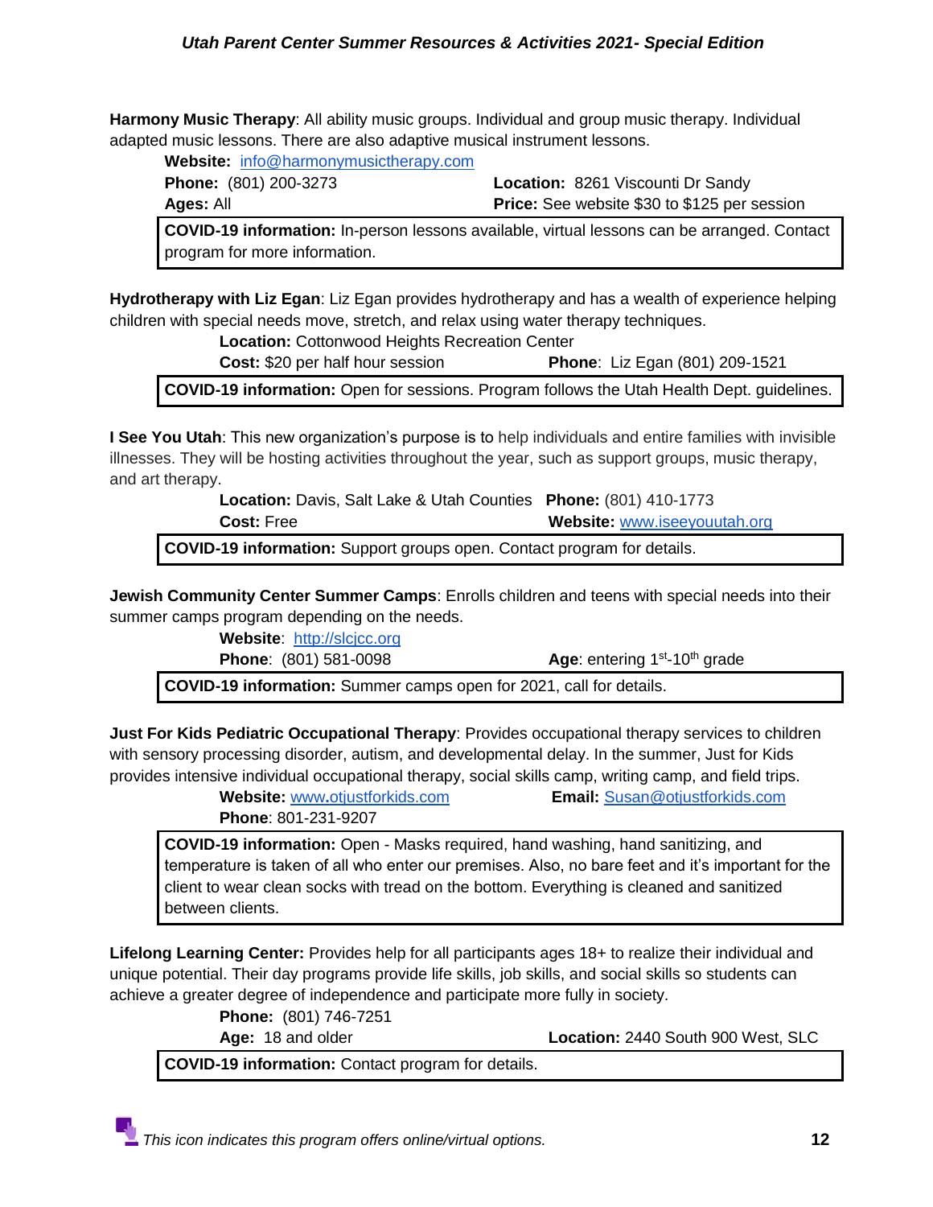**Harmony Music Therapy**: All ability music groups. Individual and group music therapy. Individual adapted music lessons. There are also adaptive musical instrument lessons.

**Website:** info@harmonymusictherapy.com
**Phone:** (801) 200-3273 **Location:** 8261 Viscounti Dr Sandy
**Ages:** All **Price:** See website $30 to $125 per session

**COVID-19 information:** In-person lessons available, virtual lessons can be arranged. Contact program for more information.

**Hydrotherapy with Liz Egan**: Liz Egan provides hydrotherapy and has a wealth of experience helping children with special needs move, stretch, and relax using water therapy techniques.

**Location:** Cottonwood Heights Recreation Center
**Cost:** $20 per half hour session **Phone**: Liz Egan (801) 209-1521

**COVID-19 information:** Open for sessions. Program follows the Utah Health Dept. guidelines.

**I See You Utah**: This new organization's purpose is to help individuals and entire families with invisible illnesses. They will be hosting activities throughout the year, such as support groups, music therapy, and art therapy.

**Location:** Davis, Salt Lake & Utah Counties **Phone:** (801) 410-1773
**Cost:** Free **Website:** www.iseeyouutah.org

**COVID-19 information:** Support groups open. Contact program for details.

**Jewish Community Center Summer Camps**: Enrolls children and teens with special needs into their summer camps program depending on the needs.

**Website**: http://slcjcc.org
**Phone**: (801) 581-0098 **Age**: entering 1st-10th grade

**COVID-19 information:** Summer camps open for 2021, call for details.

**Just For Kids Pediatric Occupational Therapy**: Provides occupational therapy services to children with sensory processing disorder, autism, and developmental delay. In the summer, Just for Kids provides intensive individual occupational therapy, social skills camp, writing camp, and field trips.

**Website:** www.otjustforkids.com **Email:** Susan@otjustforkids.com
**Phone**: 801-231-9207

**COVID-19 information:** Open - Masks required, hand washing, hand sanitizing, and temperature is taken of all who enter our premises. Also, no bare feet and it's important for the client to wear clean socks with tread on the bottom. Everything is cleaned and sanitized between clients.

**Lifelong Learning Center:** Provides help for all participants ages 18+ to realize their individual and unique potential. Their day programs provide life skills, job skills, and social skills so students can achieve a greater degree of independence and participate more fully in society.

**Phone:** (801) 746-7251
**Age:** 18 and older **Location:** 2440 South 900 West, SLC

**COVID-19 information:** Contact program for details.

*This icon indicates this program offers online/virtual options.*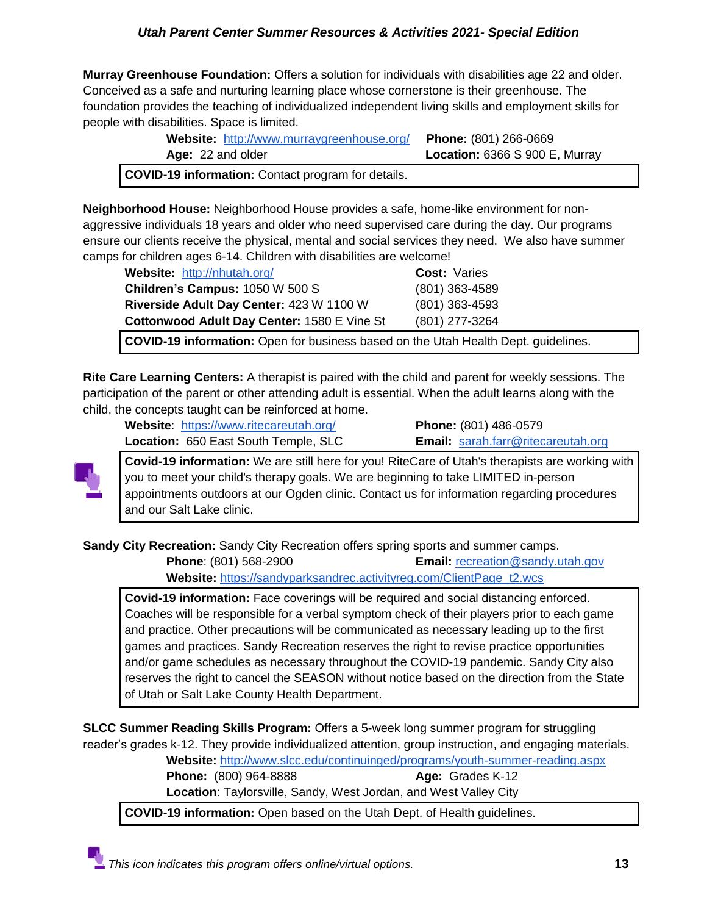**Murray Greenhouse Foundation:** Offers a solution for individuals with disabilities age 22 and older. Conceived as a safe and nurturing learning place whose cornerstone is their greenhouse. The foundation provides the teaching of individualized independent living skills and employment skills for people with disabilities. Space is limited.

**Website:** http://www.murraygreenhouse.org/ **Phone:** (801) 266-0669
**Age:** 22 and older **Location:** 6366 S 900 E, Murray

**COVID-19 information:** Contact program for details.

**Neighborhood House:** Neighborhood House provides a safe, home-like environment for non-aggressive individuals 18 years and older who need supervised care during the day. Our programs ensure our clients receive the physical, mental and social services they need. We also have summer camps for children ages 6-14. Children with disabilities are welcome!

**Website:** http://nhutah.org/ **Cost:** Varies
**Children's Campus:** 1050 W 500 S (801) 363-4589
**Riverside Adult Day Center:** 423 W 1100 W (801) 363-4593
**Cottonwood Adult Day Center:** 1580 E Vine St (801) 277-3264

**COVID-19 information:** Open for business based on the Utah Health Dept. guidelines.

**Rite Care Learning Centers:** A therapist is paired with the child and parent for weekly sessions. The participation of the parent or other attending adult is essential. When the adult learns along with the child, the concepts taught can be reinforced at home.

**Website**: https://www.ritecareutah.org/ **Phone:** (801) 486-0579
**Location:** 650 East South Temple, SLC **Email:** sarah.farr@ritecareutah.org

**Covid-19 information:** We are still here for you! RiteCare of Utah's therapists are working with you to meet your child's therapy goals. We are beginning to take LIMITED in-person appointments outdoors at our Ogden clinic. Contact us for information regarding procedures and our Salt Lake clinic.

**Sandy City Recreation:** Sandy City Recreation offers spring sports and summer camps.

**Phone**: (801) 568-2900 **Email:** recreation@sandy.utah.gov
**Website:** https://sandyparksandrec.activityreg.com/ClientPage_t2.wcs

**Covid-19 information:** Face coverings will be required and social distancing enforced. Coaches will be responsible for a verbal symptom check of their players prior to each game and practice. Other precautions will be communicated as necessary leading up to the first games and practices. Sandy Recreation reserves the right to revise practice opportunities and/or game schedules as necessary throughout the COVID-19 pandemic. Sandy City also reserves the right to cancel the SEASON without notice based on the direction from the State of Utah or Salt Lake County Health Department.

**SLCC Summer Reading Skills Program:** Offers a 5-week long summer program for struggling reader's grades k-12. They provide individualized attention, group instruction, and engaging materials.

**Website:** http://www.slcc.edu/continuinged/programs/youth-summer-reading.aspx
**Phone:** (800) 964-8888 **Age:** Grades K-12
**Location**: Taylorsville, Sandy, West Jordan, and West Valley City

**COVID-19 information:** Open based on the Utah Dept. of Health guidelines.

*This icon indicates this program offers online/virtual options.*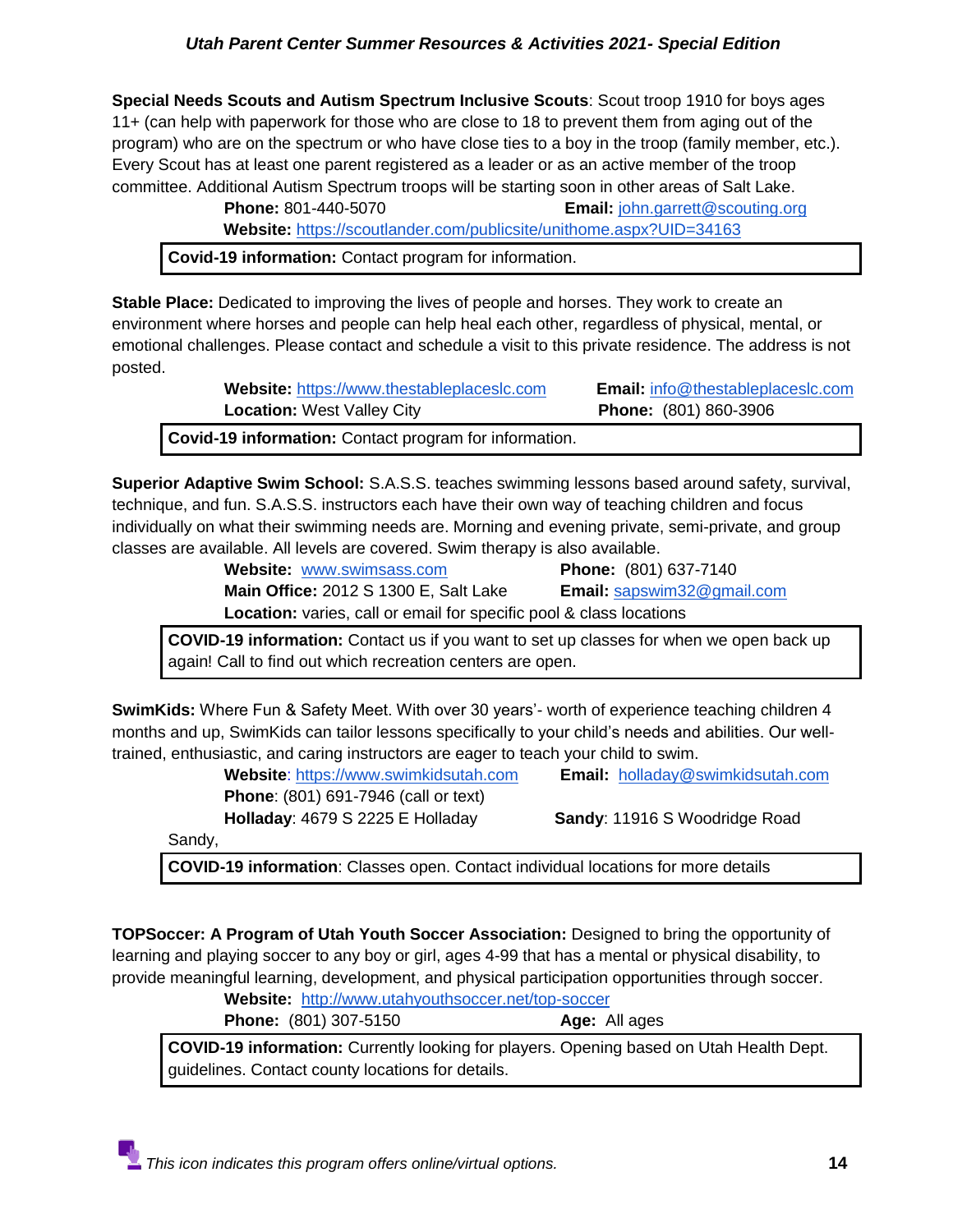**Special Needs Scouts and Autism Spectrum Inclusive Scouts**: Scout troop 1910 for boys ages 11+ (can help with paperwork for those who are close to 18 to prevent them from aging out of the program) who are on the spectrum or who have close ties to a boy in the troop (family member, etc.). Every Scout has at least one parent registered as a leader or as an active member of the troop committee. Additional Autism Spectrum troops will be starting soon in other areas of Salt Lake.

**Phone:** 801-440-5070 **Email:** john.garrett@scouting.org
**Website:** https://scoutlander.com/publicsite/unithome.aspx?UID=34163

**Covid-19 information:** Contact program for information.

**Stable Place:** Dedicated to improving the lives of people and horses. They work to create an environment where horses and people can help heal each other, regardless of physical, mental, or emotional challenges. Please contact and schedule a visit to this private residence. The address is not posted.

**Website:** https://www.thestableplaceslc.com **Email:** info@thestableplaceslc.com
**Location:** West Valley City **Phone:** (801) 860-3906

**Covid-19 information:** Contact program for information.

**Superior Adaptive Swim School:** S.A.S.S. teaches swimming lessons based around safety, survival, technique, and fun. S.A.S.S. instructors each have their own way of teaching children and focus individually on what their swimming needs are. Morning and evening private, semi-private, and group classes are available. All levels are covered. Swim therapy is also available.

**Website:** www.swimsass.com **Phone:** (801) 637-7140
**Main Office:** 2012 S 1300 E, Salt Lake **Email:** sapswim32@gmail.com
**Location:** varies, call or email for specific pool & class locations

**COVID-19 information:** Contact us if you want to set up classes for when we open back up again! Call to find out which recreation centers are open.

**SwimKids:** Where Fun & Safety Meet. With over 30 years'- worth of experience teaching children 4 months and up, SwimKids can tailor lessons specifically to your child's needs and abilities. Our well-trained, enthusiastic, and caring instructors are eager to teach your child to swim.

**Website**: https://www.swimkidsutah.com **Email:** holladay@swimkidsutah.com
**Phone**: (801) 691-7946 (call or text)
**Holladay**: 4679 S 2225 E Holladay **Sandy**: 11916 S Woodridge Road Sandy,

**COVID-19 information**: Classes open. Contact individual locations for more details

**TOPSoccer: A Program of Utah Youth Soccer Association:** Designed to bring the opportunity of learning and playing soccer to any boy or girl, ages 4-99 that has a mental or physical disability, to provide meaningful learning, development, and physical participation opportunities through soccer.

**Website:** http://www.utahyouthsoccer.net/top-soccer
**Phone:** (801) 307-5150 **Age:** All ages

**COVID-19 information:** Currently looking for players. Opening based on Utah Health Dept. guidelines. Contact county locations for details.

*This icon indicates this program offers online/virtual options.*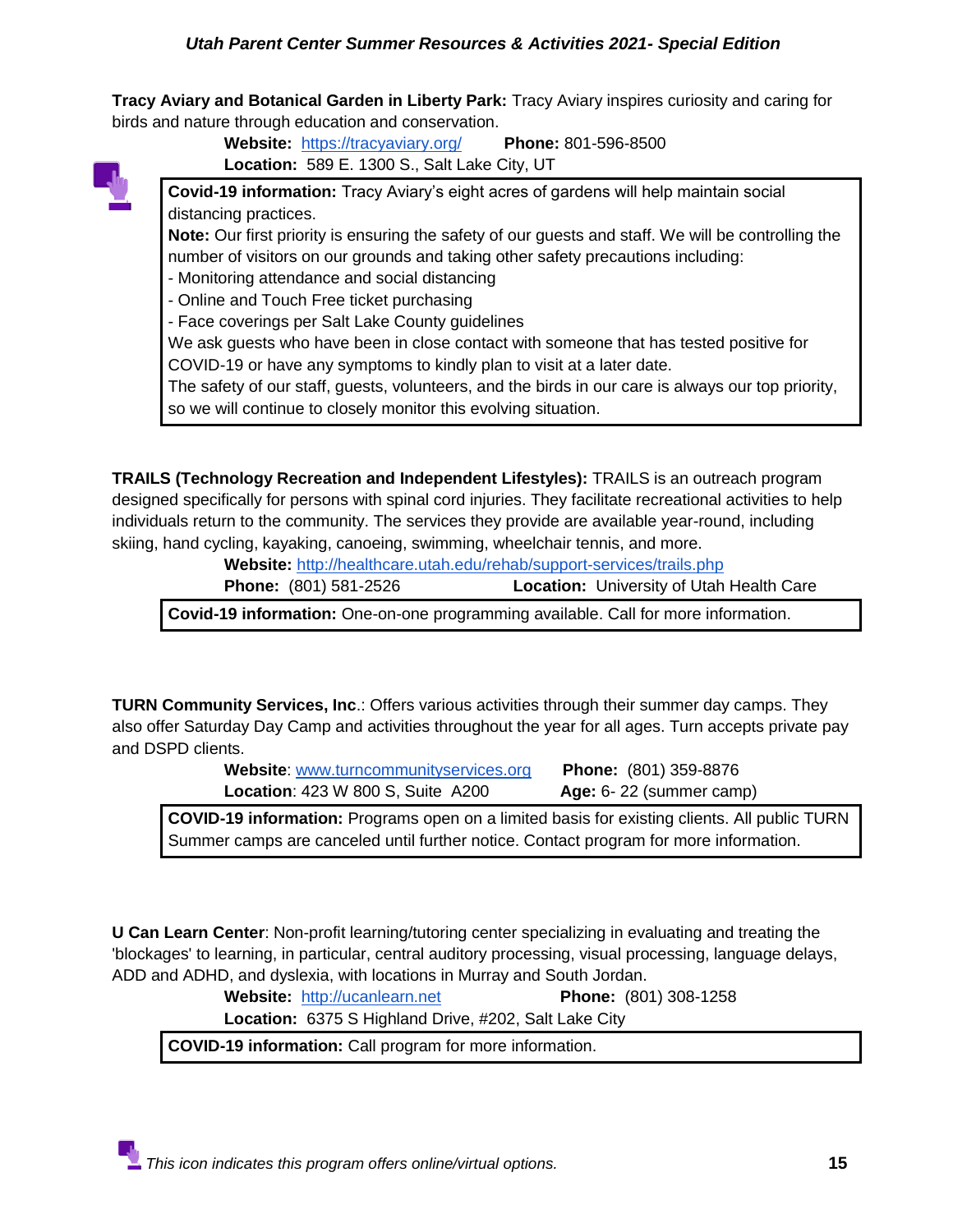**Tracy Aviary and Botanical Garden in Liberty Park:** Tracy Aviary inspires curiosity and caring for birds and nature through education and conservation.

**Website:** https://tracyaviary.org/ **Phone:** 801-596-8500

**Location:** 589 E. 1300 S., Salt Lake City, UT

> **Covid-19 information:** Tracy Aviary's eight acres of gardens will help maintain social distancing practices.
> **Note:** Our first priority is ensuring the safety of our guests and staff. We will be controlling the number of visitors on our grounds and taking other safety precautions including:
> - Monitoring attendance and social distancing
> - Online and Touch Free ticket purchasing
> - Face coverings per Salt Lake County guidelines
>
> We ask guests who have been in close contact with someone that has tested positive for COVID-19 or have any symptoms to kindly plan to visit at a later date.
> The safety of our staff, guests, volunteers, and the birds in our care is always our top priority, so we will continue to closely monitor this evolving situation.

**TRAILS (Technology Recreation and Independent Lifestyles):** TRAILS is an outreach program designed specifically for persons with spinal cord injuries. They facilitate recreational activities to help individuals return to the community. The services they provide are available year-round, including skiing, hand cycling, kayaking, canoeing, swimming, wheelchair tennis, and more.

**Website:** http://healthcare.utah.edu/rehab/support-services/trails.php

**Phone:** (801) 581-2526 **Location:** University of Utah Health Care

> **Covid-19 information:** One-on-one programming available. Call for more information.

**TURN Community Services, Inc**.: Offers various activities through their summer day camps. They also offer Saturday Day Camp and activities throughout the year for all ages. Turn accepts private pay and DSPD clients.

**Website**: www.turncommunityservices.org **Phone:** (801) 359-8876

**Location**: 423 W 800 S, Suite A200 **Age:** 6- 22 (summer camp)

> **COVID-19 information:** Programs open on a limited basis for existing clients. All public TURN Summer camps are canceled until further notice. Contact program for more information.

**U Can Learn Center**: Non-profit learning/tutoring center specializing in evaluating and treating the 'blockages' to learning, in particular, central auditory processing, visual processing, language delays, ADD and ADHD, and dyslexia, with locations in Murray and South Jordan.

**Website:** http://ucanlearn.net **Phone:** (801) 308-1258

**Location:** 6375 S Highland Drive, #202, Salt Lake City

> **COVID-19 information:** Call program for more information.

*This icon indicates this program offers online/virtual options.*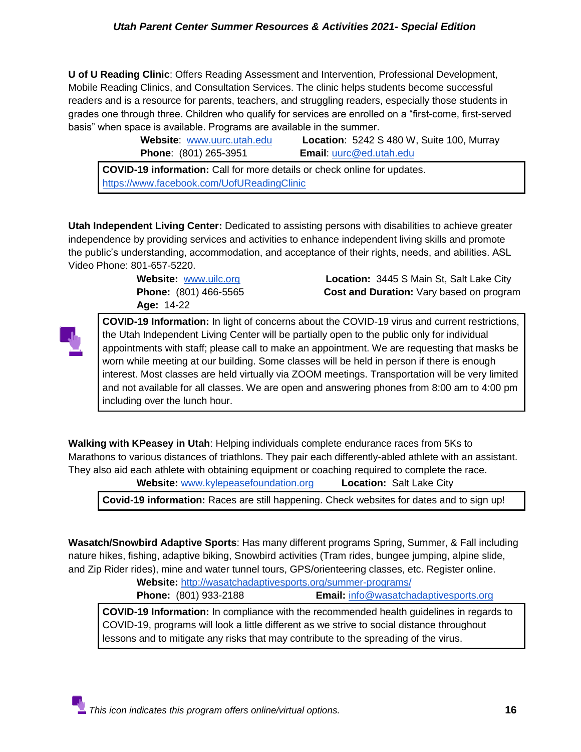**U of U Reading Clinic**: Offers Reading Assessment and Intervention, Professional Development, Mobile Reading Clinics, and Consultation Services. The clinic helps students become successful readers and is a resource for parents, teachers, and struggling readers, especially those students in grades one through three. Children who qualify for services are enrolled on a "first-come, first-served basis" when space is available. Programs are available in the summer.

**Website**: www.uurc.utah.edu
**Location**: 5242 S 480 W, Suite 100, Murray
**Phone**: (801) 265-3951
**Email**: uurc@ed.utah.edu

> **COVID-19 information:** Call for more details or check online for updates. https://www.facebook.com/UofUReadingClinic

**Utah Independent Living Center:** Dedicated to assisting persons with disabilities to achieve greater independence by providing services and activities to enhance independent living skills and promote the public's understanding, accommodation, and acceptance of their rights, needs, and abilities. ASL Video Phone: 801-657-5220.

**Website:** www.uilc.org
**Location:** 3445 S Main St, Salt Lake City
**Phone:** (801) 466-5565
**Cost and Duration:** Vary based on program
**Age:** 14-22

> **COVID-19 Information:** In light of concerns about the COVID-19 virus and current restrictions, the Utah Independent Living Center will be partially open to the public only for individual appointments with staff; please call to make an appointment. We are requesting that masks be worn while meeting at our building. Some classes will be held in person if there is enough interest. Most classes are held virtually via ZOOM meetings. Transportation will be very limited and not available for all classes. We are open and answering phones from 8:00 am to 4:00 pm including over the lunch hour.

**Walking with KPeasey in Utah**: Helping individuals complete endurance races from 5Ks to Marathons to various distances of triathlons. They pair each differently-abled athlete with an assistant. They also aid each athlete with obtaining equipment or coaching required to complete the race.

**Website:** www.kylepeasefoundation.org
**Location:** Salt Lake City

> **Covid-19 information:** Races are still happening. Check websites for dates and to sign up!

**Wasatch/Snowbird Adaptive Sports**: Has many different programs Spring, Summer, & Fall including nature hikes, fishing, adaptive biking, Snowbird activities (Tram rides, bungee jumping, alpine slide, and Zip Rider rides), mine and water tunnel tours, GPS/orienteering classes, etc. Register online.

**Website:** http://wasatchadaptivesports.org/summer-programs/
**Phone:** (801) 933-2188
**Email:** info@wasatchadaptivesports.org

> **COVID-19 Information:** In compliance with the recommended health guidelines in regards to COVID-19, programs will look a little different as we strive to social distance throughout lessons and to mitigate any risks that may contribute to the spreading of the virus.

*This icon indicates this program offers online/virtual options.*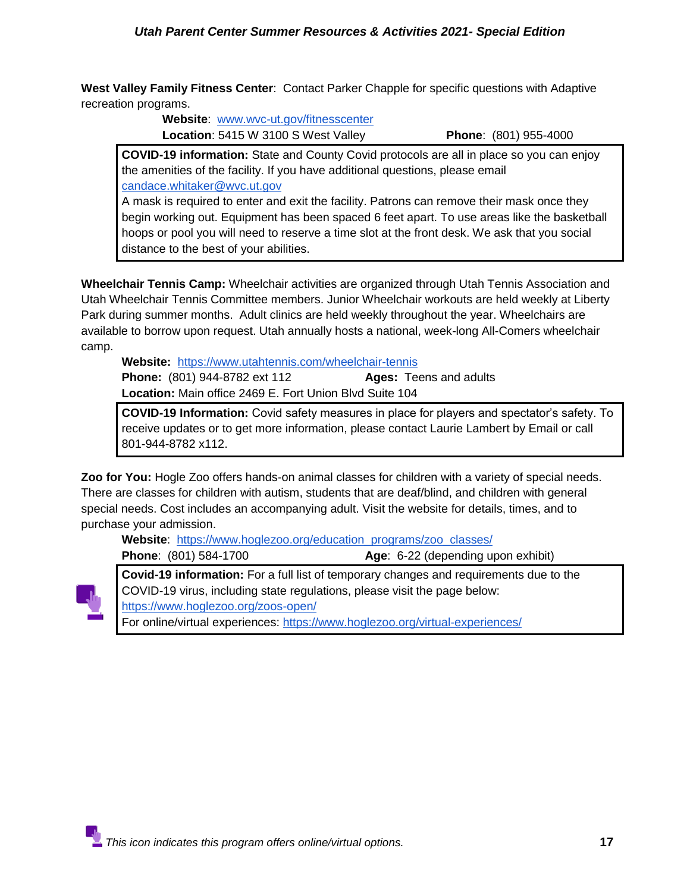**West Valley Family Fitness Center**: Contact Parker Chapple for specific questions with Adaptive recreation programs.

**Website**: www.wvc-ut.gov/fitnesscenter
**Location**: 5415 W 3100 S West Valley **Phone**: (801) 955-4000

**COVID-19 information:** State and County Covid protocols are all in place so you can enjoy the amenities of the facility. If you have additional questions, please email candace.whitaker@wvc.ut.gov
A mask is required to enter and exit the facility. Patrons can remove their mask once they begin working out. Equipment has been spaced 6 feet apart. To use areas like the basketball hoops or pool you will need to reserve a time slot at the front desk. We ask that you social distance to the best of your abilities.

**Wheelchair Tennis Camp:** Wheelchair activities are organized through Utah Tennis Association and Utah Wheelchair Tennis Committee members. Junior Wheelchair workouts are held weekly at Liberty Park during summer months. Adult clinics are held weekly throughout the year. Wheelchairs are available to borrow upon request. Utah annually hosts a national, week-long All-Comers wheelchair camp.

**Website:** https://www.utahtennis.com/wheelchair-tennis
**Phone:** (801) 944-8782 ext 112 **Ages:** Teens and adults
**Location:** Main office 2469 E. Fort Union Blvd Suite 104

**COVID-19 Information:** Covid safety measures in place for players and spectator's safety. To receive updates or to get more information, please contact Laurie Lambert by Email or call 801-944-8782 x112.

**Zoo for You:** Hogle Zoo offers hands-on animal classes for children with a variety of special needs. There are classes for children with autism, students that are deaf/blind, and children with general special needs. Cost includes an accompanying adult. Visit the website for details, times, and to purchase your admission.

**Website**: https://www.hoglezoo.org/education_programs/zoo_classes/
**Phone**: (801) 584-1700 **Age**: 6-22 (depending upon exhibit)

**Covid-19 information:** For a full list of temporary changes and requirements due to the COVID-19 virus, including state regulations, please visit the page below:
https://www.hoglezoo.org/zoos-open/
For online/virtual experiences: https://www.hoglezoo.org/virtual-experiences/

*This icon indicates this program offers online/virtual options.*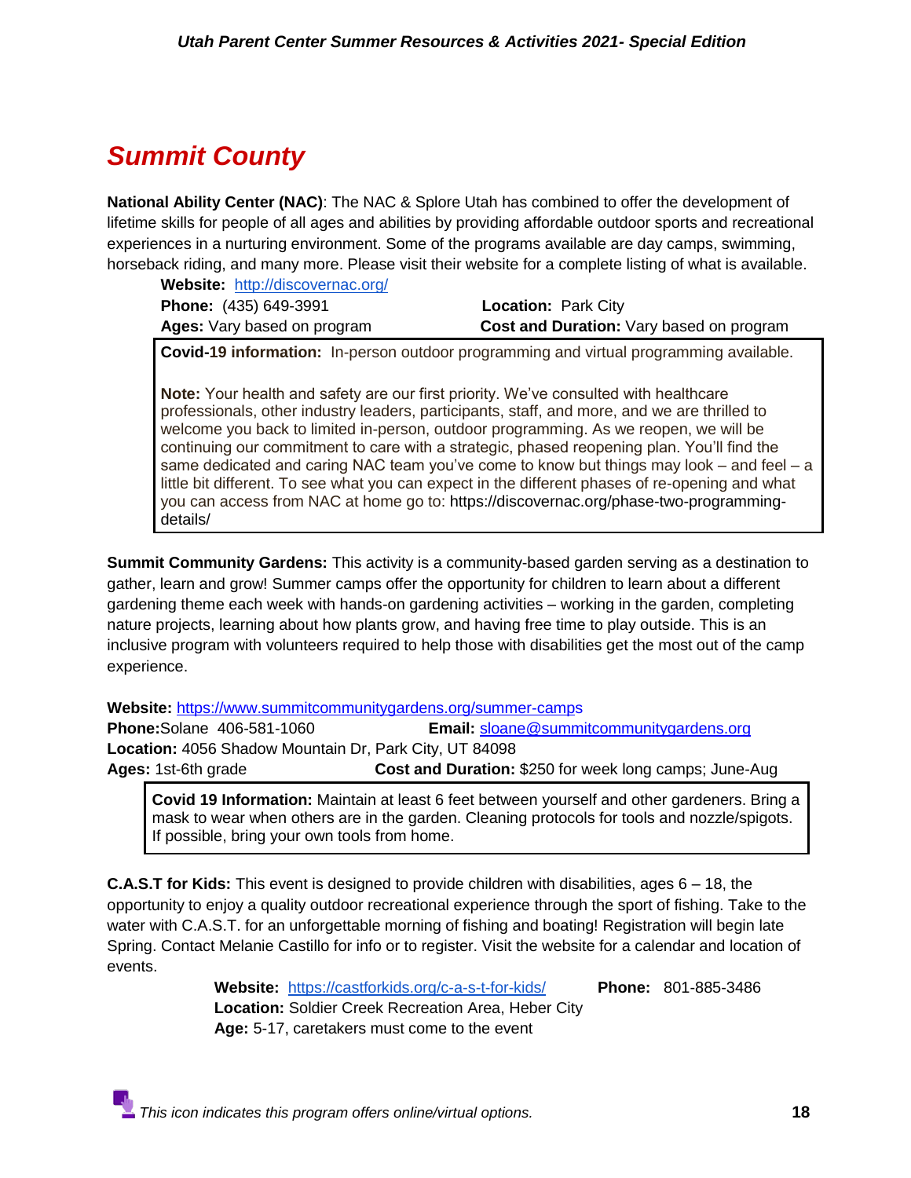# Summit County

**National Ability Center (NAC)**: The NAC & Splore Utah has combined to offer the development of lifetime skills for people of all ages and abilities by providing affordable outdoor sports and recreational experiences in a nurturing environment. Some of the programs available are day camps, swimming, horseback riding, and many more. Please visit their website for a complete listing of what is available.

**Website:** http://discovernac.org/
**Phone:** (435) 649-3991 **Location:** Park City
**Ages:** Vary based on program **Cost and Duration:** Vary based on program

**Covid-19 information:** In-person outdoor programming and virtual programming available.

**Note:** Your health and safety are our first priority. We've consulted with healthcare professionals, other industry leaders, participants, staff, and more, and we are thrilled to welcome you back to limited in-person, outdoor programming. As we reopen, we will be continuing our commitment to care with a strategic, phased reopening plan. You'll find the same dedicated and caring NAC team you've come to know but things may look – and feel – a little bit different. To see what you can expect in the different phases of re-opening and what you can access from NAC at home go to: https://discovernac.org/phase-two-programming-details/

**Summit Community Gardens:** This activity is a community-based garden serving as a destination to gather, learn and grow! Summer camps offer the opportunity for children to learn about a different gardening theme each week with hands-on gardening activities – working in the garden, completing nature projects, learning about how plants grow, and having free time to play outside. This is an inclusive program with volunteers required to help those with disabilities get the most out of the camp experience.

**Website:** https://www.summitcommunitygardens.org/summer-camps
**Phone:** Solane 406-581-1060 **Email:** sloane@summitcommunitygardens.org
**Location:** 4056 Shadow Mountain Dr, Park City, UT 84098
**Ages:** 1st-6th grade **Cost and Duration:** $250 for week long camps; June-Aug

**Covid 19 Information:** Maintain at least 6 feet between yourself and other gardeners. Bring a mask to wear when others are in the garden. Cleaning protocols for tools and nozzle/spigots. If possible, bring your own tools from home.

**C.A.S.T for Kids:** This event is designed to provide children with disabilities, ages 6 – 18, the opportunity to enjoy a quality outdoor recreational experience through the sport of fishing. Take to the water with C.A.S.T. for an unforgettable morning of fishing and boating! Registration will begin late Spring. Contact Melanie Castillo for info or to register. Visit the website for a calendar and location of events.

**Website:** https://castforkids.org/c-a-s-t-for-kids/ **Phone:** 801-885-3486
**Location:** Soldier Creek Recreation Area, Heber City
**Age:** 5-17, caretakers must come to the event

*This icon indicates this program offers online/virtual options.*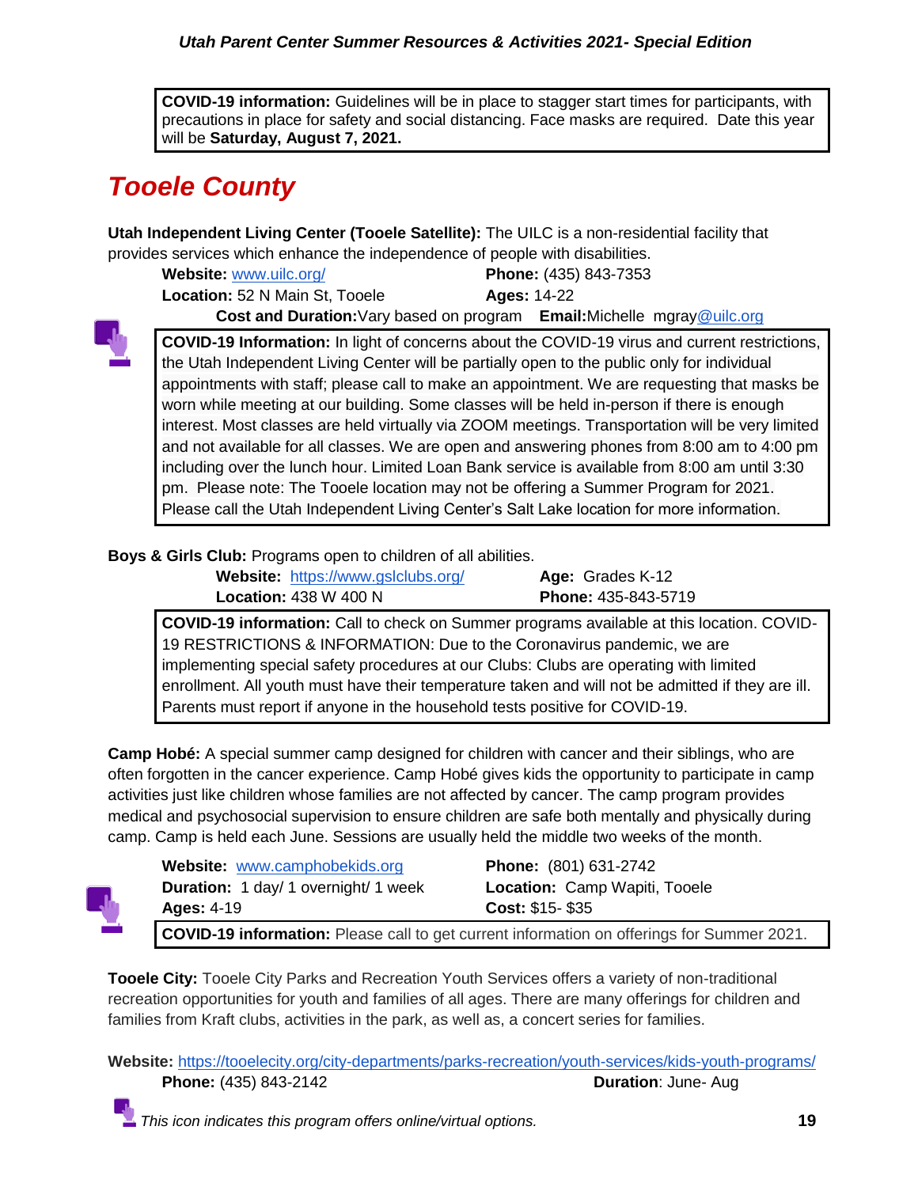**COVID-19 information:** Guidelines will be in place to stagger start times for participants, with precautions in place for safety and social distancing. Face masks are required. Date this year will be **Saturday, August 7, 2021.**

## *Tooele County*

**Utah Independent Living Center (Tooele Satellite):** The UILC is a non-residential facility that provides services which enhance the independence of people with disabilities.

**Website:** www.uilc.org/
**Phone:** (435) 843-7353
**Location:** 52 N Main St, Tooele
**Ages:** 14-22
**Cost and Duration:** Vary based on program
**Email:** Michelle mgray@uilc.org

**COVID-19 Information:** In light of concerns about the COVID-19 virus and current restrictions, the Utah Independent Living Center will be partially open to the public only for individual appointments with staff; please call to make an appointment. We are requesting that masks be worn while meeting at our building. Some classes will be held in-person if there is enough interest. Most classes are held virtually via ZOOM meetings. Transportation will be very limited and not available for all classes. We are open and answering phones from 8:00 am to 4:00 pm including over the lunch hour. Limited Loan Bank service is available from 8:00 am until 3:30 pm. Please note: The Tooele location may not be offering a Summer Program for 2021. Please call the Utah Independent Living Center's Salt Lake location for more information.

**Boys & Girls Club:** Programs open to children of all abilities.

**Website:** https://www.gslclubs.org/
**Age:** Grades K-12
**Location:** 438 W 400 N
**Phone:** 435-843-5719

**COVID-19 information:** Call to check on Summer programs available at this location. COVID-19 RESTRICTIONS & INFORMATION: Due to the Coronavirus pandemic, we are implementing special safety procedures at our Clubs: Clubs are operating with limited enrollment. All youth must have their temperature taken and will not be admitted if they are ill. Parents must report if anyone in the household tests positive for COVID-19.

**Camp Hobé:** A special summer camp designed for children with cancer and their siblings, who are often forgotten in the cancer experience. Camp Hobé gives kids the opportunity to participate in camp activities just like children whose families are not affected by cancer. The camp program provides medical and psychosocial supervision to ensure children are safe both mentally and physically during camp. Camp is held each June. Sessions are usually held the middle two weeks of the month.

**Website:** www.camphobekids.org
**Phone:** (801) 631-2742
**Duration:** 1 day/ 1 overnight/ 1 week
**Location:** Camp Wapiti, Tooele
**Ages:** 4-19
**Cost:** $15- $35

**COVID-19 information:** Please call to get current information on offerings for Summer 2021.

**Tooele City:** Tooele City Parks and Recreation Youth Services offers a variety of non-traditional recreation opportunities for youth and families of all ages. There are many offerings for children and families from Kraft clubs, activities in the park, as well as, a concert series for families.

**Website:** https://tooelecity.org/city-departments/parks-recreation/youth-services/kids-youth-programs/
**Phone:** (435) 843-2142
**Duration**: June- Aug

*This icon indicates this program offers online/virtual options.*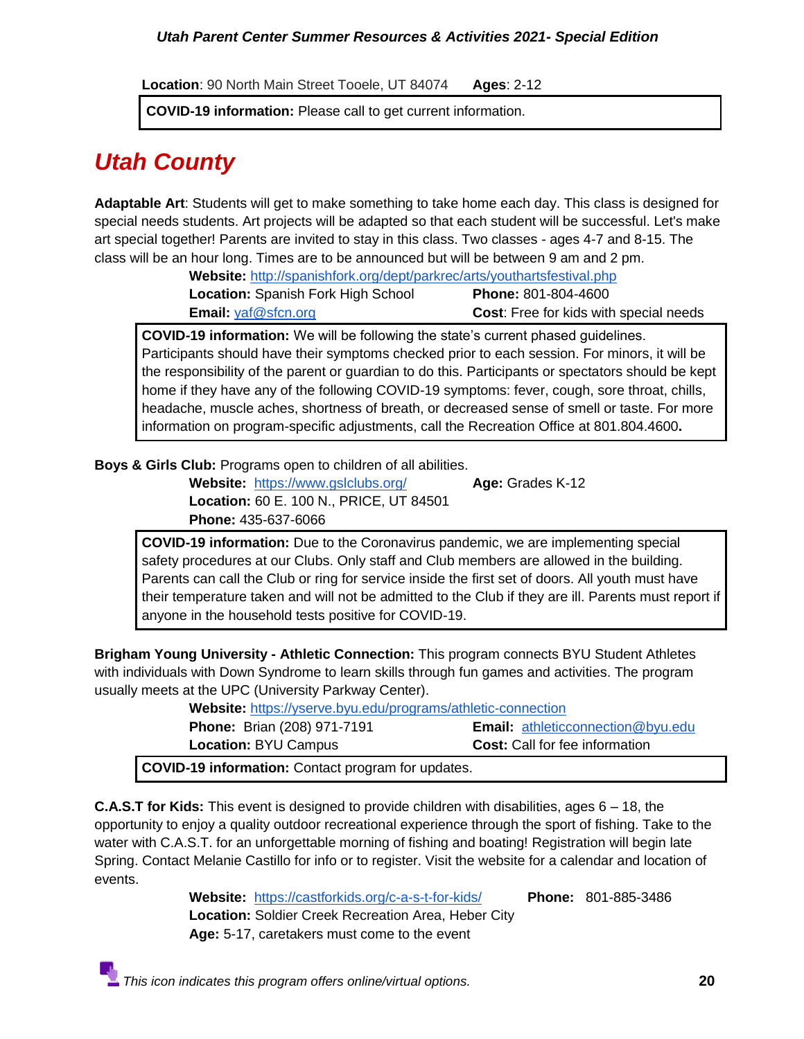**Location**: 90 North Main Street Tooele, UT 84074 **Ages**: 2-12

**COVID-19 information:** Please call to get current information.

# *Utah County*

**Adaptable Art**: Students will get to make something to take home each day. This class is designed for special needs students. Art projects will be adapted so that each student will be successful. Let's make art special together! Parents are invited to stay in this class. Two classes - ages 4-7 and 8-15. The class will be an hour long. Times are to be announced but will be between 9 am and 2 pm.

**Website:** http://spanishfork.org/dept/parkrec/arts/youthartsfestival.php
**Location:** Spanish Fork High School **Phone:** 801-804-4600
**Email:** yaf@sfcn.org **Cost**: Free for kids with special needs

**COVID-19 information:** We will be following the state's current phased guidelines. Participants should have their symptoms checked prior to each session. For minors, it will be the responsibility of the parent or guardian to do this. Participants or spectators should be kept home if they have any of the following COVID-19 symptoms: fever, cough, sore throat, chills, headache, muscle aches, shortness of breath, or decreased sense of smell or taste. For more information on program-specific adjustments, call the Recreation Office at 801.804.4600**.**

**Boys & Girls Club:** Programs open to children of all abilities.

**Website:** https://www.gslclubs.org/ **Age:** Grades K-12
**Location:** 60 E. 100 N., PRICE, UT 84501
**Phone:** 435-637-6066

**COVID-19 information:** Due to the Coronavirus pandemic, we are implementing special safety procedures at our Clubs. Only staff and Club members are allowed in the building. Parents can call the Club or ring for service inside the first set of doors. All youth must have their temperature taken and will not be admitted to the Club if they are ill. Parents must report if anyone in the household tests positive for COVID-19.

**Brigham Young University - Athletic Connection:** This program connects BYU Student Athletes with individuals with Down Syndrome to learn skills through fun games and activities. The program usually meets at the UPC (University Parkway Center).

**Website:** https://yserve.byu.edu/programs/athletic-connection
**Phone:** Brian (208) 971-7191 **Email:** athleticconnection@byu.edu
**Location:** BYU Campus **Cost:** Call for fee information

**COVID-19 information:** Contact program for updates.

**C.A.S.T for Kids:** This event is designed to provide children with disabilities, ages 6 – 18, the opportunity to enjoy a quality outdoor recreational experience through the sport of fishing. Take to the water with C.A.S.T. for an unforgettable morning of fishing and boating! Registration will begin late Spring. Contact Melanie Castillo for info or to register. Visit the website for a calendar and location of events.

**Website:** https://castforkids.org/c-a-s-t-for-kids/ **Phone:** 801-885-3486
**Location:** Soldier Creek Recreation Area, Heber City
**Age:** 5-17, caretakers must come to the event

*This icon indicates this program offers online/virtual options.*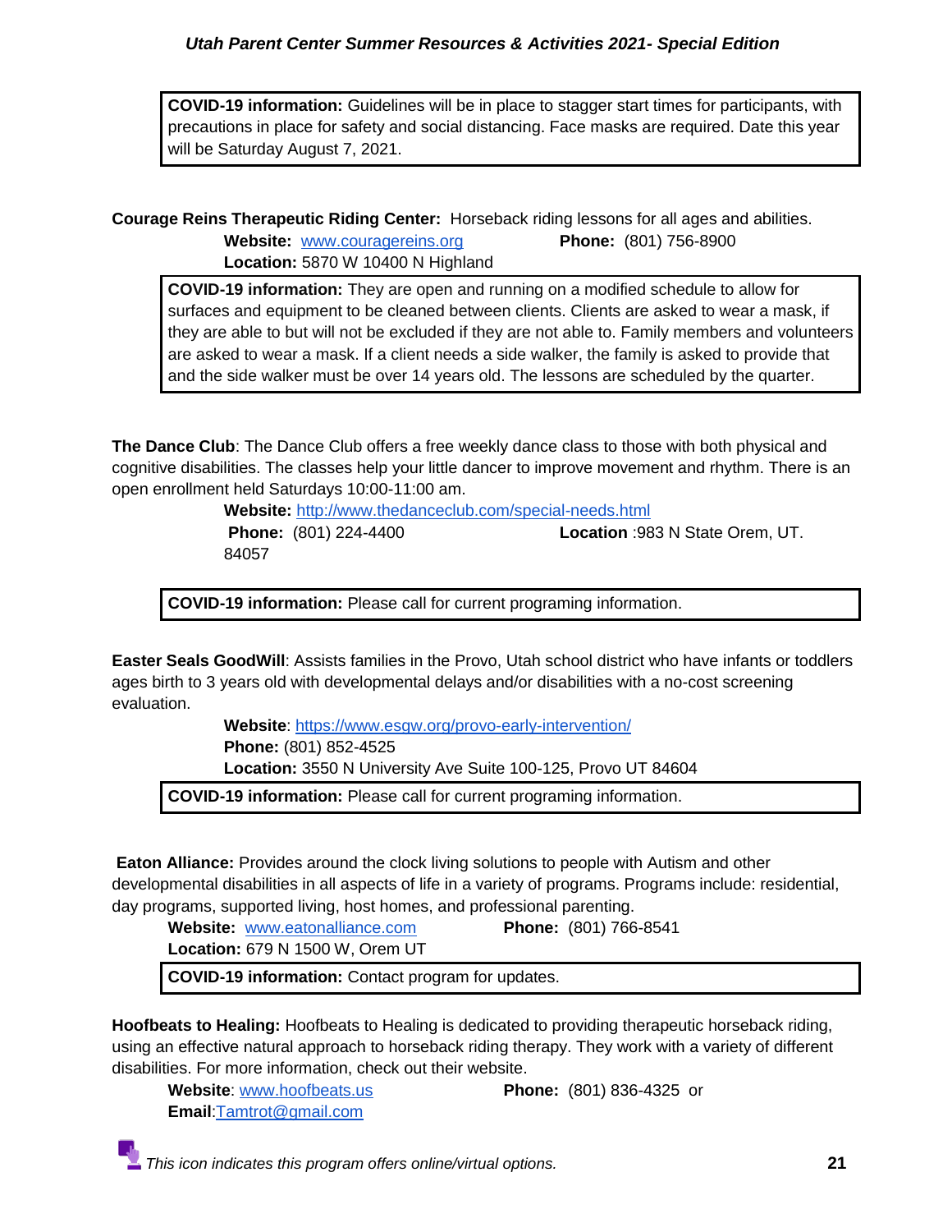**COVID-19 information:** Guidelines will be in place to stagger start times for participants, with precautions in place for safety and social distancing. Face masks are required. Date this year will be Saturday August 7, 2021.

**Courage Reins Therapeutic Riding Center:** Horseback riding lessons for all ages and abilities.

**Website:** [www.couragereins.org](http://www.couragereins.org) **Phone:** (801) 756-8900
**Location:** 5870 W 10400 N Highland

**COVID-19 information:** They are open and running on a modified schedule to allow for surfaces and equipment to be cleaned between clients. Clients are asked to wear a mask, if they are able to but will not be excluded if they are not able to. Family members and volunteers are asked to wear a mask. If a client needs a side walker, the family is asked to provide that and the side walker must be over 14 years old. The lessons are scheduled by the quarter.

**The Dance Club**: The Dance Club offers a free weekly dance class to those with both physical and cognitive disabilities. The classes help your little dancer to improve movement and rhythm. There is an open enrollment held Saturdays 10:00-11:00 am.

**Website:** [http://www.thedanceclub.com/special-needs.html](http://www.thedanceclub.com/special-needs.html)
**Phone:** (801) 224-4400 **Location** :983 N State Orem, UT. 84057

**COVID-19 information:** Please call for current programing information.

**Easter Seals GoodWill**: Assists families in the Provo, Utah school district who have infants or toddlers ages birth to 3 years old with developmental delays and/or disabilities with a no-cost screening evaluation.

**Website**: [https://www.esgw.org/provo-early-intervention/](https://www.esgw.org/provo-early-intervention/)
**Phone:** (801) 852-4525
**Location:** 3550 N University Ave Suite 100-125, Provo UT 84604

**COVID-19 information:** Please call for current programing information.

**Eaton Alliance:** Provides around the clock living solutions to people with Autism and other developmental disabilities in all aspects of life in a variety of programs. Programs include: residential, day programs, supported living, host homes, and professional parenting.

**Website:** [www.eatonalliance.com](http://www.eatonalliance.com) **Phone:** (801) 766-8541
**Location:** 679 N 1500 W, Orem UT

**COVID-19 information:** Contact program for updates.

**Hoofbeats to Healing:** Hoofbeats to Healing is dedicated to providing therapeutic horseback riding, using an effective natural approach to horseback riding therapy. They work with a variety of different disabilities. For more information, check out their website.

**Website**: [www.hoofbeats.us](http://www.hoofbeats.us) **Phone:** (801) 836-4325 or
**Email**:[Tamtrot@gmail.com](mailto:Tamtrot@gmail.com)

*This icon indicates this program offers online/virtual options.*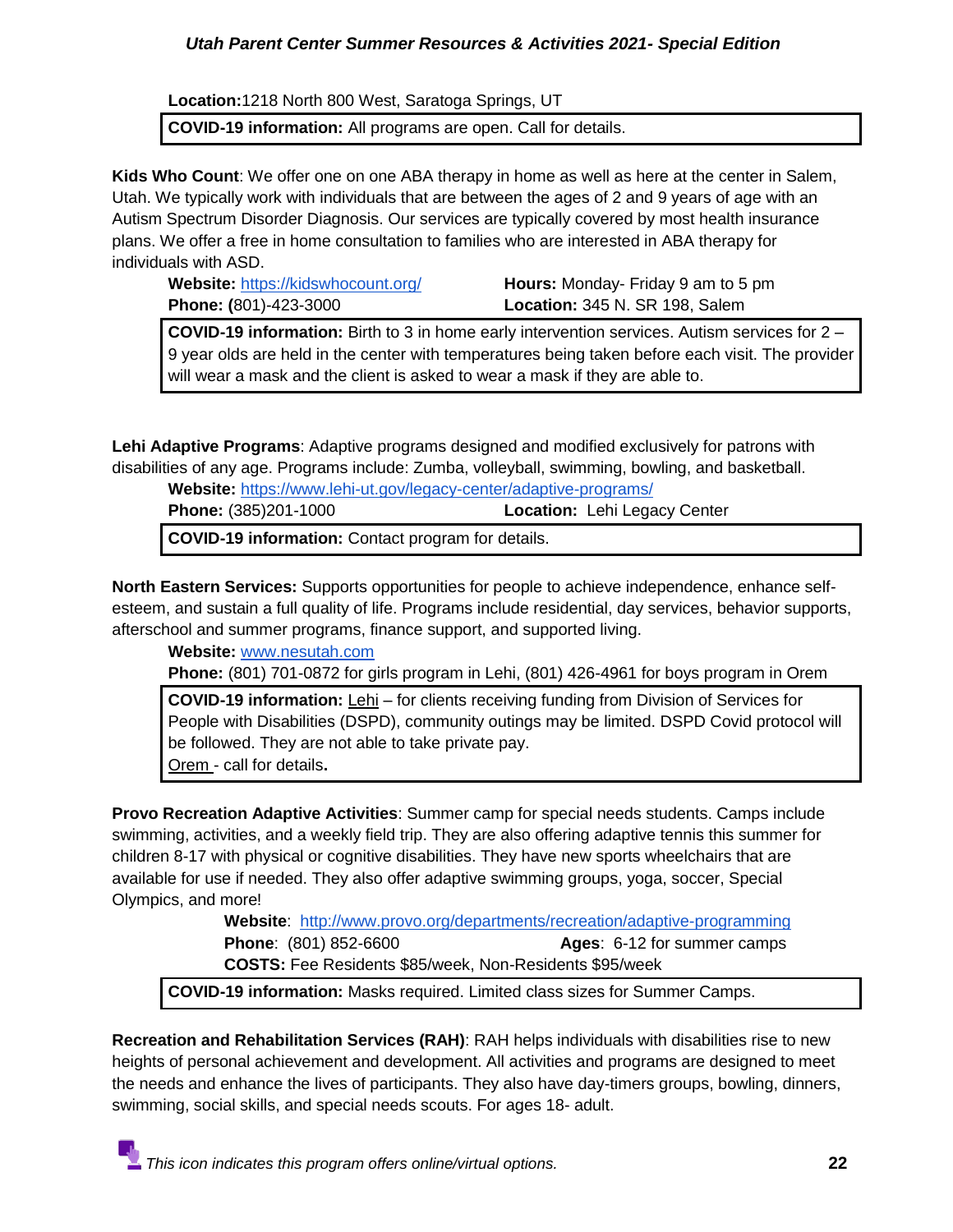**Location:**1218 North 800 West, Saratoga Springs, UT

**COVID-19 information:** All programs are open. Call for details.

**Kids Who Count**: We offer one on one ABA therapy in home as well as here at the center in Salem, Utah. We typically work with individuals that are between the ages of 2 and 9 years of age with an Autism Spectrum Disorder Diagnosis. Our services are typically covered by most health insurance plans. We offer a free in home consultation to families who are interested in ABA therapy for individuals with ASD.

**Website:** https://kidswhocount.org/
**Hours:** Monday- Friday 9 am to 5 pm
**Phone: (**801)-423-3000
**Location:** 345 N. SR 198, Salem

**COVID-19 information:** Birth to 3 in home early intervention services. Autism services for 2 – 9 year olds are held in the center with temperatures being taken before each visit. The provider will wear a mask and the client is asked to wear a mask if they are able to.

**Lehi Adaptive Programs**: Adaptive programs designed and modified exclusively for patrons with disabilities of any age. Programs include: Zumba, volleyball, swimming, bowling, and basketball.

**Website:** https://www.lehi-ut.gov/legacy-center/adaptive-programs/
**Phone:** (385)201-1000
**Location:** Lehi Legacy Center

**COVID-19 information:** Contact program for details.

**North Eastern Services:** Supports opportunities for people to achieve independence, enhance self-esteem, and sustain a full quality of life. Programs include residential, day services, behavior supports, afterschool and summer programs, finance support, and supported living.

**Website:** www.nesutah.com
**Phone:** (801) 701-0872 for girls program in Lehi, (801) 426-4961 for boys program in Orem

**COVID-19 information:** Lehi – for clients receiving funding from Division of Services for People with Disabilities (DSPD), community outings may be limited. DSPD Covid protocol will be followed. They are not able to take private pay.
Orem - call for details**.**

**Provo Recreation Adaptive Activities**: Summer camp for special needs students. Camps include swimming, activities, and a weekly field trip. They are also offering adaptive tennis this summer for children 8-17 with physical or cognitive disabilities. They have new sports wheelchairs that are available for use if needed. They also offer adaptive swimming groups, yoga, soccer, Special Olympics, and more!

**Website**: http://www.provo.org/departments/recreation/adaptive-programming
**Phone**: (801) 852-6600
**Ages**: 6-12 for summer camps
**COSTS:** Fee Residents $85/week, Non-Residents $95/week

**COVID-19 information:** Masks required. Limited class sizes for Summer Camps.

**Recreation and Rehabilitation Services (RAH)**: RAH helps individuals with disabilities rise to new heights of personal achievement and development. All activities and programs are designed to meet the needs and enhance the lives of participants. They also have day-timers groups, bowling, dinners, swimming, social skills, and special needs scouts. For ages 18- adult.

*This icon indicates this program offers online/virtual options.*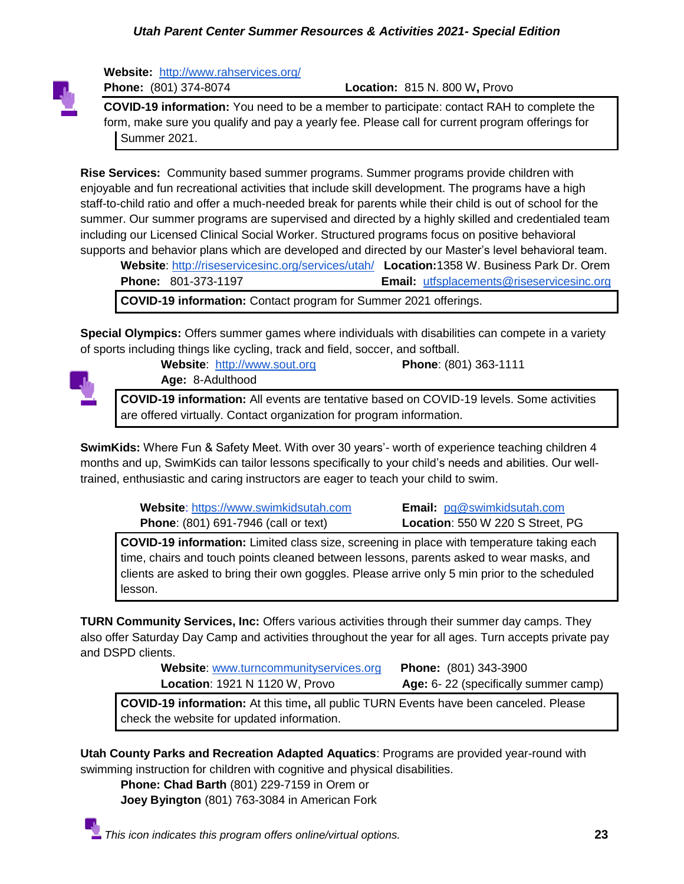**Website:** http://www.rahservices.org/
**Phone:** (801) 374-8074 **Location:** 815 N. 800 W**,** Provo

**COVID-19 information:** You need to be a member to participate: contact RAH to complete the form, make sure you qualify and pay a yearly fee. Please call for current program offerings for Summer 2021.

**Rise Services:** Community based summer programs. Summer programs provide children with enjoyable and fun recreational activities that include skill development. The programs have a high staff-to-child ratio and offer a much-needed break for parents while their child is out of school for the summer. Our summer programs are supervised and directed by a highly skilled and credentialed team including our Licensed Clinical Social Worker. Structured programs focus on positive behavioral supports and behavior plans which are developed and directed by our Master's level behavioral team.

**Website**: http://riseservicesinc.org/services/utah/ **Location:**1358 W. Business Park Dr. Orem
**Phone:** 801-373-1197 **Email:** utfsplacements@riseservicesinc.org

**COVID-19 information:** Contact program for Summer 2021 offerings.

**Special Olympics:** Offers summer games where individuals with disabilities can compete in a variety of sports including things like cycling, track and field, soccer, and softball.

**Website**: http://www.sout.org **Phone**: (801) 363-1111
**Age:** 8-Adulthood

**COVID-19 information:** All events are tentative based on COVID-19 levels. Some activities are offered virtually. Contact organization for program information.

**SwimKids:** Where Fun & Safety Meet. With over 30 years'- worth of experience teaching children 4 months and up, SwimKids can tailor lessons specifically to your child's needs and abilities. Our well-trained, enthusiastic and caring instructors are eager to teach your child to swim.

**Website**: https://www.swimkidsutah.com **Email:** pg@swimkidsutah.com
**Phone**: (801) 691-7946 (call or text) **Location**: 550 W 220 S Street, PG

**COVID-19 information:** Limited class size, screening in place with temperature taking each time, chairs and touch points cleaned between lessons, parents asked to wear masks, and clients are asked to bring their own goggles. Please arrive only 5 min prior to the scheduled lesson.

**TURN Community Services, Inc:** Offers various activities through their summer day camps. They also offer Saturday Day Camp and activities throughout the year for all ages. Turn accepts private pay and DSPD clients.

**Website**: www.turncommunityservices.org **Phone:** (801) 343-3900
**Location**: 1921 N 1120 W, Provo **Age:** 6- 22 (specifically summer camp)

**COVID-19 information:** At this time**,** all public TURN Events have been canceled. Please check the website for updated information.

**Utah County Parks and Recreation Adapted Aquatics**: Programs are provided year-round with swimming instruction for children with cognitive and physical disabilities.

**Phone: Chad Barth** (801) 229-7159 in Orem or
**Joey Byington** (801) 763-3084 in American Fork

*This icon indicates this program offers online/virtual options.*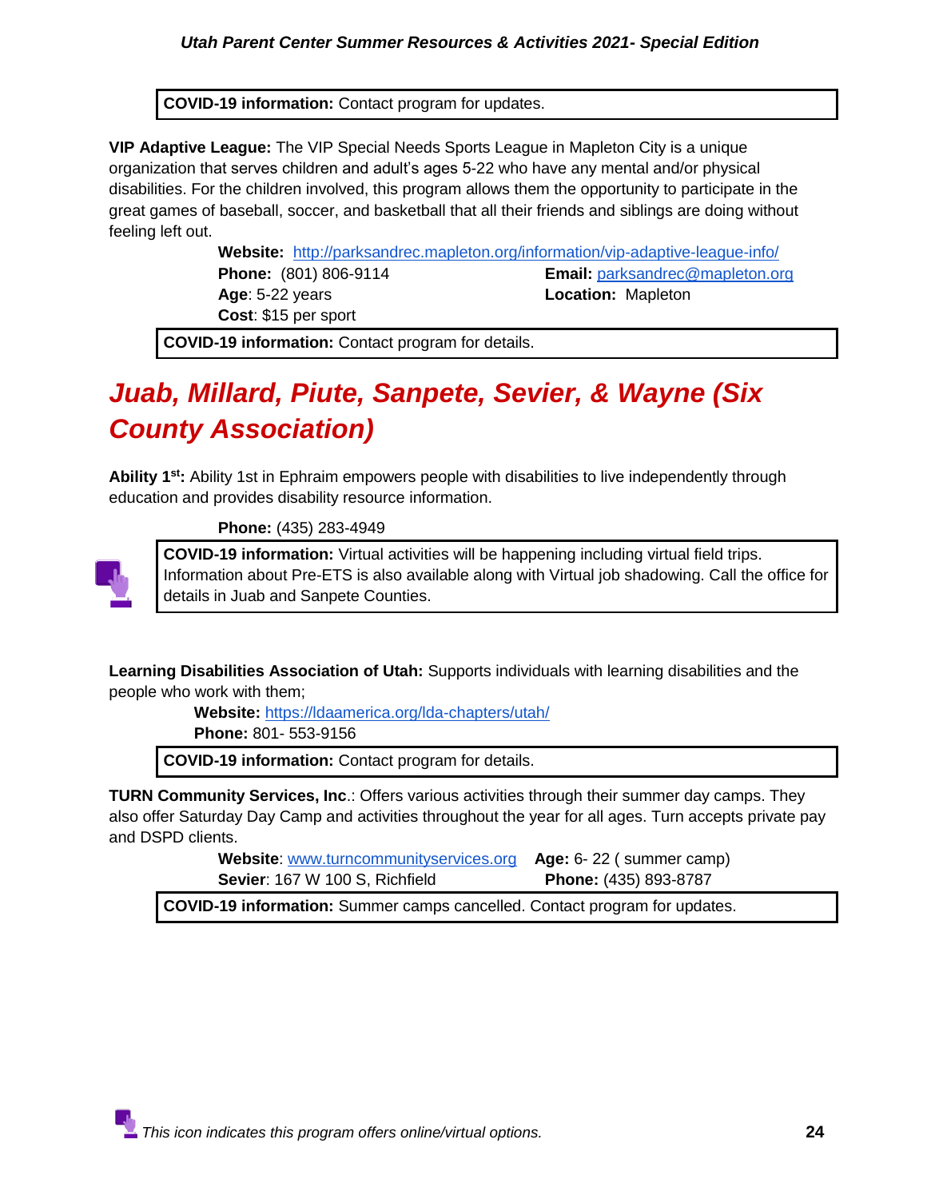**COVID-19 information:** Contact program for updates.

**VIP Adaptive League:** The VIP Special Needs Sports League in Mapleton City is a unique organization that serves children and adult's ages 5-22 who have any mental and/or physical disabilities. For the children involved, this program allows them the opportunity to participate in the great games of baseball, soccer, and basketball that all their friends and siblings are doing without feeling left out.

**Website:** http://parksandrec.mapleton.org/information/vip-adaptive-league-info/
**Phone:** (801) 806-9114
**Email:** parksandrec@mapleton.org
**Age**: 5-22 years
**Location:** Mapleton
**Cost**: $15 per sport

**COVID-19 information:** Contact program for details.

# Juab, Millard, Piute, Sanpete, Sevier, & Wayne (Six County Association)

**Ability 1st:** Ability 1st in Ephraim empowers people with disabilities to live independently through education and provides disability resource information.

**Phone:** (435) 283-4949

**COVID-19 information:** Virtual activities will be happening including virtual field trips. Information about Pre-ETS is also available along with Virtual job shadowing. Call the office for details in Juab and Sanpete Counties.

**Learning Disabilities Association of Utah:** Supports individuals with learning disabilities and the people who work with them;

**Website:** https://ldaamerica.org/lda-chapters/utah/
**Phone:** 801- 553-9156

**COVID-19 information:** Contact program for details.

**TURN Community Services, Inc**.: Offers various activities through their summer day camps. They also offer Saturday Day Camp and activities throughout the year for all ages. Turn accepts private pay and DSPD clients.

**Website**: www.turncommunityservices.org
**Age:** 6- 22 ( summer camp)
**Sevier**: 167 W 100 S, Richfield
**Phone:** (435) 893-8787

**COVID-19 information:** Summer camps cancelled. Contact program for updates.

*This icon indicates this program offers online/virtual options.*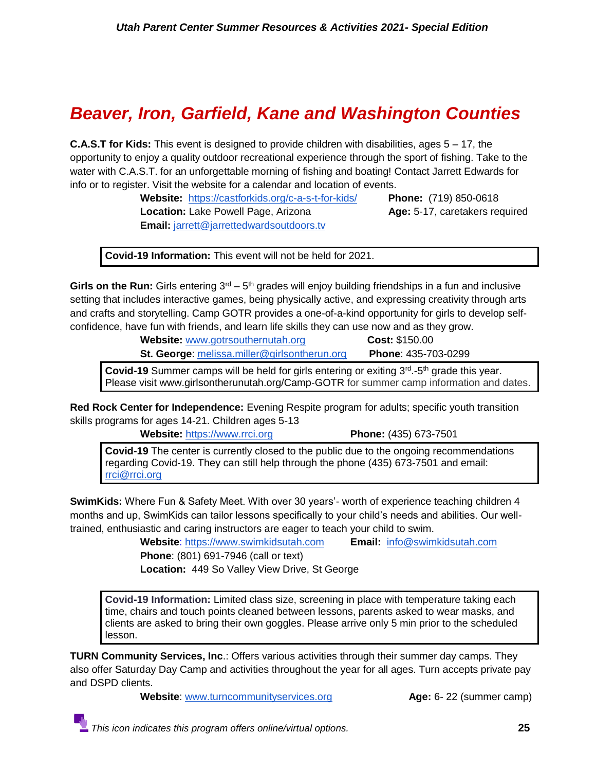# Beaver, Iron, Garfield, Kane and Washington Counties

**C.A.S.T for Kids:** This event is designed to provide children with disabilities, ages 5 – 17, the opportunity to enjoy a quality outdoor recreational experience through the sport of fishing. Take to the water with C.A.S.T. for an unforgettable morning of fishing and boating! Contact Jarrett Edwards for info or to register. Visit the website for a calendar and location of events.

**Website:** https://castforkids.org/c-a-s-t-for-kids/
**Phone:** (719) 850-0618
**Location:** Lake Powell Page, Arizona
**Age:** 5-17, caretakers required
**Email:** jarrett@jarrettedwardsoutdoors.tv

> **Covid-19 Information:** This event will not be held for 2021.

**Girls on the Run:** Girls entering 3rd – 5th grades will enjoy building friendships in a fun and inclusive setting that includes interactive games, being physically active, and expressing creativity through arts and crafts and storytelling. Camp GOTR provides a one-of-a-kind opportunity for girls to develop self-confidence, have fun with friends, and learn life skills they can use now and as they grow.

**Website:** www.gotrsouthernutah.org
**Cost:** $150.00
**St. George**: melissa.miller@girlsontherun.org
**Phone**: 435-703-0299

> **Covid-19** Summer camps will be held for girls entering or exiting 3rd.-5th grade this year. Please visit www.girlsontherunutah.org/Camp-GOTR for summer camp information and dates.

**Red Rock Center for Independence:** Evening Respite program for adults; specific youth transition skills programs for ages 14-21. Children ages 5-13

**Website:** https://www.rrci.org
**Phone:** (435) 673-7501

> **Covid-19** The center is currently closed to the public due to the ongoing recommendations regarding Covid-19. They can still help through the phone (435) 673-7501 and email: rrci@rrci.org

**SwimKids:** Where Fun & Safety Meet. With over 30 years'- worth of experience teaching children 4 months and up, SwimKids can tailor lessons specifically to your child's needs and abilities. Our well-trained, enthusiastic and caring instructors are eager to teach your child to swim.

**Website**: https://www.swimkidsutah.com
**Email:** info@swimkidsutah.com
**Phone**: (801) 691-7946 (call or text)
**Location:** 449 So Valley View Drive, St George

> **Covid-19 Information:** Limited class size, screening in place with temperature taking each time, chairs and touch points cleaned between lessons, parents asked to wear masks, and clients are asked to bring their own goggles. Please arrive only 5 min prior to the scheduled lesson.

**TURN Community Services, Inc**.: Offers various activities through their summer day camps. They also offer Saturday Day Camp and activities throughout the year for all ages. Turn accepts private pay and DSPD clients.

**Website**: www.turncommunityservices.org
**Age:** 6- 22 (summer camp)

*This icon indicates this program offers online/virtual options.*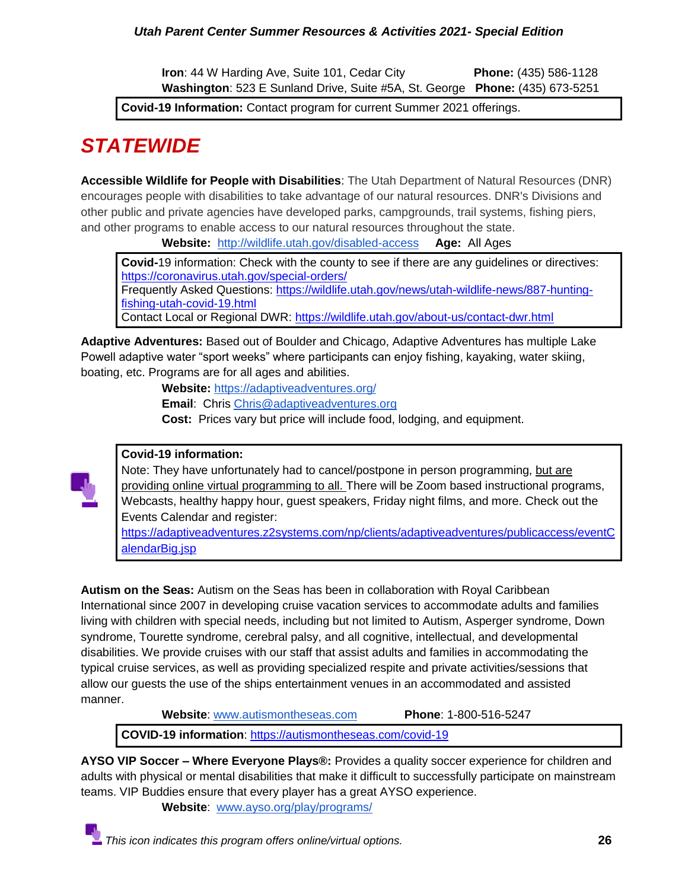**Iron**: 44 W Harding Ave, Suite 101, Cedar City **Phone:** (435) 586-1128
**Washington**: 523 E Sunland Drive, Suite #5A, St. George **Phone:** (435) 673-5251

**Covid-19 Information:** Contact program for current Summer 2021 offerings.

# STATEWIDE

**Accessible Wildlife for People with Disabilities**: The Utah Department of Natural Resources (DNR) encourages people with disabilities to take advantage of our natural resources. DNR's Divisions and other public and private agencies have developed parks, campgrounds, trail systems, fishing piers, and other programs to enable access to our natural resources throughout the state.

**Website:** http://wildlife.utah.gov/disabled-access **Age:** All Ages

**Covid-**19 information: Check with the county to see if there are any guidelines or directives: https://coronavirus.utah.gov/special-orders/
Frequently Asked Questions: https://wildlife.utah.gov/news/utah-wildlife-news/887-hunting-fishing-utah-covid-19.html
Contact Local or Regional DWR: https://wildlife.utah.gov/about-us/contact-dwr.html

**Adaptive Adventures:** Based out of Boulder and Chicago, Adaptive Adventures has multiple Lake Powell adaptive water "sport weeks" where participants can enjoy fishing, kayaking, water skiing, boating, etc. Programs are for all ages and abilities.

**Website:** https://adaptiveadventures.org/
**Email**: Chris Chris@adaptiveadventures.org
**Cost:** Prices vary but price will include food, lodging, and equipment.

**Covid-19 information:**
Note: They have unfortunately had to cancel/postpone in person programming, but are providing online virtual programming to all. There will be Zoom based instructional programs, Webcasts, healthy happy hour, guest speakers, Friday night films, and more. Check out the Events Calendar and register:
https://adaptiveadventures.z2systems.com/np/clients/adaptiveadventures/publicaccess/eventCalendarBig.jsp

**Autism on the Seas:** Autism on the Seas has been in collaboration with Royal Caribbean International since 2007 in developing cruise vacation services to accommodate adults and families living with children with special needs, including but not limited to Autism, Asperger syndrome, Down syndrome, Tourette syndrome, cerebral palsy, and all cognitive, intellectual, and developmental disabilities. We provide cruises with our staff that assist adults and families in accommodating the typical cruise services, as well as providing specialized respite and private activities/sessions that allow our guests the use of the ships entertainment venues in an accommodated and assisted manner.

**Website**: www.autismontheseas.com **Phone**: 1-800-516-5247

**COVID-19 information**: https://autismontheseas.com/covid-19

**AYSO VIP Soccer – Where Everyone Plays®:** Provides a quality soccer experience for children and adults with physical or mental disabilities that make it difficult to successfully participate on mainstream teams. VIP Buddies ensure that every player has a great AYSO experience.

**Website**: www.ayso.org/play/programs/

*This icon indicates this program offers online/virtual options.*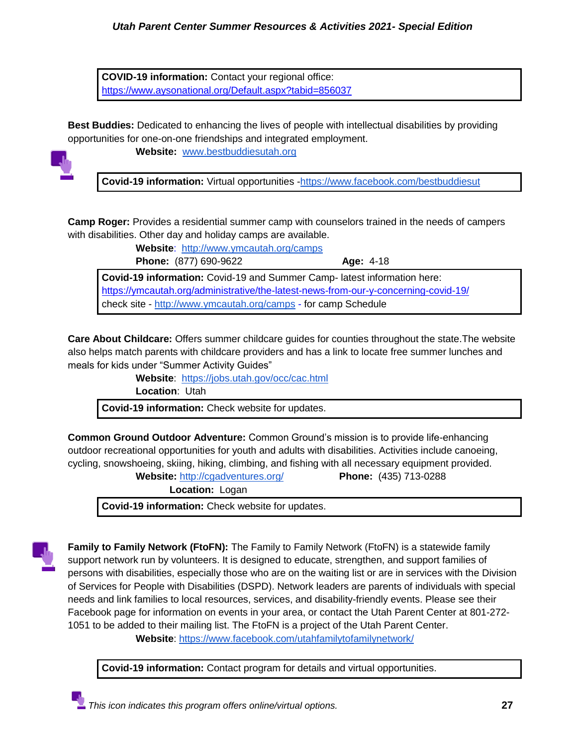**COVID-19 information:** Contact your regional office: https://www.aysonational.org/Default.aspx?tabid=856037

**Best Buddies:** Dedicated to enhancing the lives of people with intellectual disabilities by providing opportunities for one-on-one friendships and integrated employment.

**Website:** www.bestbuddiesutah.org

**Covid-19 information:** Virtual opportunities -https://www.facebook.com/bestbuddiesut

**Camp Roger:** Provides a residential summer camp with counselors trained in the needs of campers with disabilities. Other day and holiday camps are available.

**Website**: http://www.ymcautah.org/camps

**Phone:** (877) 690-9622 **Age:** 4-18

**Covid-19 information:** Covid-19 and Summer Camp- latest information here: https://ymcautah.org/administrative/the-latest-news-from-our-y-concerning-covid-19/ check site - http://www.ymcautah.org/camps - for camp Schedule

**Care About Childcare:** Offers summer childcare guides for counties throughout the state.The website also helps match parents with childcare providers and has a link to locate free summer lunches and meals for kids under "Summer Activity Guides"

**Website**: https://jobs.utah.gov/occ/cac.html

**Location**: Utah

**Covid-19 information:** Check website for updates.

**Common Ground Outdoor Adventure:** Common Ground's mission is to provide life-enhancing outdoor recreational opportunities for youth and adults with disabilities. Activities include canoeing, cycling, snowshoeing, skiing, hiking, climbing, and fishing with all necessary equipment provided.

**Website:** http://cgadventures.org/ **Phone:** (435) 713-0288

**Location:** Logan

**Covid-19 information:** Check website for updates.

**Family to Family Network (FtoFN):** The Family to Family Network (FtoFN) is a statewide family support network run by volunteers. It is designed to educate, strengthen, and support families of persons with disabilities, especially those who are on the waiting list or are in services with the Division of Services for People with Disabilities (DSPD). Network leaders are parents of individuals with special needs and link families to local resources, services, and disability-friendly events. Please see their Facebook page for information on events in your area, or contact the Utah Parent Center at 801-272-1051 to be added to their mailing list. The FtoFN is a project of the Utah Parent Center.

**Website**: https://www.facebook.com/utahfamilytofamilynetwork/

**Covid-19 information:** Contact program for details and virtual opportunities.

*This icon indicates this program offers online/virtual options.*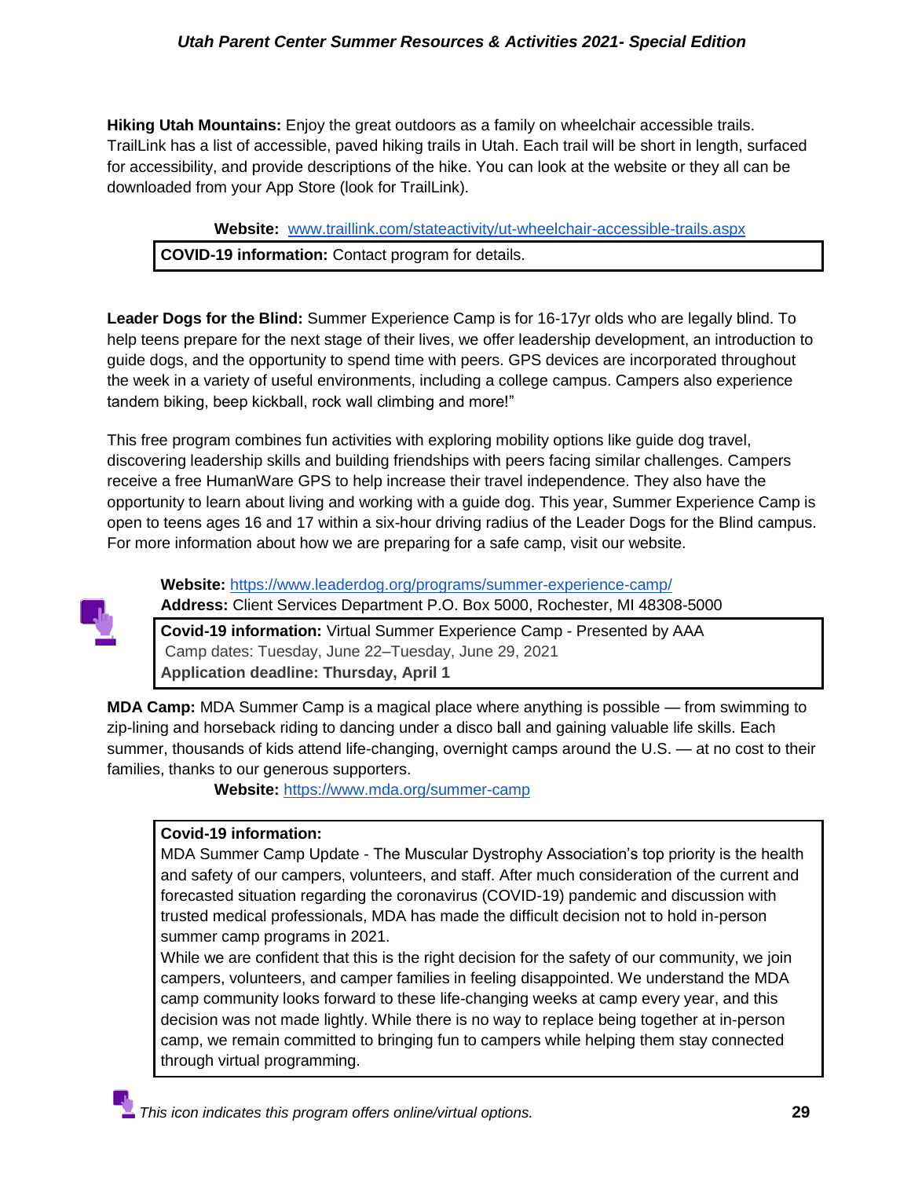**Hiking Utah Mountains:** Enjoy the great outdoors as a family on wheelchair accessible trails. TrailLink has a list of accessible, paved hiking trails in Utah. Each trail will be short in length, surfaced for accessibility, and provide descriptions of the hike. You can look at the website or they all can be downloaded from your App Store (look for TrailLink).

**Website:** [www.traillink.com/stateactivity/ut-wheelchair-accessible-trails.aspx](http://www.traillink.com/stateactivity/ut-wheelchair-accessible-trails.aspx)

**COVID-19 information:** Contact program for details.

**Leader Dogs for the Blind:** Summer Experience Camp is for 16-17yr olds who are legally blind. To help teens prepare for the next stage of their lives, we offer leadership development, an introduction to guide dogs, and the opportunity to spend time with peers. GPS devices are incorporated throughout the week in a variety of useful environments, including a college campus. Campers also experience tandem biking, beep kickball, rock wall climbing and more!"

This free program combines fun activities with exploring mobility options like guide dog travel, discovering leadership skills and building friendships with peers facing similar challenges. Campers receive a free HumanWare GPS to help increase their travel independence. They also have the opportunity to learn about living and working with a guide dog. This year, Summer Experience Camp is open to teens ages 16 and 17 within a six-hour driving radius of the Leader Dogs for the Blind campus. For more information about how we are preparing for a safe camp, visit our website.

**Website:** [https://www.leaderdog.org/programs/summer-experience-camp/](https://www.leaderdog.org/programs/summer-experience-camp/)
**Address:** Client Services Department P.O. Box 5000, Rochester, MI 48308-5000

**Covid-19 information:** Virtual Summer Experience Camp - Presented by AAA
Camp dates: Tuesday, June 22–Tuesday, June 29, 2021
**Application deadline: Thursday, April 1**

**MDA Camp:** MDA Summer Camp is a magical place where anything is possible — from swimming to zip-lining and horseback riding to dancing under a disco ball and gaining valuable life skills. Each summer, thousands of kids attend life-changing, overnight camps around the U.S. — at no cost to their families, thanks to our generous supporters.

**Website:** [https://www.mda.org/summer-camp](https://www.mda.org/summer-camp)

**Covid-19 information:**
MDA Summer Camp Update - The Muscular Dystrophy Association's top priority is the health and safety of our campers, volunteers, and staff. After much consideration of the current and forecasted situation regarding the coronavirus (COVID-19) pandemic and discussion with trusted medical professionals, MDA has made the difficult decision not to hold in-person summer camp programs in 2021.
While we are confident that this is the right decision for the safety of our community, we join campers, volunteers, and camper families in feeling disappointed. We understand the MDA camp community looks forward to these life-changing weeks at camp every year, and this decision was not made lightly. While there is no way to replace being together at in-person camp, we remain committed to bringing fun to campers while helping them stay connected through virtual programming.

*This icon indicates this program offers online/virtual options.*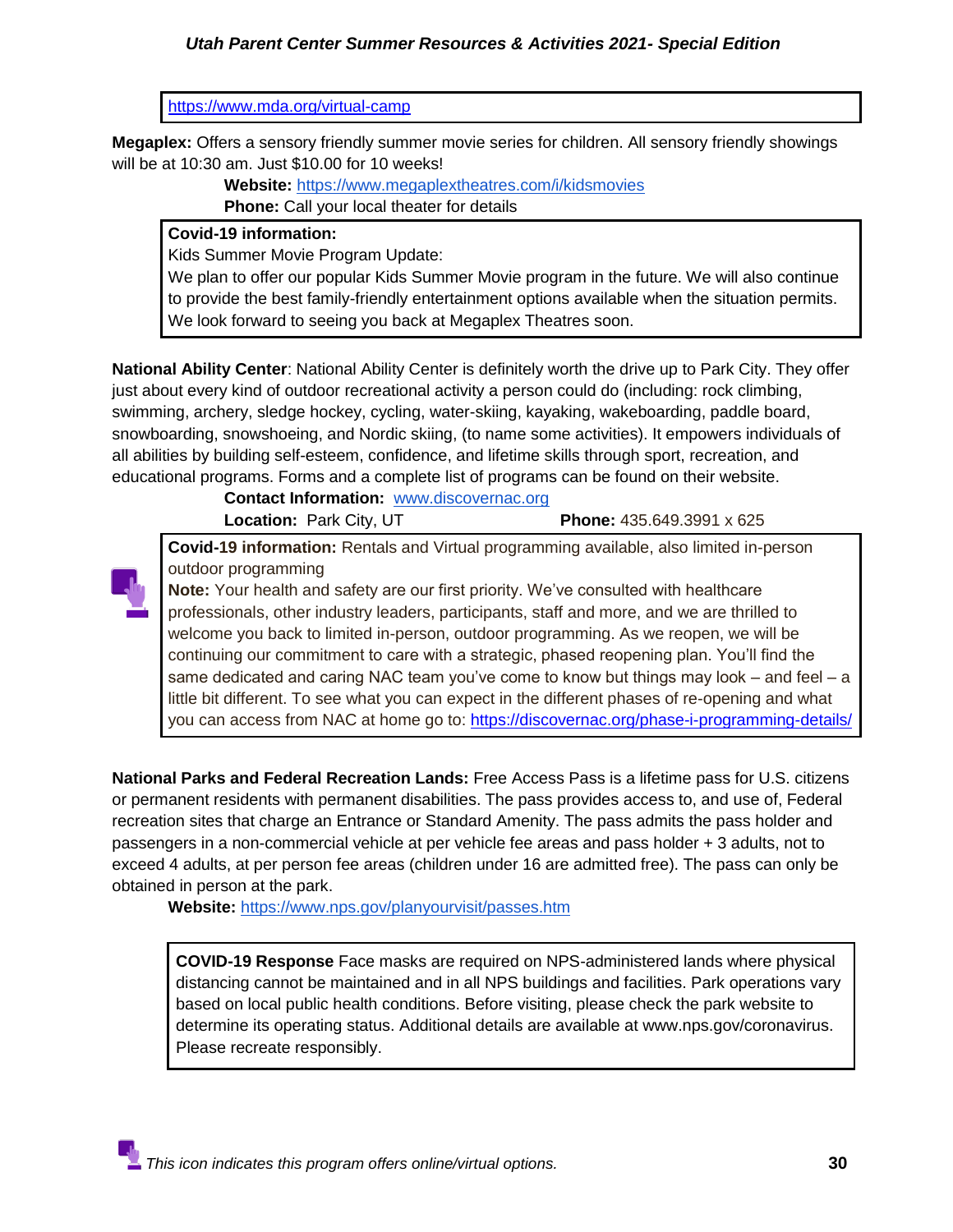https://www.mda.org/virtual-camp

**Megaplex:** Offers a sensory friendly summer movie series for children. All sensory friendly showings will be at 10:30 am. Just $10.00 for 10 weeks!

**Website:** https://www.megaplextheatres.com/i/kidsmovies
**Phone:** Call your local theater for details

**Covid-19 information:**
Kids Summer Movie Program Update:
We plan to offer our popular Kids Summer Movie program in the future. We will also continue to provide the best family-friendly entertainment options available when the situation permits. We look forward to seeing you back at Megaplex Theatres soon.

**National Ability Center**: National Ability Center is definitely worth the drive up to Park City. They offer just about every kind of outdoor recreational activity a person could do (including: rock climbing, swimming, archery, sledge hockey, cycling, water-skiing, kayaking, wakeboarding, paddle board, snowboarding, snowshoeing, and Nordic skiing, (to name some activities). It empowers individuals of all abilities by building self-esteem, confidence, and lifetime skills through sport, recreation, and educational programs. Forms and a complete list of programs can be found on their website.

**Contact Information:** www.discovernac.org
**Location:** Park City, UT **Phone:** 435.649.3991 x 625

**Covid-19 information:** Rentals and Virtual programming available, also limited in-person outdoor programming
**Note:** Your health and safety are our first priority. We've consulted with healthcare professionals, other industry leaders, participants, staff and more, and we are thrilled to welcome you back to limited in-person, outdoor programming. As we reopen, we will be continuing our commitment to care with a strategic, phased reopening plan. You'll find the same dedicated and caring NAC team you've come to know but things may look – and feel – a little bit different. To see what you can expect in the different phases of re-opening and what you can access from NAC at home go to: https://discovernac.org/phase-i-programming-details/

**National Parks and Federal Recreation Lands:** Free Access Pass is a lifetime pass for U.S. citizens or permanent residents with permanent disabilities. The pass provides access to, and use of, Federal recreation sites that charge an Entrance or Standard Amenity. The pass admits the pass holder and passengers in a non-commercial vehicle at per vehicle fee areas and pass holder + 3 adults, not to exceed 4 adults, at per person fee areas (children under 16 are admitted free). The pass can only be obtained in person at the park.

**Website:** https://www.nps.gov/planyourvisit/passes.htm

**COVID-19 Response** Face masks are required on NPS-administered lands where physical distancing cannot be maintained and in all NPS buildings and facilities. Park operations vary based on local public health conditions. Before visiting, please check the park website to determine its operating status. Additional details are available at www.nps.gov/coronavirus. Please recreate responsibly.

*This icon indicates this program offers online/virtual options.*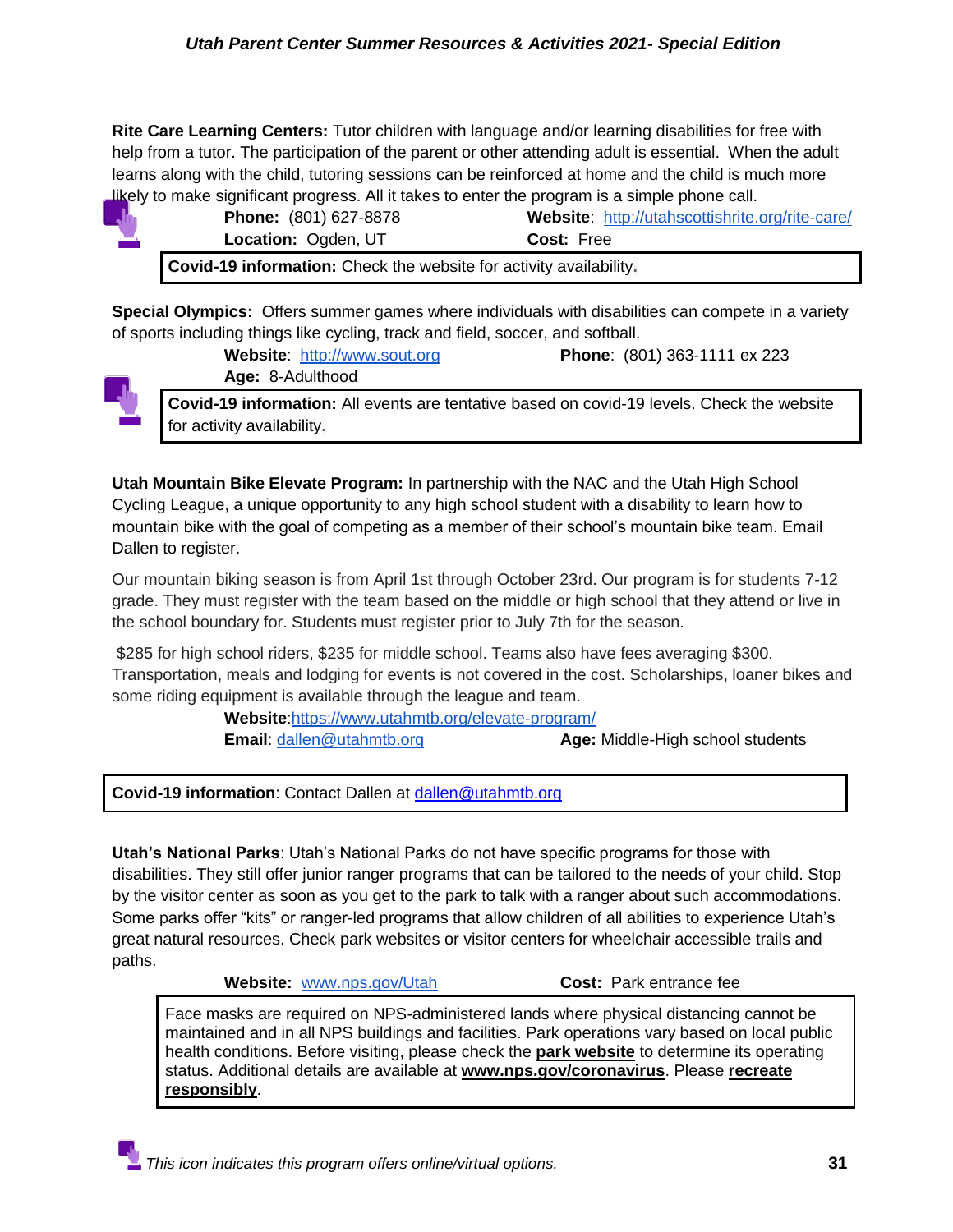**Rite Care Learning Centers:** Tutor children with language and/or learning disabilities for free with help from a tutor. The participation of the parent or other attending adult is essential. When the adult learns along with the child, tutoring sessions can be reinforced at home and the child is much more likely to make significant progress. All it takes to enter the program is a simple phone call.

**Phone:** (801) 627-8878 **Website**: http://utahscottishrite.org/rite-care/
**Location:** Ogden, UT **Cost:** Free

**Covid-19 information:** Check the website for activity availability.

**Special Olympics:** Offers summer games where individuals with disabilities can compete in a variety of sports including things like cycling, track and field, soccer, and softball.

**Website**: http://www.sout.org **Phone**: (801) 363-1111 ex 223
**Age:** 8-Adulthood

**Covid-19 information:** All events are tentative based on covid-19 levels. Check the website for activity availability.

**Utah Mountain Bike Elevate Program:** In partnership with the NAC and the Utah High School Cycling League, a unique opportunity to any high school student with a disability to learn how to mountain bike with the goal of competing as a member of their school's mountain bike team. Email Dallen to register.

Our mountain biking season is from April 1st through October 23rd. Our program is for students 7-12 grade. They must register with the team based on the middle or high school that they attend or live in the school boundary for. Students must register prior to July 7th for the season.

$285 for high school riders, $235 for middle school. Teams also have fees averaging $300. Transportation, meals and lodging for events is not covered in the cost. Scholarships, loaner bikes and some riding equipment is available through the league and team.

**Website**:https://www.utahmtb.org/elevate-program/
**Email**: dallen@utahmtb.org **Age:** Middle-High school students

**Covid-19 information**: Contact Dallen at dallen@utahmtb.org

**Utah's National Parks**: Utah's National Parks do not have specific programs for those with disabilities. They still offer junior ranger programs that can be tailored to the needs of your child. Stop by the visitor center as soon as you get to the park to talk with a ranger about such accommodations. Some parks offer "kits" or ranger-led programs that allow children of all abilities to experience Utah's great natural resources. Check park websites or visitor centers for wheelchair accessible trails and paths.

**Website:** www.nps.gov/Utah **Cost:** Park entrance fee

Face masks are required on NPS-administered lands where physical distancing cannot be maintained and in all NPS buildings and facilities. Park operations vary based on local public health conditions. Before visiting, please check the **park website** to determine its operating status. Additional details are available at **www.nps.gov/coronavirus**. Please **recreate responsibly**.

*This icon indicates this program offers online/virtual options.*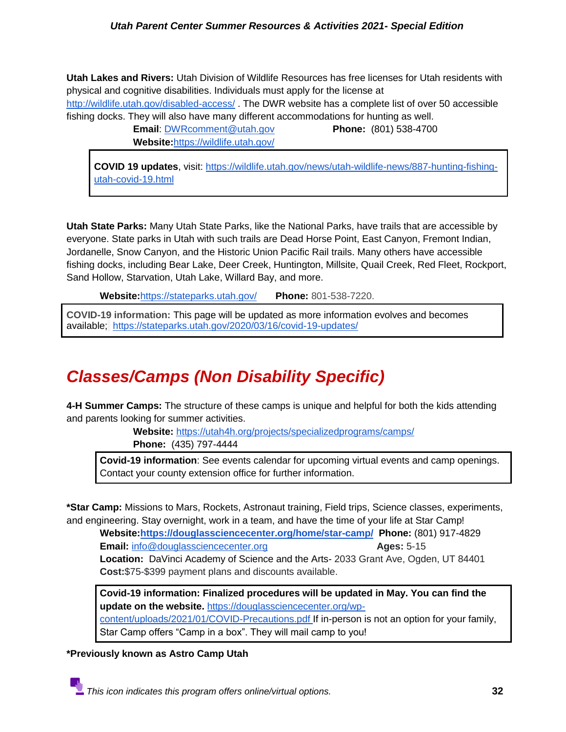**Utah Lakes and Rivers:** Utah Division of Wildlife Resources has free licenses for Utah residents with physical and cognitive disabilities. Individuals must apply for the license at http://wildlife.utah.gov/disabled-access/ . The DWR website has a complete list of over 50 accessible fishing docks. They will also have many different accommodations for hunting as well.

**Email**: DWRcomment@utah.gov **Phone:** (801) 538-4700
**Website:** https://wildlife.utah.gov/

> **COVID 19 updates**, visit: https://wildlife.utah.gov/news/utah-wildlife-news/887-hunting-fishing-utah-covid-19.html

**Utah State Parks:** Many Utah State Parks, like the National Parks, have trails that are accessible by everyone. State parks in Utah with such trails are Dead Horse Point, East Canyon, Fremont Indian, Jordanelle, Snow Canyon, and the Historic Union Pacific Rail trails. Many others have accessible fishing docks, including Bear Lake, Deer Creek, Huntington, Millsite, Quail Creek, Red Fleet, Rockport, Sand Hollow, Starvation, Utah Lake, Willard Bay, and more.

**Website:** https://stateparks.utah.gov/ **Phone:** 801-538-7220.

> **COVID-19 information:** This page will be updated as more information evolves and becomes available; https://stateparks.utah.gov/2020/03/16/covid-19-updates/

## *Classes/Camps (Non Disability Specific)*

**4-H Summer Camps:** The structure of these camps is unique and helpful for both the kids attending and parents looking for summer activities.

**Website:** https://utah4h.org/projects/specializedprograms/camps/
**Phone:** (435) 797-4444

> **Covid-19 information**: See events calendar for upcoming virtual events and camp openings. Contact your county extension office for further information.

**\*Star Camp:** Missions to Mars, Rockets, Astronaut training, Field trips, Science classes, experiments, and engineering. Stay overnight, work in a team, and have the time of your life at Star Camp!

**Website:** **https://douglassciencecenter.org/home/star-camp/** **Phone:** (801) 917-4829
**Email:** info@douglassciencecenter.org **Ages:** 5-15
**Location:** DaVinci Academy of Science and the Arts- 2033 Grant Ave, Ogden, UT 84401
**Cost:** $75-$399 payment plans and discounts available.

> **Covid-19 information: Finalized procedures will be updated in May. You can find the update on the website.** https://douglassciencecenter.org/wp-content/uploads/2021/01/COVID-Precautions.pdf If in-person is not an option for your family, Star Camp offers "Camp in a box". They will mail camp to you!

**\*Previously known as Astro Camp Utah**

*This icon indicates this program offers online/virtual options.*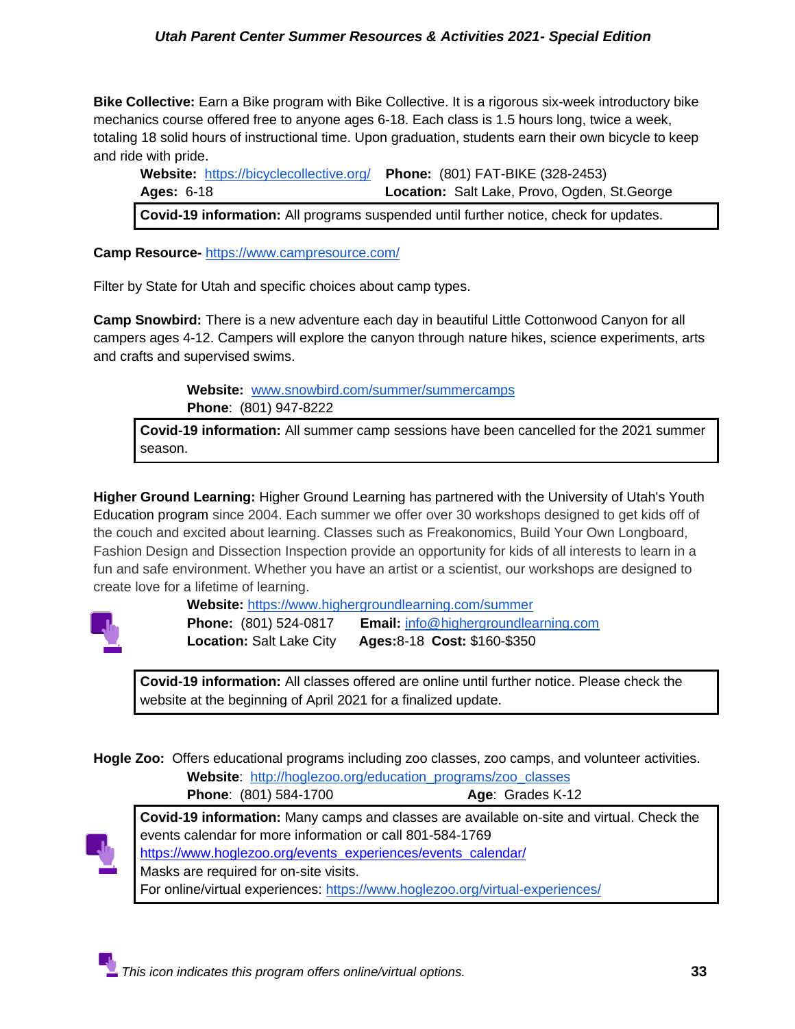**Bike Collective:** Earn a Bike program with Bike Collective. It is a rigorous six-week introductory bike mechanics course offered free to anyone ages 6-18. Each class is 1.5 hours long, twice a week, totaling 18 solid hours of instructional time. Upon graduation, students earn their own bicycle to keep and ride with pride.

**Website:** https://bicyclecollective.org/ **Phone:** (801) FAT-BIKE (328-2453)
**Ages:** 6-18 **Location:** Salt Lake, Provo, Ogden, St.George

**Covid-19 information:** All programs suspended until further notice, check for updates.

**Camp Resource-** https://www.campresource.com/

Filter by State for Utah and specific choices about camp types.

**Camp Snowbird:** There is a new adventure each day in beautiful Little Cottonwood Canyon for all campers ages 4-12. Campers will explore the canyon through nature hikes, science experiments, arts and crafts and supervised swims.

**Website:** www.snowbird.com/summer/summercamps
**Phone**: (801) 947-8222

**Covid-19 information:** All summer camp sessions have been cancelled for the 2021 summer season.

**Higher Ground Learning:** Higher Ground Learning has partnered with the University of Utah's Youth Education program since 2004. Each summer we offer over 30 workshops designed to get kids off of the couch and excited about learning. Classes such as Freakonomics, Build Your Own Longboard, Fashion Design and Dissection Inspection provide an opportunity for kids of all interests to learn in a fun and safe environment. Whether you have an artist or a scientist, our workshops are designed to create love for a lifetime of learning.

**Website:** https://www.highergroundlearning.com/summer
**Phone:** (801) 524-0817 **Email:** info@highergroundlearning.com
**Location:** Salt Lake City **Ages:** 8-18 **Cost:** $160-$350

**Covid-19 information:** All classes offered are online until further notice. Please check the website at the beginning of April 2021 for a finalized update.

**Hogle Zoo:** Offers educational programs including zoo classes, zoo camps, and volunteer activities.

**Website**: http://hoglezoo.org/education_programs/zoo_classes
**Phone**: (801) 584-1700 **Age**: Grades K-12

**Covid-19 information:** Many camps and classes are available on-site and virtual. Check the events calendar for more information or call 801-584-1769
https://www.hoglezoo.org/events_experiences/events_calendar/
Masks are required for on-site visits.
For online/virtual experiences: https://www.hoglezoo.org/virtual-experiences/

*This icon indicates this program offers online/virtual options.*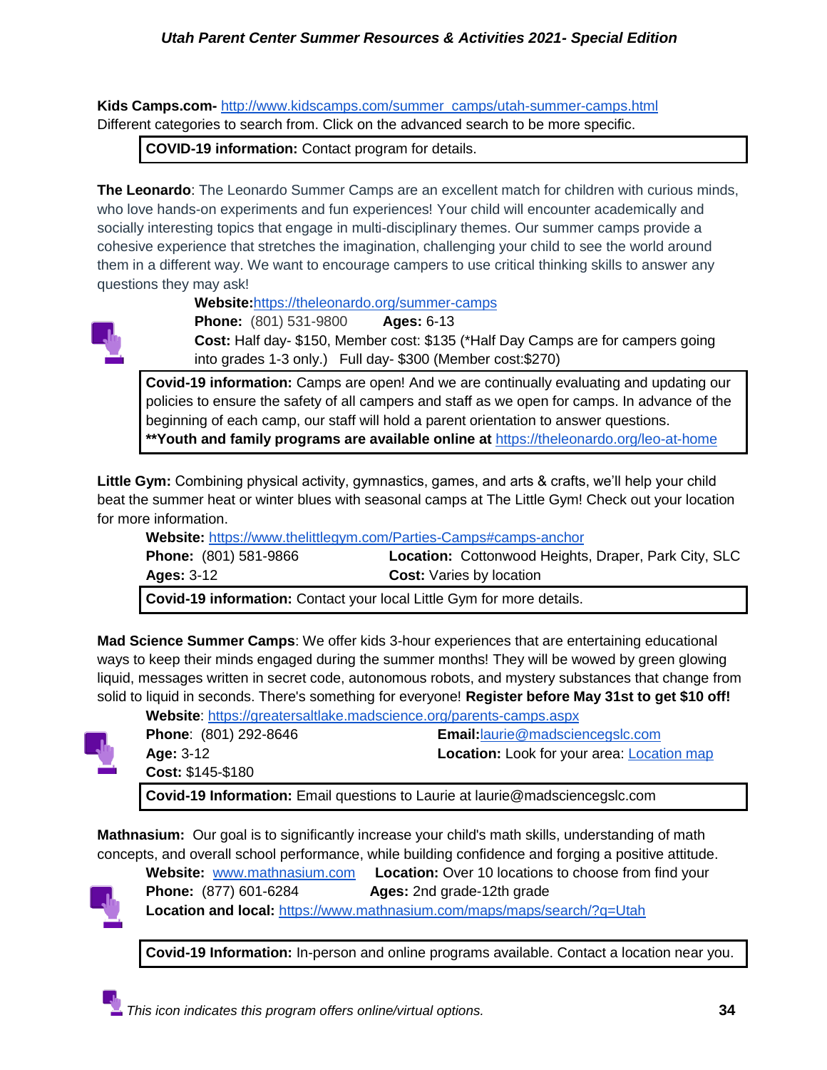**Kids Camps.com-** http://www.kidscamps.com/summer_camps/utah-summer-camps.html
Different categories to search from. Click on the advanced search to be more specific.

**COVID-19 information:** Contact program for details.

**The Leonardo**: The Leonardo Summer Camps are an excellent match for children with curious minds, who love hands-on experiments and fun experiences! Your child will encounter academically and socially interesting topics that engage in multi-disciplinary themes. Our summer camps provide a cohesive experience that stretches the imagination, challenging your child to see the world around them in a different way. We want to encourage campers to use critical thinking skills to answer any questions they may ask!

**Website:**https://theleonardo.org/summer-camps
**Phone:** (801) 531-9800 **Ages:** 6-13
**Cost:** Half day- $150, Member cost: $135 (*Half Day Camps are for campers going into grades 1-3 only.) Full day- $300 (Member cost:$270)

**Covid-19 information:** Camps are open! And we are continually evaluating and updating our policies to ensure the safety of all campers and staff as we open for camps. In advance of the beginning of each camp, our staff will hold a parent orientation to answer questions.
****Youth and family programs are available online at** https://theleonardo.org/leo-at-home

**Little Gym:** Combining physical activity, gymnastics, games, and arts & crafts, we'll help your child beat the summer heat or winter blues with seasonal camps at The Little Gym! Check out your location for more information.

**Website:** https://www.thelittlegym.com/Parties-Camps#camps-anchor
**Phone:** (801) 581-9866 **Location:** Cottonwood Heights, Draper, Park City, SLC
**Ages:** 3-12 **Cost:** Varies by location

**Covid-19 information:** Contact your local Little Gym for more details.

**Mad Science Summer Camps**: We offer kids 3-hour experiences that are entertaining educational ways to keep their minds engaged during the summer months! They will be wowed by green glowing liquid, messages written in secret code, autonomous robots, and mystery substances that change from solid to liquid in seconds. There's something for everyone! **Register before May 31st to get $10 off!**

**Website**: https://greatersaltlake.madscience.org/parents-camps.aspx
**Phone**: (801) 292-8646 **Email:**laurie@madsciencegslc.com
**Age:** 3-12 **Location:** Look for your area: Location map
**Cost:** $145-$180

**Covid-19 Information:** Email questions to Laurie at laurie@madsciencegslc.com

**Mathnasium:** Our goal is to significantly increase your child's math skills, understanding of math concepts, and overall school performance, while building confidence and forging a positive attitude.

**Website:** www.mathnasium.com **Location:** Over 10 locations to choose from find your
**Phone:** (877) 601-6284 **Ages:** 2nd grade-12th grade
**Location and local:** https://www.mathnasium.com/maps/maps/search/?q=Utah

**Covid-19 Information:** In-person and online programs available. Contact a location near you.

*This icon indicates this program offers online/virtual options.*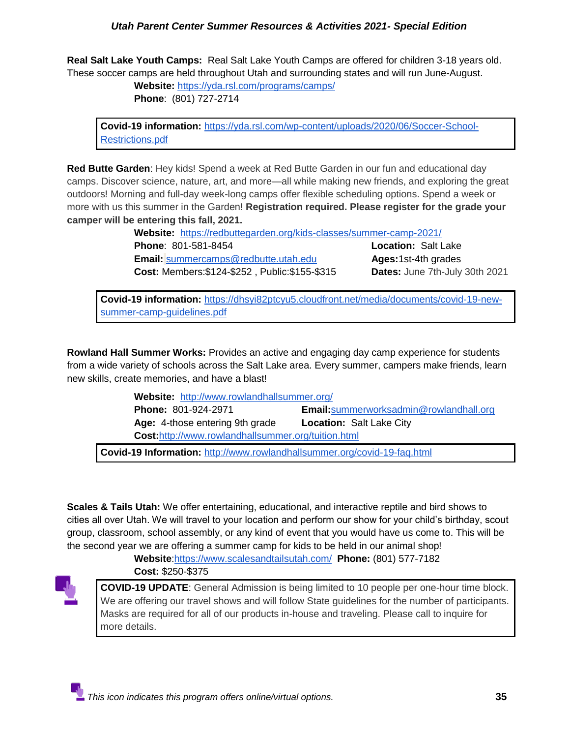**Real Salt Lake Youth Camps:** Real Salt Lake Youth Camps are offered for children 3-18 years old. These soccer camps are held throughout Utah and surrounding states and will run June-August.

**Website:** https://yda.rsl.com/programs/camps/
**Phone**: (801) 727-2714

> **Covid-19 information:** https://yda.rsl.com/wp-content/uploads/2020/06/Soccer-School-Restrictions.pdf

**Red Butte Garden**: Hey kids! Spend a week at Red Butte Garden in our fun and educational day camps. Discover science, nature, art, and more—all while making new friends, and exploring the great outdoors! Morning and full-day week-long camps offer flexible scheduling options. Spend a week or more with us this summer in the Garden! **Registration required. Please register for the grade your camper will be entering this fall, 2021.**

**Website:** https://redbuttegarden.org/kids-classes/summer-camp-2021/
**Phone**: 801-581-8454
**Email:** summercamps@redbutte.utah.edu
**Cost:** Members:$124-$252 , Public:$155-$315
**Location:** Salt Lake
**Ages:** 1st-4th grades
**Dates:** June 7th-July 30th 2021

> **Covid-19 information:** https://dhsyi82ptcyu5.cloudfront.net/media/documents/covid-19-new-summer-camp-guidelines.pdf

**Rowland Hall Summer Works:** Provides an active and engaging day camp experience for students from a wide variety of schools across the Salt Lake area. Every summer, campers make friends, learn new skills, create memories, and have a blast!

**Website:** http://www.rowlandhallsummer.org/
**Phone:** 801-924-2971
**Email:** summerworksadmin@rowlandhall.org
**Age:** 4-those entering 9th grade
**Location:** Salt Lake City
**Cost:** http://www.rowlandhallsummer.org/tuition.html

> **Covid-19 Information:** http://www.rowlandhallsummer.org/covid-19-faq.html

**Scales & Tails Utah:** We offer entertaining, educational, and interactive reptile and bird shows to cities all over Utah. We will travel to your location and perform our show for your child's birthday, scout group, classroom, school assembly, or any kind of event that you would have us come to. This will be the second year we are offering a summer camp for kids to be held in our animal shop!

**Website**: https://www.scalesandtailsutah.com/ **Phone:** (801) 577-7182
**Cost:** $250-$375

> **COVID-19 UPDATE**: General Admission is being limited to 10 people per one-hour time block. We are offering our travel shows and will follow State guidelines for the number of participants. Masks are required for all of our products in-house and traveling. Please call to inquire for more details.

*This icon indicates this program offers online/virtual options.*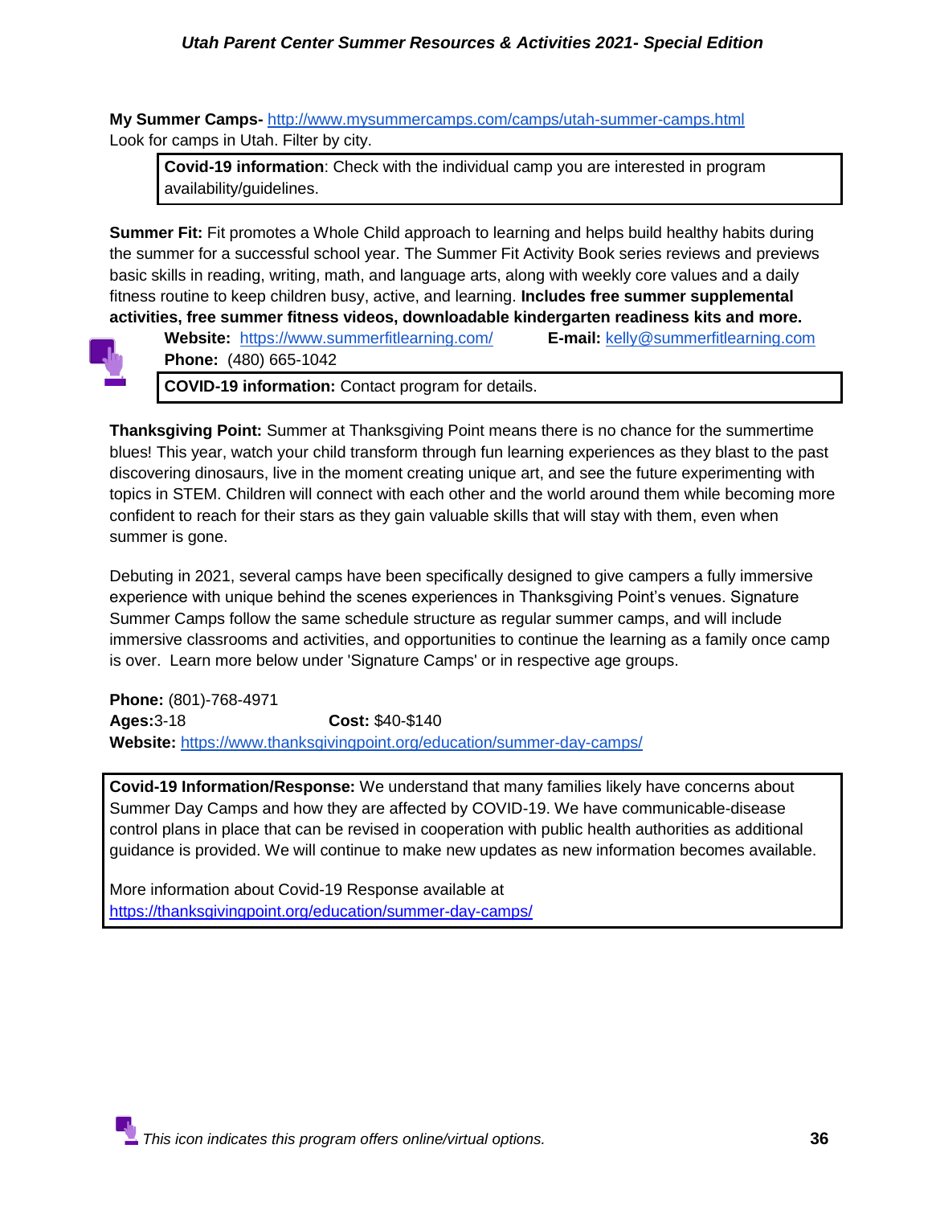**My Summer Camps-** http://www.mysummercamps.com/camps/utah-summer-camps.html
Look for camps in Utah. Filter by city.

> **Covid-19 information**: Check with the individual camp you are interested in program availability/guidelines.

**Summer Fit:** Fit promotes a Whole Child approach to learning and helps build healthy habits during the summer for a successful school year. The Summer Fit Activity Book series reviews and previews basic skills in reading, writing, math, and language arts, along with weekly core values and a daily fitness routine to keep children busy, active, and learning. **Includes free summer supplemental activities, free summer fitness videos, downloadable kindergarten readiness kits and more.**

**Website:** https://www.summerfitlearning.com/ **E-mail:** kelly@summerfitlearning.com
**Phone:** (480) 665-1042

> **COVID-19 information:** Contact program for details.

**Thanksgiving Point:** Summer at Thanksgiving Point means there is no chance for the summertime blues! This year, watch your child transform through fun learning experiences as they blast to the past discovering dinosaurs, live in the moment creating unique art, and see the future experimenting with topics in STEM. Children will connect with each other and the world around them while becoming more confident to reach for their stars as they gain valuable skills that will stay with them, even when summer is gone.

Debuting in 2021, several camps have been specifically designed to give campers a fully immersive experience with unique behind the scenes experiences in Thanksgiving Point's venues. Signature Summer Camps follow the same schedule structure as regular summer camps, and will include immersive classrooms and activities, and opportunities to continue the learning as a family once camp is over. Learn more below under 'Signature Camps' or in respective age groups.

**Phone:** (801)-768-4971
**Ages:** 3-18 **Cost:** $40-$140
**Website:** https://www.thanksgivingpoint.org/education/summer-day-camps/

> **Covid-19 Information/Response:** We understand that many families likely have concerns about Summer Day Camps and how they are affected by COVID-19. We have communicable-disease control plans in place that can be revised in cooperation with public health authorities as additional guidance is provided. We will continue to make new updates as new information becomes available.
>
> More information about Covid-19 Response available at https://thanksgivingpoint.org/education/summer-day-camps/

*This icon indicates this program offers online/virtual options.*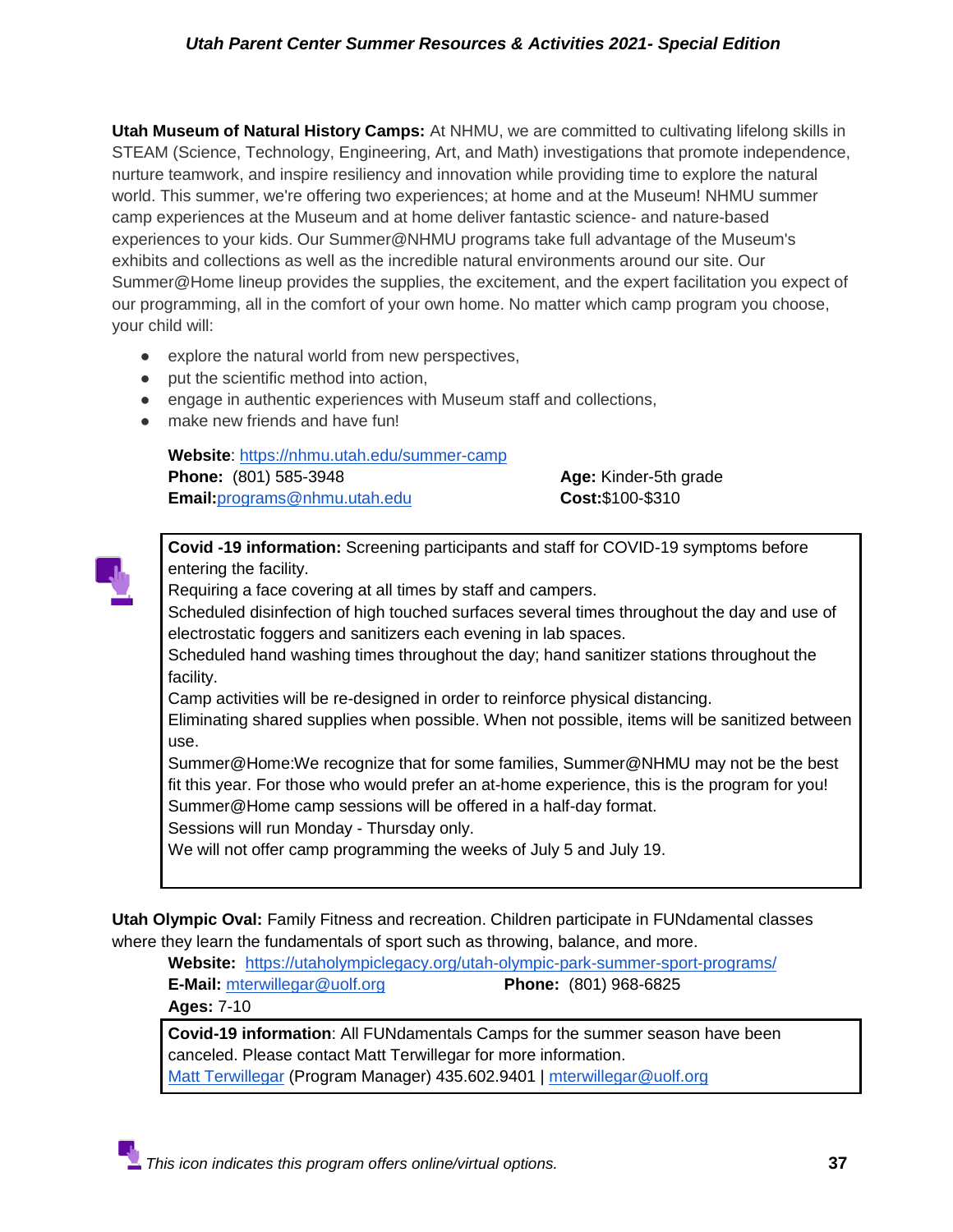**Utah Museum of Natural History Camps:** At NHMU, we are committed to cultivating lifelong skills in STEAM (Science, Technology, Engineering, Art, and Math) investigations that promote independence, nurture teamwork, and inspire resiliency and innovation while providing time to explore the natural world. This summer, we're offering two experiences; at home and at the Museum! NHMU summer camp experiences at the Museum and at home deliver fantastic science- and nature-based experiences to your kids. Our Summer@NHMU programs take full advantage of the Museum's exhibits and collections as well as the incredible natural environments around our site. Our Summer@Home lineup provides the supplies, the excitement, and the expert facilitation you expect of our programming, all in the comfort of your own home. No matter which camp program you choose, your child will:

- explore the natural world from new perspectives,
- put the scientific method into action,
- engage in authentic experiences with Museum staff and collections,
- make new friends and have fun!

**Website**: https://nhmu.utah.edu/summer-camp
**Phone:** (801) 585-3948
**Email:**programs@nhmu.utah.edu
**Age:** Kinder-5th grade
**Cost:**$100-$310

**Covid -19 information:** Screening participants and staff for COVID-19 symptoms before entering the facility.
Requiring a face covering at all times by staff and campers.
Scheduled disinfection of high touched surfaces several times throughout the day and use of electrostatic foggers and sanitizers each evening in lab spaces.
Scheduled hand washing times throughout the day; hand sanitizer stations throughout the facility.
Camp activities will be re-designed in order to reinforce physical distancing.
Eliminating shared supplies when possible. When not possible, items will be sanitized between use.
Summer@Home:We recognize that for some families, Summer@NHMU may not be the best fit this year. For those who would prefer an at-home experience, this is the program for you!
Summer@Home camp sessions will be offered in a half-day format.
Sessions will run Monday - Thursday only.
We will not offer camp programming the weeks of July 5 and July 19.

**Utah Olympic Oval:** Family Fitness and recreation. Children participate in FUNdamental classes where they learn the fundamentals of sport such as throwing, balance, and more.

**Website:** https://utaholympiclegacy.org/utah-olympic-park-summer-sport-programs/
**E-Mail:** mterwillegar@uolf.org
**Phone:** (801) 968-6825
**Ages:** 7-10

**Covid-19 information**: All FUNdamentals Camps for the summer season have been canceled. Please contact Matt Terwillegar for more information.
Matt Terwillegar (Program Manager) 435.602.9401 | mterwillegar@uolf.org

*This icon indicates this program offers online/virtual options.*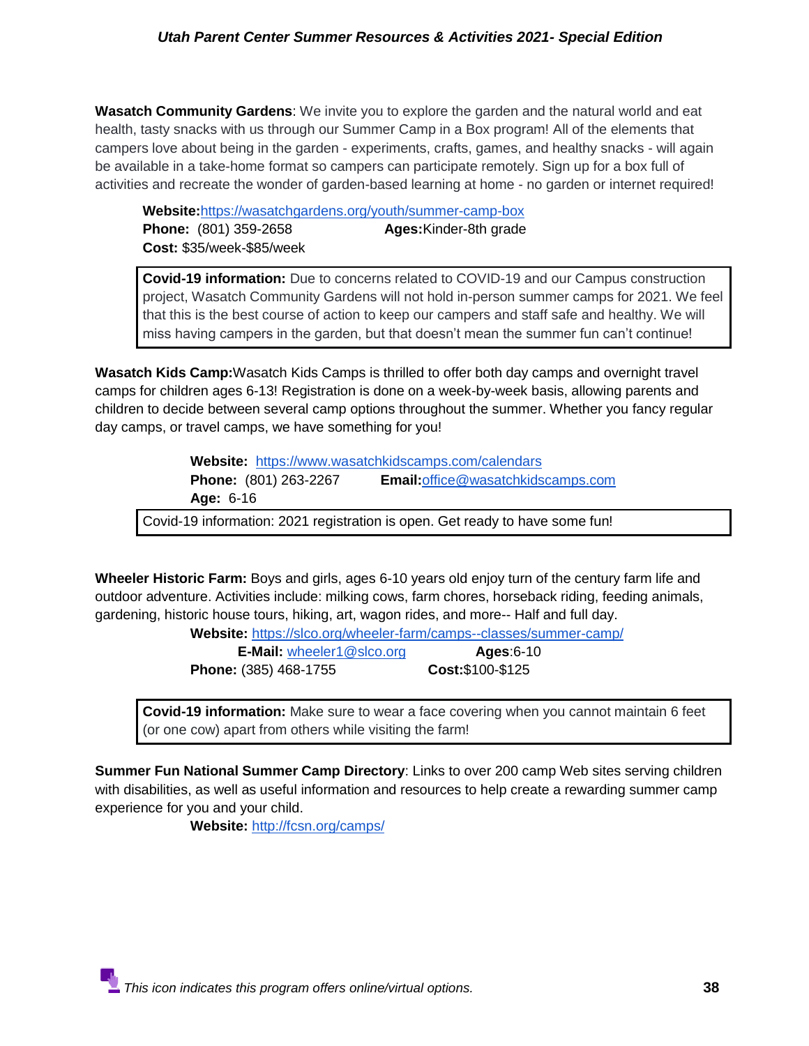**Wasatch Community Gardens**: We invite you to explore the garden and the natural world and eat health, tasty snacks with us through our Summer Camp in a Box program! All of the elements that campers love about being in the garden - experiments, crafts, games, and healthy snacks - will again be available in a take-home format so campers can participate remotely. Sign up for a box full of activities and recreate the wonder of garden-based learning at home - no garden or internet required!

**Website:**https://wasatchgardens.org/youth/summer-camp-box
**Phone:** (801) 359-2658 **Ages:**Kinder-8th grade
**Cost:** $35/week-$85/week

**Covid-19 information:** Due to concerns related to COVID-19 and our Campus construction project, Wasatch Community Gardens will not hold in-person summer camps for 2021. We feel that this is the best course of action to keep our campers and staff safe and healthy. We will miss having campers in the garden, but that doesn't mean the summer fun can't continue!

**Wasatch Kids Camp:**Wasatch Kids Camps is thrilled to offer both day camps and overnight travel camps for children ages 6-13! Registration is done on a week-by-week basis, allowing parents and children to decide between several camp options throughout the summer. Whether you fancy regular day camps, or travel camps, we have something for you!

**Website:** https://www.wasatchkidscamps.com/calendars
**Phone:** (801) 263-2267 **Email:**office@wasatchkidscamps.com
**Age:** 6-16

Covid-19 information: 2021 registration is open. Get ready to have some fun!

**Wheeler Historic Farm:** Boys and girls, ages 6-10 years old enjoy turn of the century farm life and outdoor adventure. Activities include: milking cows, farm chores, horseback riding, feeding animals, gardening, historic house tours, hiking, art, wagon rides, and more-- Half and full day.

**Website:** https://slco.org/wheeler-farm/camps--classes/summer-camp/
**E-Mail:** wheeler1@slco.org **Ages**:6-10
**Phone:** (385) 468-1755 **Cost:**$100-$125

**Covid-19 information:** Make sure to wear a face covering when you cannot maintain 6 feet (or one cow) apart from others while visiting the farm!

**Summer Fun National Summer Camp Directory**: Links to over 200 camp Web sites serving children with disabilities, as well as useful information and resources to help create a rewarding summer camp experience for you and your child.

**Website:** http://fcsn.org/camps/

*This icon indicates this program offers online/virtual options.*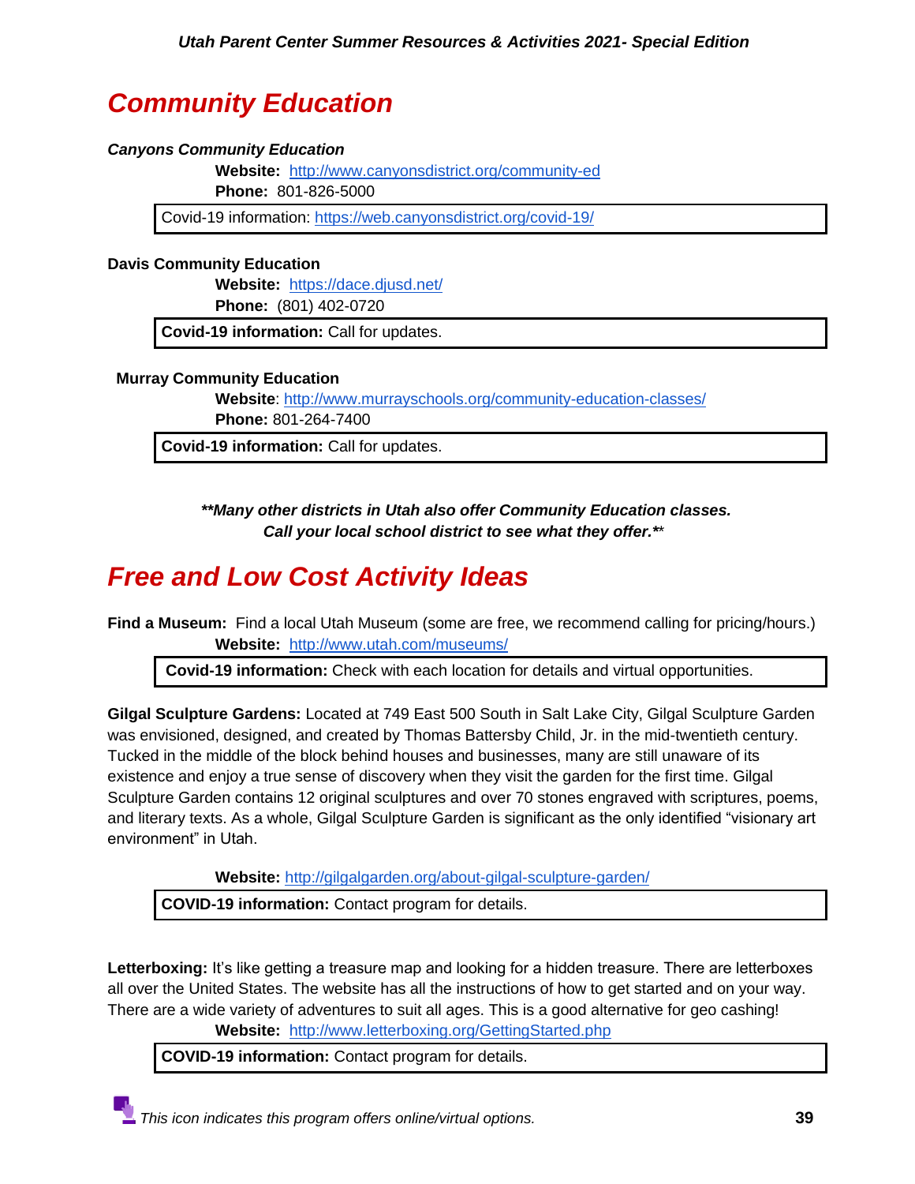# Community Education

***Canyons Community Education***

**Website:** http://www.canyonsdistrict.org/community-ed
**Phone:** 801-826-5000

Covid-19 information: https://web.canyonsdistrict.org/covid-19/

**Davis Community Education**

**Website:** https://dace.djusd.net/
**Phone:** (801) 402-0720

**Covid-19 information:** Call for updates.

**Murray Community Education**

**Website**: http://www.murrayschools.org/community-education-classes/
**Phone:** 801-264-7400

**Covid-19 information:** Call for updates.

***\*\*Many other districts in Utah also offer Community Education classes. Call your local school district to see what they offer.\*\****

# Free and Low Cost Activity Ideas

**Find a Museum:** Find a local Utah Museum (some are free, we recommend calling for pricing/hours.)

**Website:** http://www.utah.com/museums/

**Covid-19 information:** Check with each location for details and virtual opportunities.

**Gilgal Sculpture Gardens:** Located at 749 East 500 South in Salt Lake City, Gilgal Sculpture Garden was envisioned, designed, and created by Thomas Battersby Child, Jr. in the mid-twentieth century. Tucked in the middle of the block behind houses and businesses, many are still unaware of its existence and enjoy a true sense of discovery when they visit the garden for the first time. Gilgal Sculpture Garden contains 12 original sculptures and over 70 stones engraved with scriptures, poems, and literary texts. As a whole, Gilgal Sculpture Garden is significant as the only identified "visionary art environment" in Utah.

**Website:** http://gilgalgarden.org/about-gilgal-sculpture-garden/

**COVID-19 information:** Contact program for details.

**Letterboxing:** It's like getting a treasure map and looking for a hidden treasure. There are letterboxes all over the United States. The website has all the instructions of how to get started and on your way. There are a wide variety of adventures to suit all ages. This is a good alternative for geo cashing!

**Website:** http://www.letterboxing.org/GettingStarted.php

**COVID-19 information:** Contact program for details.

*This icon indicates this program offers online/virtual options.*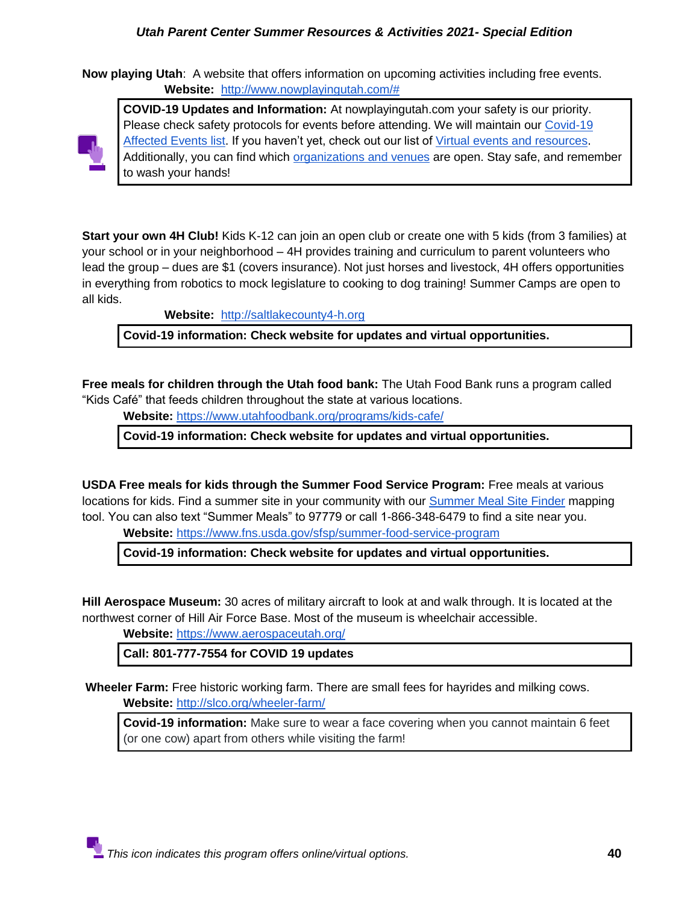**Now playing Utah**: A website that offers information on upcoming activities including free events.

**Website:** http://www.nowplayingutah.com/#

**COVID-19 Updates and Information:** At nowplayingutah.com your safety is our priority. Please check safety protocols for events before attending. We will maintain our Covid-19 Affected Events list. If you haven't yet, check out our list of Virtual events and resources. Additionally, you can find which organizations and venues are open. Stay safe, and remember to wash your hands!

**Start your own 4H Club!** Kids K-12 can join an open club or create one with 5 kids (from 3 families) at your school or in your neighborhood – 4H provides training and curriculum to parent volunteers who lead the group – dues are $1 (covers insurance). Not just horses and livestock, 4H offers opportunities in everything from robotics to mock legislature to cooking to dog training! Summer Camps are open to all kids.

**Website:** http://saltlakecounty4-h.org

**Covid-19 information: Check website for updates and virtual opportunities.**

**Free meals for children through the Utah food bank:** The Utah Food Bank runs a program called "Kids Café" that feeds children throughout the state at various locations.

**Website:** https://www.utahfoodbank.org/programs/kids-cafe/

**Covid-19 information: Check website for updates and virtual opportunities.**

**USDA Free meals for kids through the Summer Food Service Program:** Free meals at various locations for kids. Find a summer site in your community with our Summer Meal Site Finder mapping tool. You can also text "Summer Meals" to 97779 or call 1-866-348-6479 to find a site near you.

**Website:** https://www.fns.usda.gov/sfsp/summer-food-service-program

**Covid-19 information: Check website for updates and virtual opportunities.**

**Hill Aerospace Museum:** 30 acres of military aircraft to look at and walk through. It is located at the northwest corner of Hill Air Force Base. Most of the museum is wheelchair accessible.

**Website:** https://www.aerospaceutah.org/

**Call: 801-777-7554 for COVID 19 updates**

**Wheeler Farm:** Free historic working farm. There are small fees for hayrides and milking cows.

**Website:** http://slco.org/wheeler-farm/

**Covid-19 information:** Make sure to wear a face covering when you cannot maintain 6 feet (or one cow) apart from others while visiting the farm!

*This icon indicates this program offers online/virtual options.*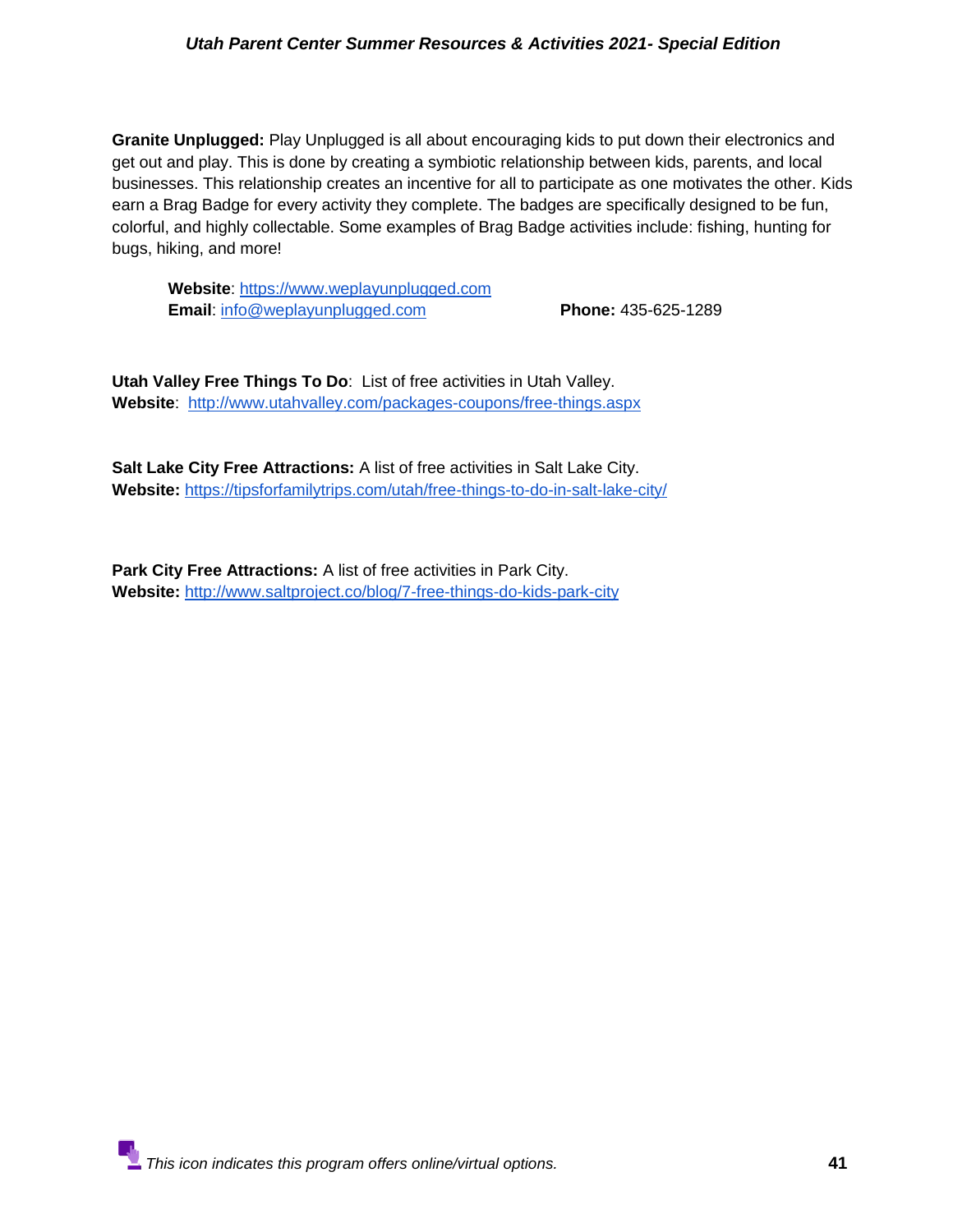**Granite Unplugged:** Play Unplugged is all about encouraging kids to put down their electronics and get out and play. This is done by creating a symbiotic relationship between kids, parents, and local businesses. This relationship creates an incentive for all to participate as one motivates the other. Kids earn a Brag Badge for every activity they complete. The badges are specifically designed to be fun, colorful, and highly collectable. Some examples of Brag Badge activities include: fishing, hunting for bugs, hiking, and more!

**Website**: https://www.weplayunplugged.com
**Email**: info@weplayunplugged.com **Phone:** 435-625-1289

**Utah Valley Free Things To Do**: List of free activities in Utah Valley.
**Website**: http://www.utahvalley.com/packages-coupons/free-things.aspx

**Salt Lake City Free Attractions:** A list of free activities in Salt Lake City.
**Website:** https://tipsforfamilytrips.com/utah/free-things-to-do-in-salt-lake-city/

**Park City Free Attractions:** A list of free activities in Park City.
**Website:** http://www.saltproject.co/blog/7-free-things-do-kids-park-city

*This icon indicates this program offers online/virtual options.*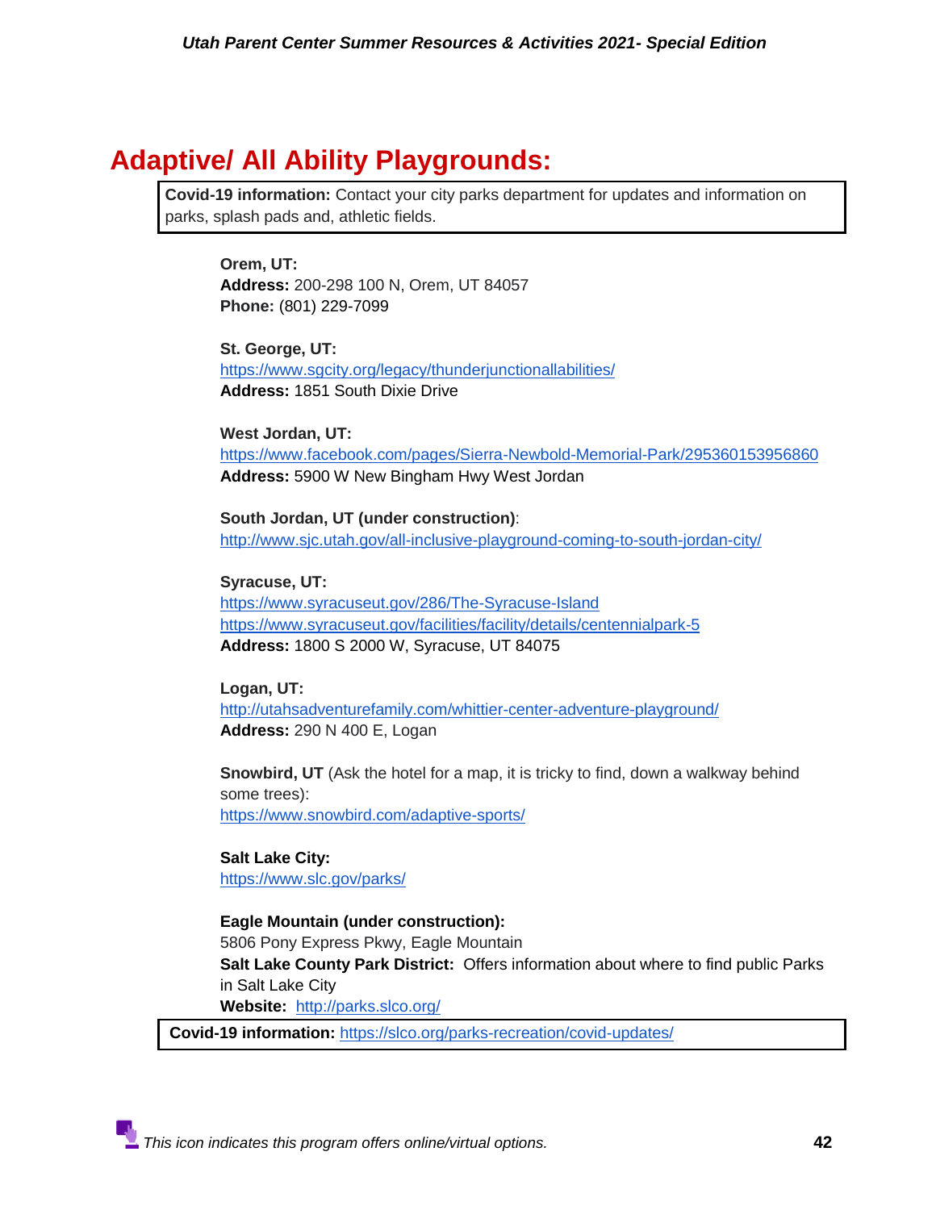## Adaptive/ All Ability Playgrounds:

**Covid-19 information:** Contact your city parks department for updates and information on parks, splash pads and, athletic fields.

**Orem, UT:**
**Address:** 200-298 100 N, Orem, UT 84057
**Phone:** (801) 229-7099

**St. George, UT:**
https://www.sgcity.org/legacy/thunderjunctionallabilities/
**Address:** 1851 South Dixie Drive

**West Jordan, UT:**
https://www.facebook.com/pages/Sierra-Newbold-Memorial-Park/295360153956860
**Address:** 5900 W New Bingham Hwy West Jordan

**South Jordan, UT (under construction)**:
http://www.sjc.utah.gov/all-inclusive-playground-coming-to-south-jordan-city/

**Syracuse, UT:**
https://www.syracuseut.gov/286/The-Syracuse-Island
https://www.syracuseut.gov/facilities/facility/details/centennialpark-5
**Address:** 1800 S 2000 W, Syracuse, UT 84075

**Logan, UT:**
http://utahsadventurefamily.com/whittier-center-adventure-playground/
**Address:** 290 N 400 E, Logan

**Snowbird, UT** (Ask the hotel for a map, it is tricky to find, down a walkway behind some trees):
https://www.snowbird.com/adaptive-sports/

**Salt Lake City:**
https://www.slc.gov/parks/

**Eagle Mountain (under construction):**
5806 Pony Express Pkwy, Eagle Mountain
**Salt Lake County Park District:** Offers information about where to find public Parks in Salt Lake City
**Website:** http://parks.slco.org/

**Covid-19 information:** https://slco.org/parks-recreation/covid-updates/

*This icon indicates this program offers online/virtual options.*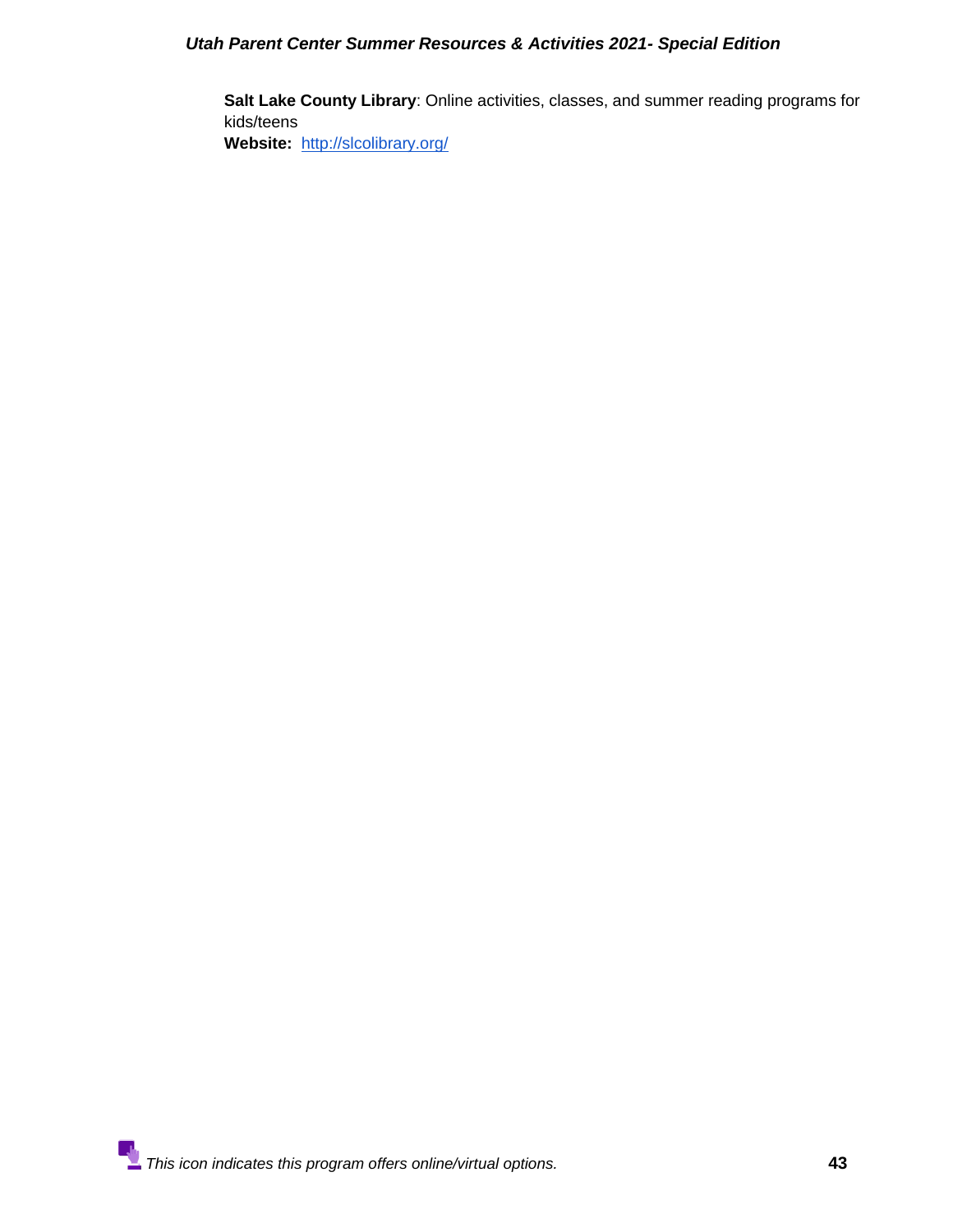**Salt Lake County Library**: Online activities, classes, and summer reading programs for kids/teens
**Website:** http://slcolibrary.org/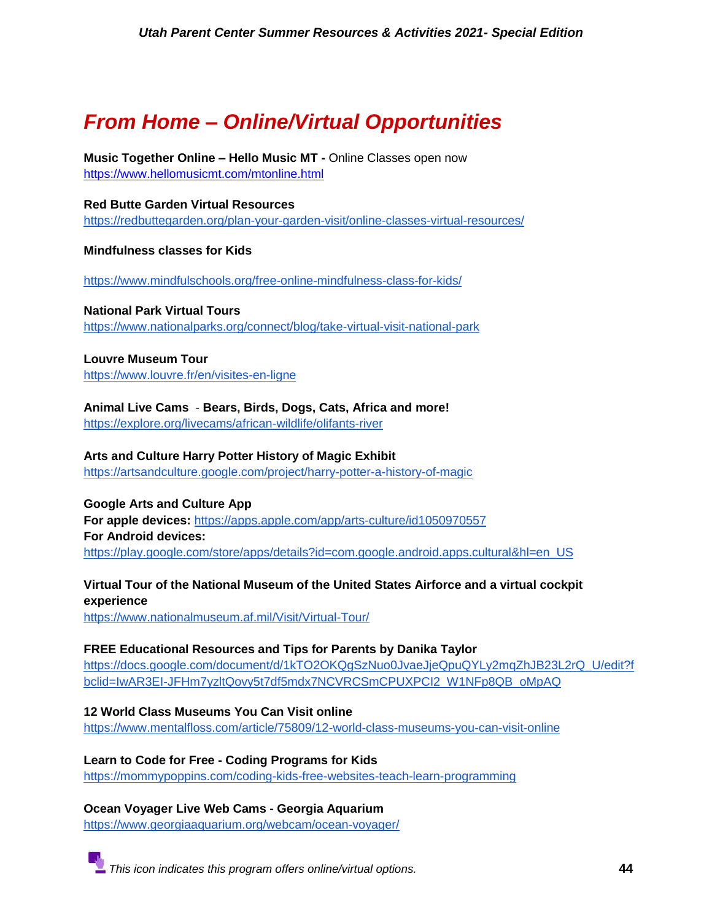# From Home – Online/Virtual Opportunities

**Music Together Online – Hello Music MT -** Online Classes open now
https://www.hellomusicmt.com/mtonline.html

**Red Butte Garden Virtual Resources**
https://redbuttegarden.org/plan-your-garden-visit/online-classes-virtual-resources/

**Mindfulness classes for Kids**

https://www.mindfulschools.org/free-online-mindfulness-class-for-kids/

**National Park Virtual Tours**
https://www.nationalparks.org/connect/blog/take-virtual-visit-national-park

**Louvre Museum Tour**
https://www.louvre.fr/en/visites-en-ligne

**Animal Live Cams - Bears, Birds, Dogs, Cats, Africa and more!**
https://explore.org/livecams/african-wildlife/olifants-river

**Arts and Culture Harry Potter History of Magic Exhibit**
https://artsandculture.google.com/project/harry-potter-a-history-of-magic

**Google Arts and Culture App**
**For apple devices:** https://apps.apple.com/app/arts-culture/id1050970557
**For Android devices:**
https://play.google.com/store/apps/details?id=com.google.android.apps.cultural&hl=en_US

**Virtual Tour of the National Museum of the United States Airforce and a virtual cockpit experience**
https://www.nationalmuseum.af.mil/Visit/Virtual-Tour/

**FREE Educational Resources and Tips for Parents by Danika Taylor**
https://docs.google.com/document/d/1kTO2OKQgSzNuo0JvaeJjeQpuQYLy2mqZhJB23L2rQ_U/edit?fbclid=IwAR3EI-JFHm7yzltQovy5t7df5mdx7NCVRCSmCPUXPCI2_W1NFp8QB_oMpAQ

**12 World Class Museums You Can Visit online**
https://www.mentalfloss.com/article/75809/12-world-class-museums-you-can-visit-online

**Learn to Code for Free - Coding Programs for Kids**
https://mommypoppins.com/coding-kids-free-websites-teach-learn-programming

**Ocean Voyager Live Web Cams - Georgia Aquarium**
https://www.georgiaaquarium.org/webcam/ocean-voyager/

*This icon indicates this program offers online/virtual options.*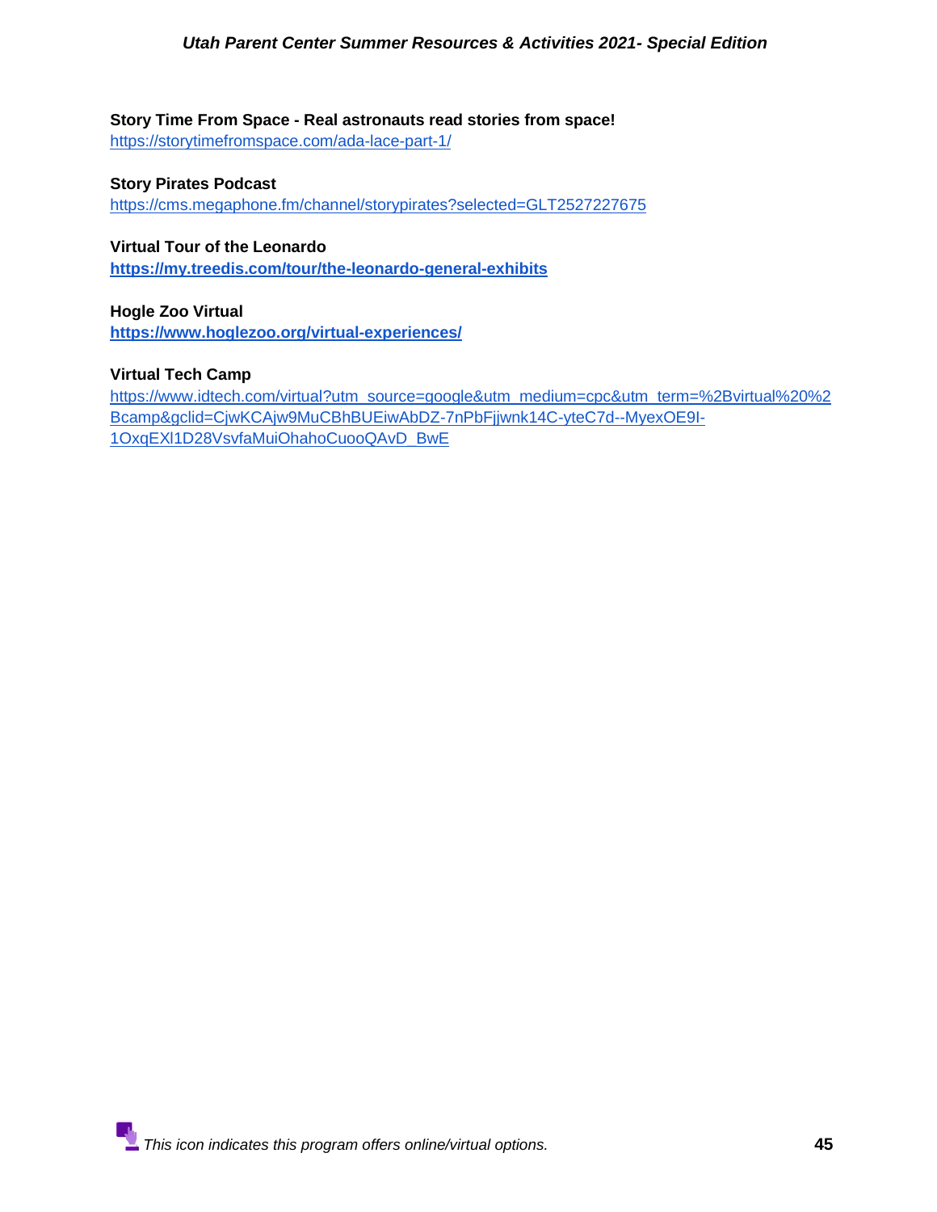**Story Time From Space - Real astronauts read stories from space!**
https://storytimefromspace.com/ada-lace-part-1/

**Story Pirates Podcast**
https://cms.megaphone.fm/channel/storypirates?selected=GLT2527227675

**Virtual Tour of the Leonardo**
**https://my.treedis.com/tour/the-leonardo-general-exhibits**

**Hogle Zoo Virtual**
**https://www.hoglezoo.org/virtual-experiences/**

**Virtual Tech Camp**
https://www.idtech.com/virtual?utm_source=google&utm_medium=cpc&utm_term=%2Bvirtual%20%2Bcamp&gclid=CjwKCAjw9MuCBhBUEiwAbDZ-7nPbFjjwnk14C-yteC7d--MyexOE9I-1OxqEXl1D28VsvfaMuiOhahoCuooQAvD_BwE

*This icon indicates this program offers online/virtual options.*